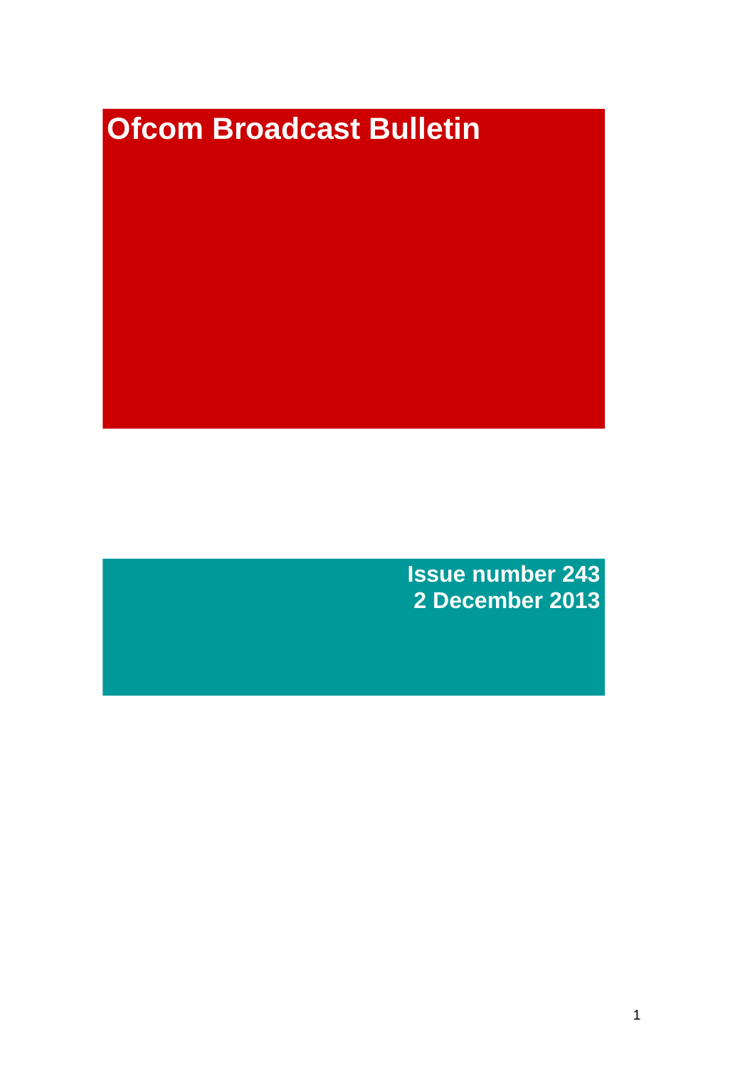# Ofcom Broadcast Bulletin

**Issue number 243**
**2 December 2013**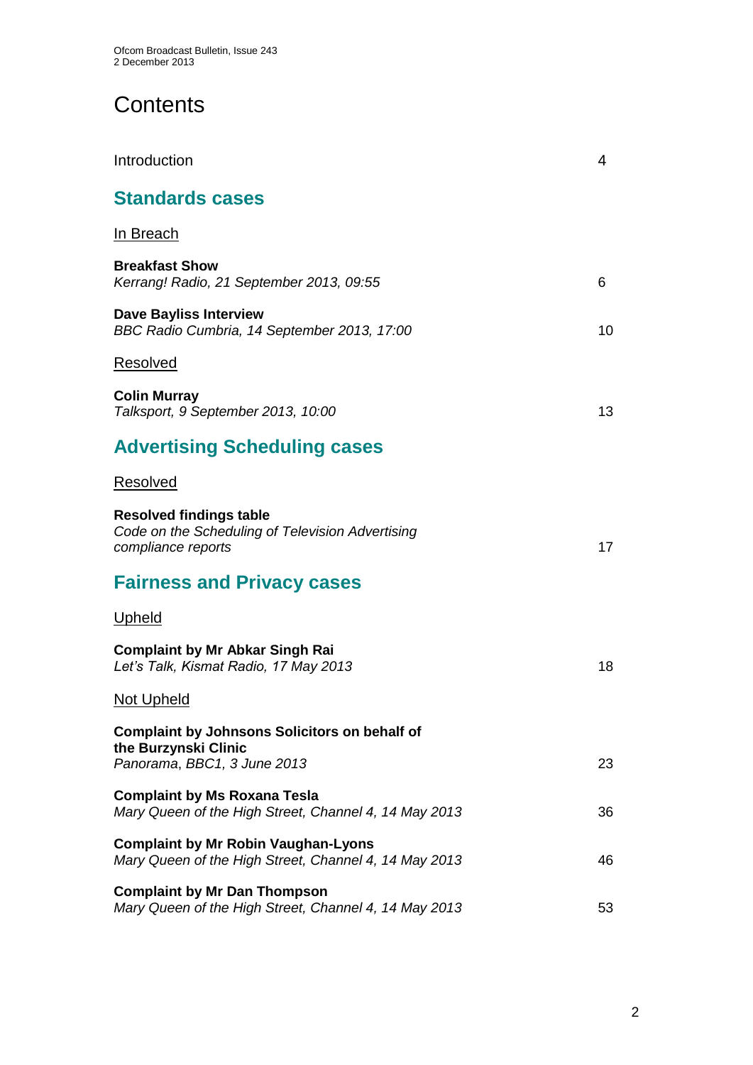# Contents

Introduction 4

## Standards cases

In Breach

**Breakfast Show**
*Kerrang! Radio, 21 September 2013, 09:55* 6

**Dave Bayliss Interview**
*BBC Radio Cumbria, 14 September 2013, 17:00* 10

Resolved

**Colin Murray**
*Talksport, 9 September 2013, 10:00* 13

## Advertising Scheduling cases

Resolved

**Resolved findings table**
*Code on the Scheduling of Television Advertising compliance reports* 17

## Fairness and Privacy cases

Upheld

**Complaint by Mr Abkar Singh Rai**
*Let's Talk, Kismat Radio, 17 May 2013* 18

Not Upheld

**Complaint by Johnsons Solicitors on behalf of the Burzynski Clinic**
*Panorama, BBC1, 3 June 2013* 23

**Complaint by Ms Roxana Tesla**
*Mary Queen of the High Street, Channel 4, 14 May 2013* 36

**Complaint by Mr Robin Vaughan-Lyons**
*Mary Queen of the High Street, Channel 4, 14 May 2013* 46

**Complaint by Mr Dan Thompson**
*Mary Queen of the High Street, Channel 4, 14 May 2013* 53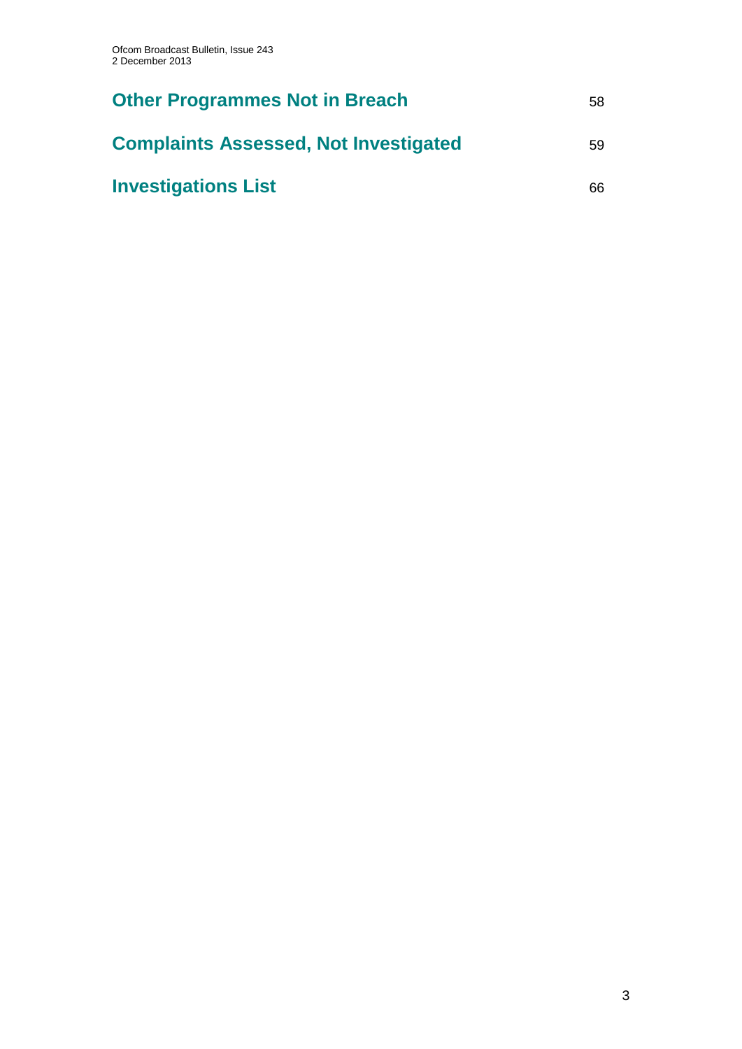## Other Programmes Not in Breach 58

## Complaints Assessed, Not Investigated 59

## Investigations List 66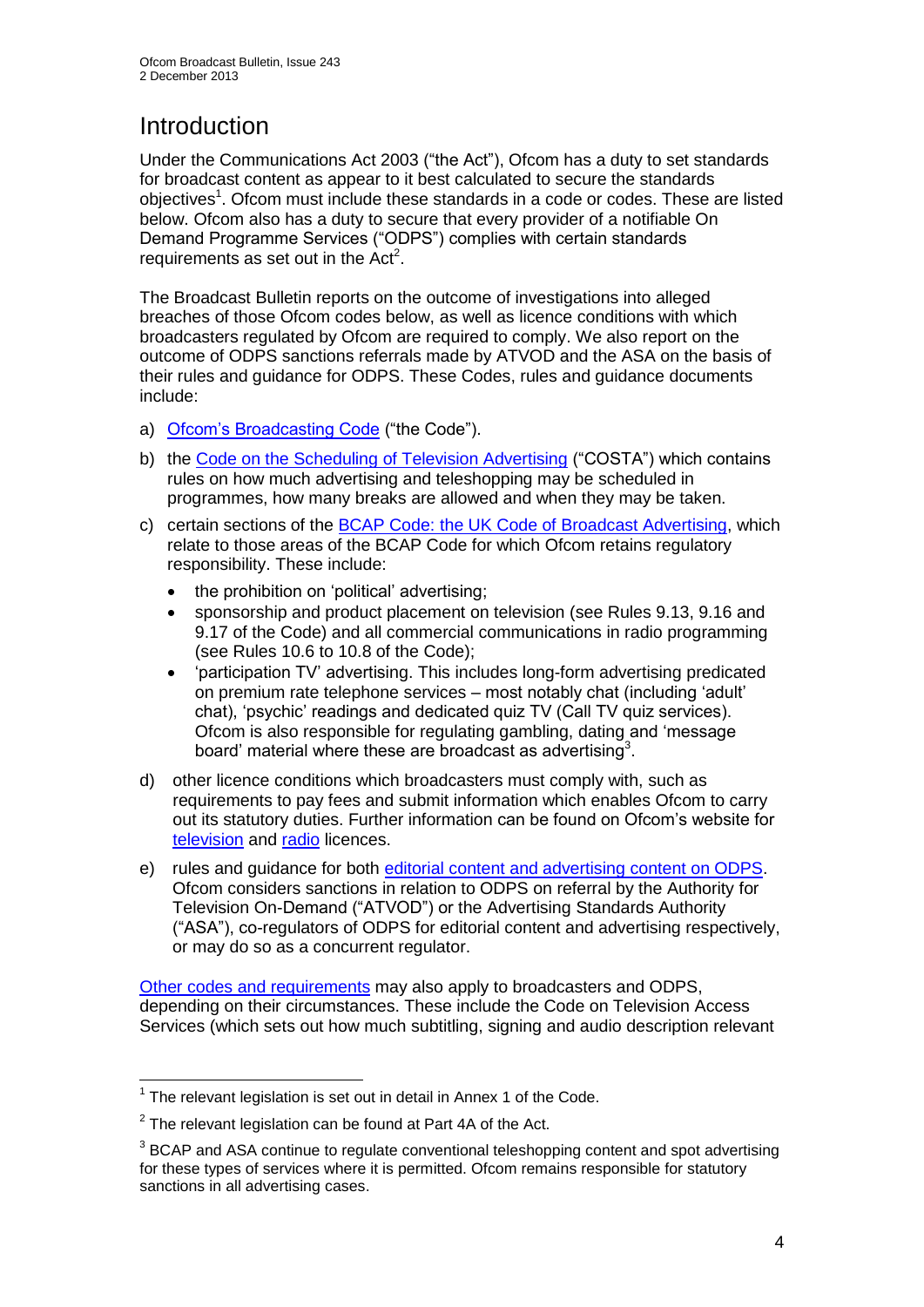# Introduction

Under the Communications Act 2003 ("the Act"), Ofcom has a duty to set standards for broadcast content as appear to it best calculated to secure the standards objectives[1]. Ofcom must include these standards in a code or codes. These are listed below. Ofcom also has a duty to secure that every provider of a notifiable On Demand Programme Services ("ODPS") complies with certain standards requirements as set out in the Act[2].

The Broadcast Bulletin reports on the outcome of investigations into alleged breaches of those Ofcom codes below, as well as licence conditions with which broadcasters regulated by Ofcom are required to comply. We also report on the outcome of ODPS sanctions referrals made by ATVOD and the ASA on the basis of their rules and guidance for ODPS. These Codes, rules and guidance documents include:

a) Ofcom's Broadcasting Code ("the Code").

b) the Code on the Scheduling of Television Advertising ("COSTA") which contains rules on how much advertising and teleshopping may be scheduled in programmes, how many breaks are allowed and when they may be taken.

c) certain sections of the BCAP Code: the UK Code of Broadcast Advertising, which relate to those areas of the BCAP Code for which Ofcom retains regulatory responsibility. These include:
   - the prohibition on 'political' advertising;
   - sponsorship and product placement on television (see Rules 9.13, 9.16 and 9.17 of the Code) and all commercial communications in radio programming (see Rules 10.6 to 10.8 of the Code);
   - 'participation TV' advertising. This includes long-form advertising predicated on premium rate telephone services – most notably chat (including 'adult' chat), 'psychic' readings and dedicated quiz TV (Call TV quiz services). Ofcom is also responsible for regulating gambling, dating and 'message board' material where these are broadcast as advertising[3].

d) other licence conditions which broadcasters must comply with, such as requirements to pay fees and submit information which enables Ofcom to carry out its statutory duties. Further information can be found on Ofcom's website for television and radio licences.

e) rules and guidance for both editorial content and advertising content on ODPS. Ofcom considers sanctions in relation to ODPS on referral by the Authority for Television On-Demand ("ATVOD") or the Advertising Standards Authority ("ASA"), co-regulators of ODPS for editorial content and advertising respectively, or may do so as a concurrent regulator.

Other codes and requirements may also apply to broadcasters and ODPS, depending on their circumstances. These include the Code on Television Access Services (which sets out how much subtitling, signing and audio description relevant

---

[1] The relevant legislation is set out in detail in Annex 1 of the Code.

[2] The relevant legislation can be found at Part 4A of the Act.

[3] BCAP and ASA continue to regulate conventional teleshopping content and spot advertising for these types of services where it is permitted. Ofcom remains responsible for statutory sanctions in all advertising cases.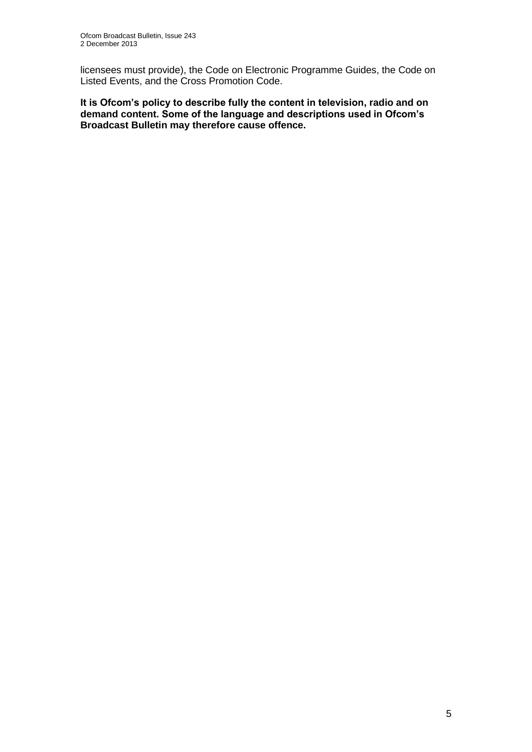licensees must provide), the Code on Electronic Programme Guides, the Code on Listed Events, and the Cross Promotion Code.

**It is Ofcom's policy to describe fully the content in television, radio and on demand content. Some of the language and descriptions used in Ofcom's Broadcast Bulletin may therefore cause offence.**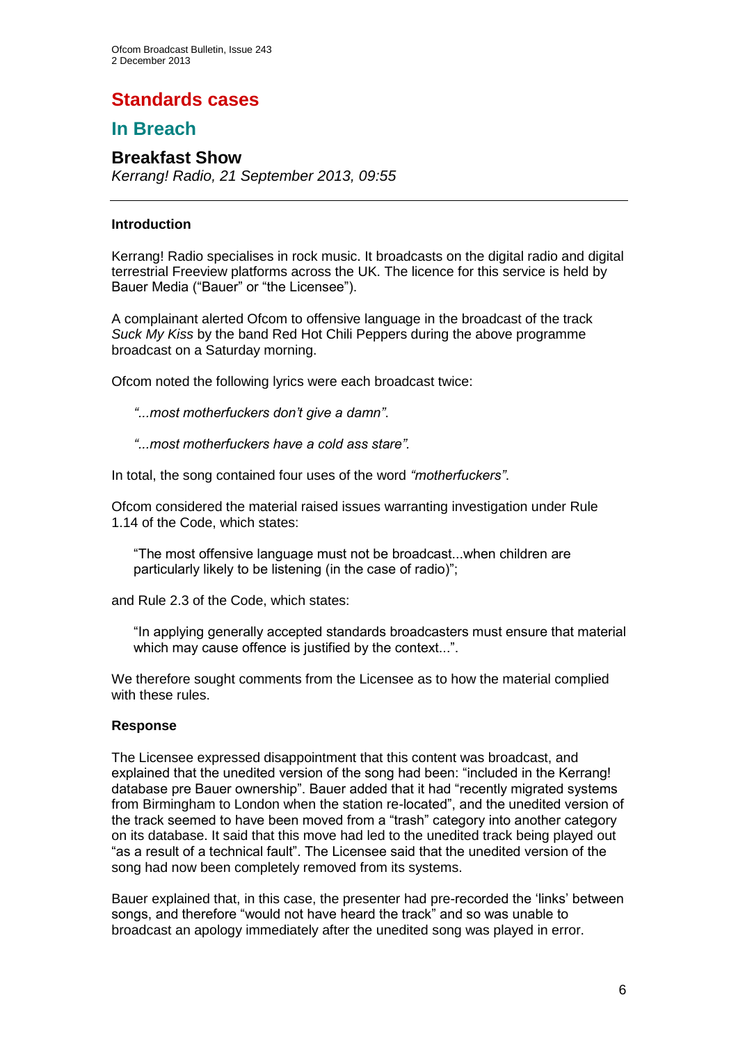# Standards cases

## In Breach

### Breakfast Show

*Kerrang! Radio, 21 September 2013, 09:55*

---

**Introduction**

Kerrang! Radio specialises in rock music. It broadcasts on the digital radio and digital terrestrial Freeview platforms across the UK. The licence for this service is held by Bauer Media ("Bauer" or "the Licensee").

A complainant alerted Ofcom to offensive language in the broadcast of the track *Suck My Kiss* by the band Red Hot Chili Peppers during the above programme broadcast on a Saturday morning.

Ofcom noted the following lyrics were each broadcast twice:

> *"...most motherfuckers don't give a damn".*
>
> *"...most motherfuckers have a cold ass stare".*

In total, the song contained four uses of the word *"motherfuckers"*.

Ofcom considered the material raised issues warranting investigation under Rule 1.14 of the Code, which states:

> "The most offensive language must not be broadcast...when children are particularly likely to be listening (in the case of radio)";

and Rule 2.3 of the Code, which states:

> "In applying generally accepted standards broadcasters must ensure that material which may cause offence is justified by the context...".

We therefore sought comments from the Licensee as to how the material complied with these rules.

**Response**

The Licensee expressed disappointment that this content was broadcast, and explained that the unedited version of the song had been: "included in the Kerrang! database pre Bauer ownership". Bauer added that it had "recently migrated systems from Birmingham to London when the station re-located", and the unedited version of the track seemed to have been moved from a "trash" category into another category on its database. It said that this move had led to the unedited track being played out "as a result of a technical fault". The Licensee said that the unedited version of the song had now been completely removed from its systems.

Bauer explained that, in this case, the presenter had pre-recorded the 'links' between songs, and therefore "would not have heard the track" and so was unable to broadcast an apology immediately after the unedited song was played in error.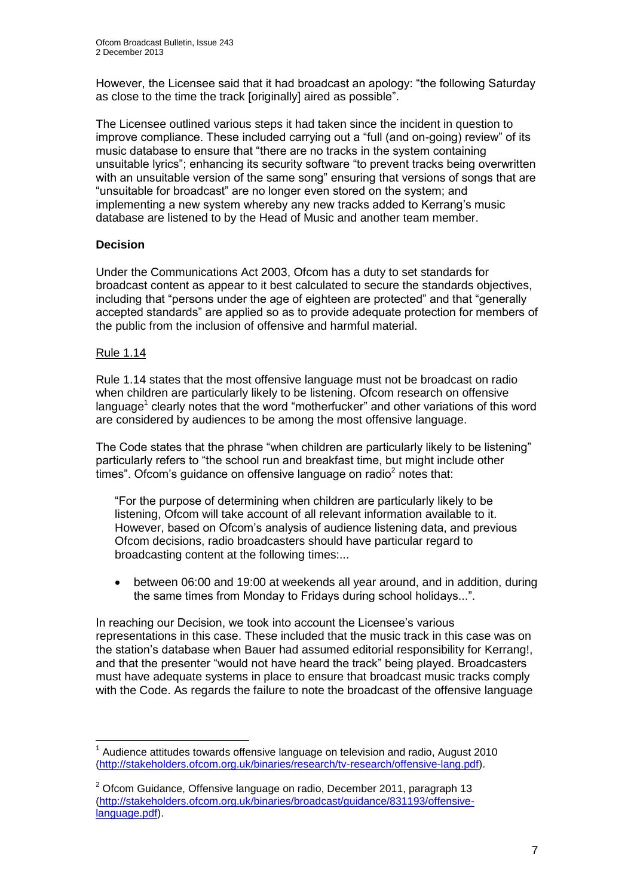However, the Licensee said that it had broadcast an apology: "the following Saturday as close to the time the track [originally] aired as possible".

The Licensee outlined various steps it had taken since the incident in question to improve compliance. These included carrying out a "full (and on-going) review" of its music database to ensure that "there are no tracks in the system containing unsuitable lyrics"; enhancing its security software "to prevent tracks being overwritten with an unsuitable version of the same song" ensuring that versions of songs that are "unsuitable for broadcast" are no longer even stored on the system; and implementing a new system whereby any new tracks added to Kerrang's music database are listened to by the Head of Music and another team member.

**Decision**

Under the Communications Act 2003, Ofcom has a duty to set standards for broadcast content as appear to it best calculated to secure the standards objectives, including that "persons under the age of eighteen are protected" and that "generally accepted standards" are applied so as to provide adequate protection for members of the public from the inclusion of offensive and harmful material.

Rule 1.14

Rule 1.14 states that the most offensive language must not be broadcast on radio when children are particularly likely to be listening. Ofcom research on offensive language[1] clearly notes that the word "motherfucker" and other variations of this word are considered by audiences to be among the most offensive language.

The Code states that the phrase "when children are particularly likely to be listening" particularly refers to "the school run and breakfast time, but might include other times". Ofcom's guidance on offensive language on radio[2] notes that:

> "For the purpose of determining when children are particularly likely to be listening, Ofcom will take account of all relevant information available to it. However, based on Ofcom's analysis of audience listening data, and previous Ofcom decisions, radio broadcasters should have particular regard to broadcasting content at the following times:...
>
> - between 06:00 and 19:00 at weekends all year around, and in addition, during the same times from Monday to Fridays during school holidays...".

In reaching our Decision, we took into account the Licensee's various representations in this case. These included that the music track in this case was on the station's database when Bauer had assumed editorial responsibility for Kerrang!, and that the presenter "would not have heard the track" being played. Broadcasters must have adequate systems in place to ensure that broadcast music tracks comply with the Code. As regards the failure to note the broadcast of the offensive language

---

[1] Audience attitudes towards offensive language on television and radio, August 2010 (http://stakeholders.ofcom.org.uk/binaries/research/tv-research/offensive-lang.pdf).

[2] Ofcom Guidance, Offensive language on radio, December 2011, paragraph 13 (http://stakeholders.ofcom.org.uk/binaries/broadcast/guidance/831193/offensive-language.pdf).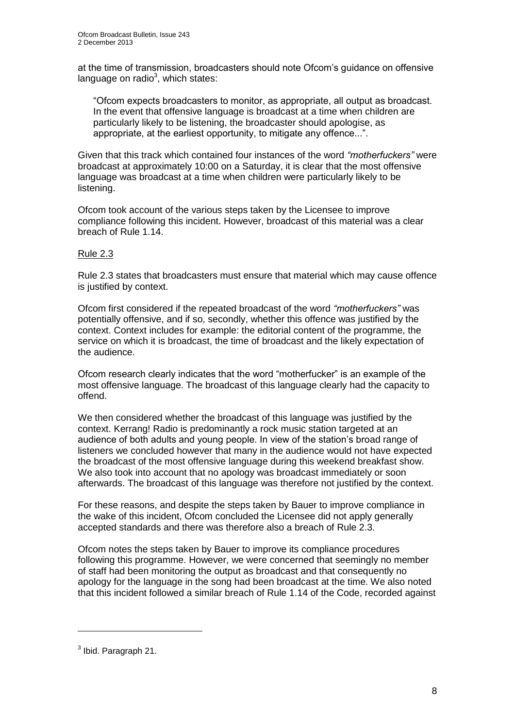at the time of transmission, broadcasters should note Ofcom's guidance on offensive language on radio[3], which states:

> "Ofcom expects broadcasters to monitor, as appropriate, all output as broadcast. In the event that offensive language is broadcast at a time when children are particularly likely to be listening, the broadcaster should apologise, as appropriate, at the earliest opportunity, to mitigate any offence...".

Given that this track which contained four instances of the word *"motherfuckers"* were broadcast at approximately 10:00 on a Saturday, it is clear that the most offensive language was broadcast at a time when children were particularly likely to be listening.

Ofcom took account of the various steps taken by the Licensee to improve compliance following this incident. However, broadcast of this material was a clear breach of Rule 1.14.

Rule 2.3

Rule 2.3 states that broadcasters must ensure that material which may cause offence is justified by context.

Ofcom first considered if the repeated broadcast of the word *"motherfuckers"* was potentially offensive, and if so, secondly, whether this offence was justified by the context. Context includes for example: the editorial content of the programme, the service on which it is broadcast, the time of broadcast and the likely expectation of the audience.

Ofcom research clearly indicates that the word "motherfucker" is an example of the most offensive language. The broadcast of this language clearly had the capacity to offend.

We then considered whether the broadcast of this language was justified by the context. Kerrang! Radio is predominantly a rock music station targeted at an audience of both adults and young people. In view of the station's broad range of listeners we concluded however that many in the audience would not have expected the broadcast of the most offensive language during this weekend breakfast show. We also took into account that no apology was broadcast immediately or soon afterwards. The broadcast of this language was therefore not justified by the context.

For these reasons, and despite the steps taken by Bauer to improve compliance in the wake of this incident, Ofcom concluded the Licensee did not apply generally accepted standards and there was therefore also a breach of Rule 2.3.

Ofcom notes the steps taken by Bauer to improve its compliance procedures following this programme. However, we were concerned that seemingly no member of staff had been monitoring the output as broadcast and that consequently no apology for the language in the song had been broadcast at the time. We also noted that this incident followed a similar breach of Rule 1.14 of the Code, recorded against

[3] Ibid. Paragraph 21.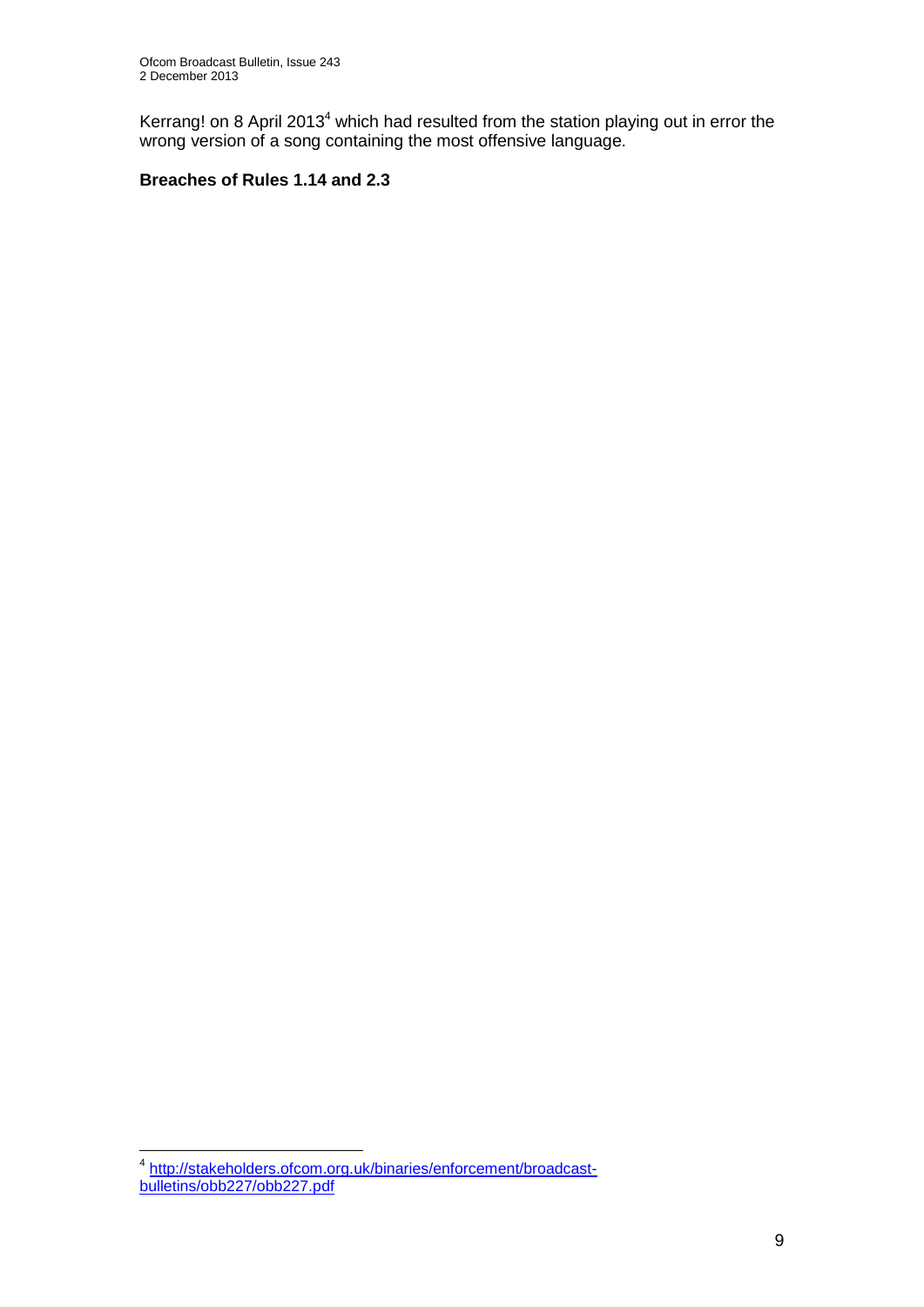Kerrang! on 8 April 2013[4] which had resulted from the station playing out in error the wrong version of a song containing the most offensive language.

**Breaches of Rules 1.14 and 2.3**

---

[4] http://stakeholders.ofcom.org.uk/binaries/enforcement/broadcast-bulletins/obb227/obb227.pdf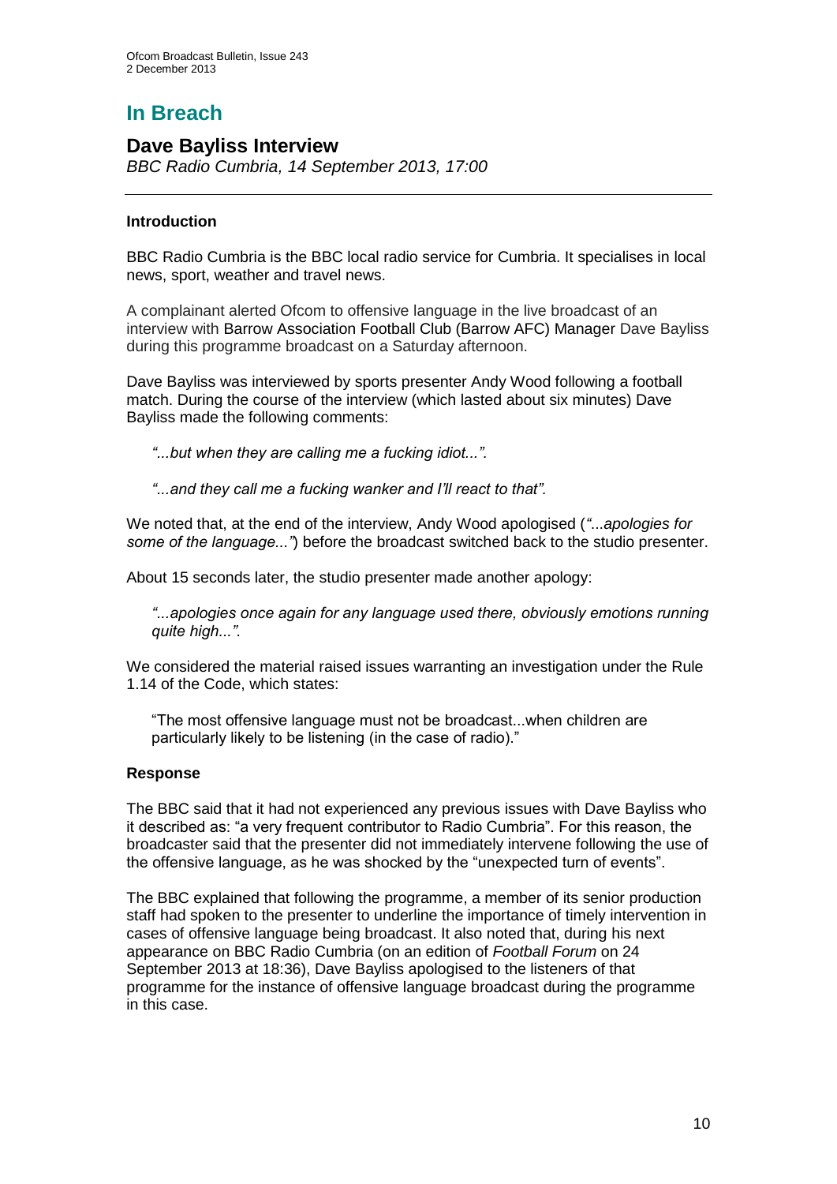# In Breach

## Dave Bayliss Interview

*BBC Radio Cumbria, 14 September 2013, 17:00*

---

### Introduction

BBC Radio Cumbria is the BBC local radio service for Cumbria. It specialises in local news, sport, weather and travel news.

A complainant alerted Ofcom to offensive language in the live broadcast of an interview with Barrow Association Football Club (Barrow AFC) Manager Dave Bayliss during this programme broadcast on a Saturday afternoon.

Dave Bayliss was interviewed by sports presenter Andy Wood following a football match. During the course of the interview (which lasted about six minutes) Dave Bayliss made the following comments:

> *"...but when they are calling me a fucking idiot...".*
>
> *"...and they call me a fucking wanker and I'll react to that".*

We noted that, at the end of the interview, Andy Wood apologised (*"...apologies for some of the language..."*) before the broadcast switched back to the studio presenter.

About 15 seconds later, the studio presenter made another apology:

> *"...apologies once again for any language used there, obviously emotions running quite high...".*

We considered the material raised issues warranting an investigation under the Rule 1.14 of the Code, which states:

> "The most offensive language must not be broadcast...when children are particularly likely to be listening (in the case of radio)."

### Response

The BBC said that it had not experienced any previous issues with Dave Bayliss who it described as: "a very frequent contributor to Radio Cumbria". For this reason, the broadcaster said that the presenter did not immediately intervene following the use of the offensive language, as he was shocked by the "unexpected turn of events".

The BBC explained that following the programme, a member of its senior production staff had spoken to the presenter to underline the importance of timely intervention in cases of offensive language being broadcast. It also noted that, during his next appearance on BBC Radio Cumbria (on an edition of *Football Forum* on 24 September 2013 at 18:36), Dave Bayliss apologised to the listeners of that programme for the instance of offensive language broadcast during the programme in this case.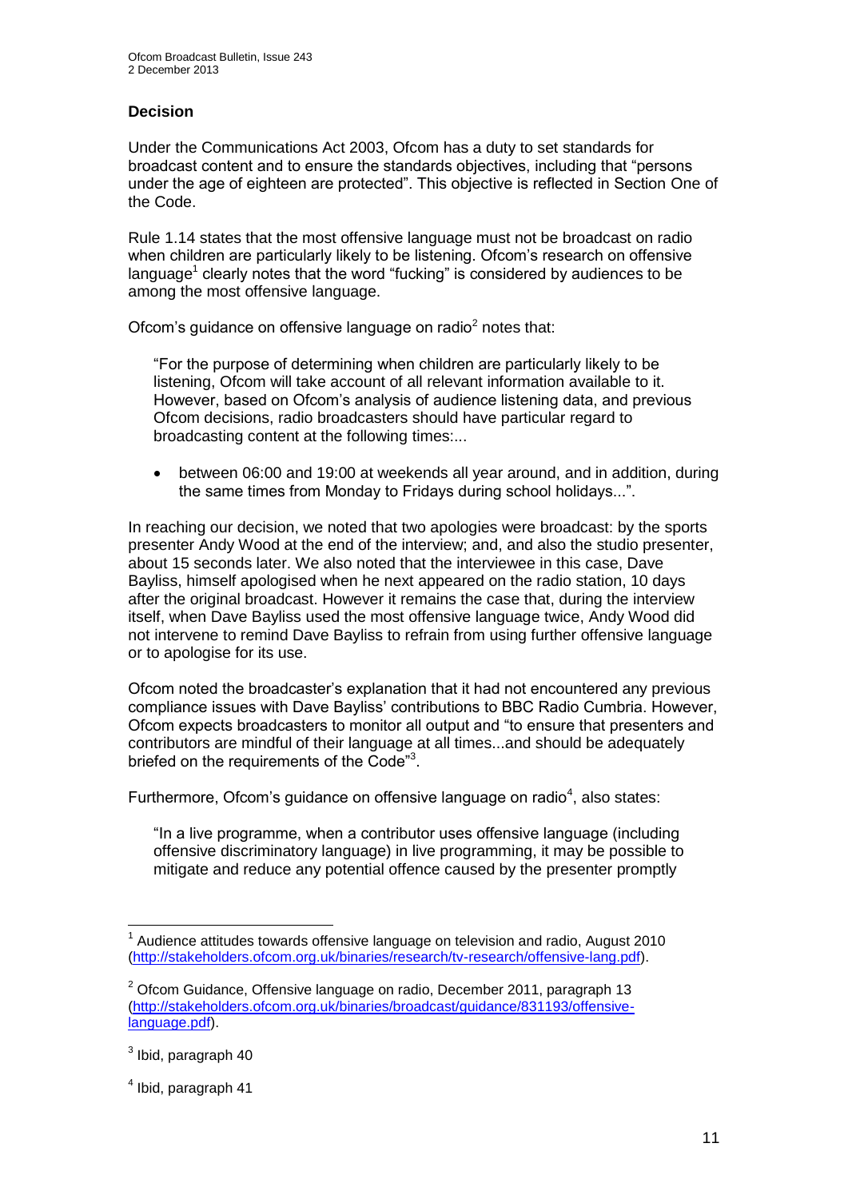### Decision

Under the Communications Act 2003, Ofcom has a duty to set standards for broadcast content and to ensure the standards objectives, including that "persons under the age of eighteen are protected". This objective is reflected in Section One of the Code.

Rule 1.14 states that the most offensive language must not be broadcast on radio when children are particularly likely to be listening. Ofcom's research on offensive language[1] clearly notes that the word "fucking" is considered by audiences to be among the most offensive language.

Ofcom's guidance on offensive language on radio[2] notes that:

> "For the purpose of determining when children are particularly likely to be listening, Ofcom will take account of all relevant information available to it. However, based on Ofcom's analysis of audience listening data, and previous Ofcom decisions, radio broadcasters should have particular regard to broadcasting content at the following times:...
>
> - between 06:00 and 19:00 at weekends all year around, and in addition, during the same times from Monday to Fridays during school holidays...".

In reaching our decision, we noted that two apologies were broadcast: by the sports presenter Andy Wood at the end of the interview; and, and also the studio presenter, about 15 seconds later. We also noted that the interviewee in this case, Dave Bayliss, himself apologised when he next appeared on the radio station, 10 days after the original broadcast. However it remains the case that, during the interview itself, when Dave Bayliss used the most offensive language twice, Andy Wood did not intervene to remind Dave Bayliss to refrain from using further offensive language or to apologise for its use.

Ofcom noted the broadcaster's explanation that it had not encountered any previous compliance issues with Dave Bayliss' contributions to BBC Radio Cumbria. However, Ofcom expects broadcasters to monitor all output and "to ensure that presenters and contributors are mindful of their language at all times...and should be adequately briefed on the requirements of the Code"[3].

Furthermore, Ofcom's guidance on offensive language on radio[4], also states:

> "In a live programme, when a contributor uses offensive language (including offensive discriminatory language) in live programming, it may be possible to mitigate and reduce any potential offence caused by the presenter promptly

---

[1] Audience attitudes towards offensive language on television and radio, August 2010 (http://stakeholders.ofcom.org.uk/binaries/research/tv-research/offensive-lang.pdf).

[2] Ofcom Guidance, Offensive language on radio, December 2011, paragraph 13 (http://stakeholders.ofcom.org.uk/binaries/broadcast/guidance/831193/offensive-language.pdf).

[3] Ibid, paragraph 40

[4] Ibid, paragraph 41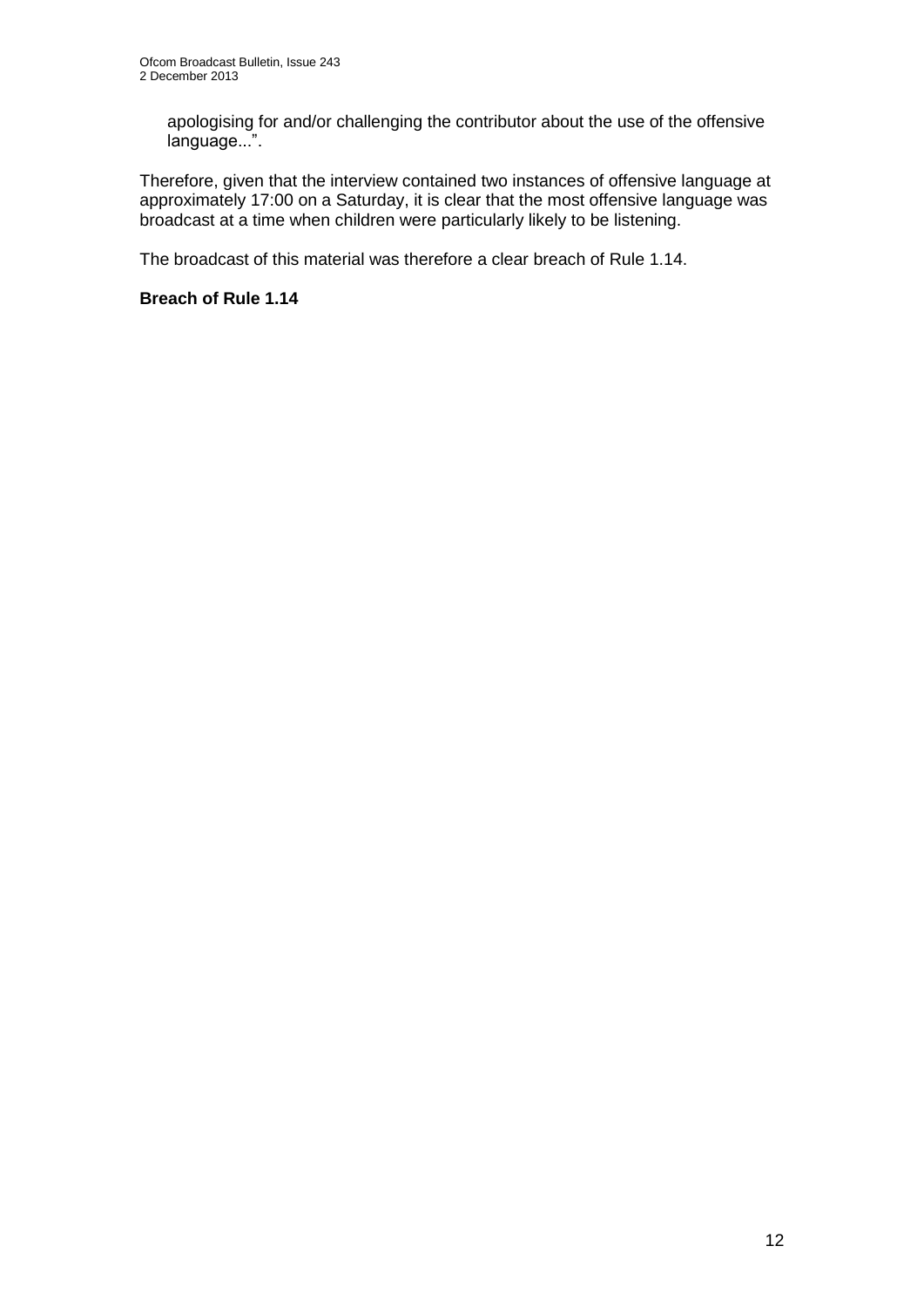apologising for and/or challenging the contributor about the use of the offensive language...".

Therefore, given that the interview contained two instances of offensive language at approximately 17:00 on a Saturday, it is clear that the most offensive language was broadcast at a time when children were particularly likely to be listening.

The broadcast of this material was therefore a clear breach of Rule 1.14.

**Breach of Rule 1.14**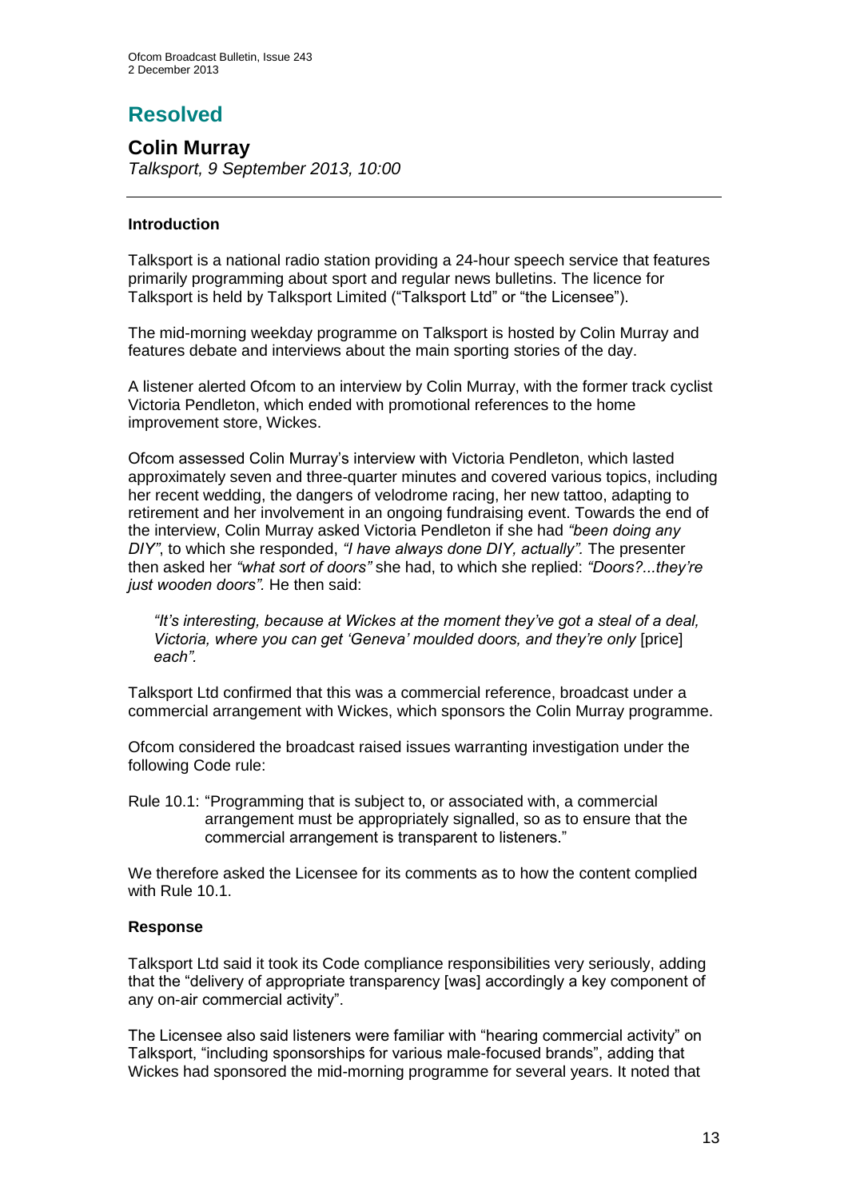# Resolved

## Colin Murray

*Talksport, 9 September 2013, 10:00*

---

### Introduction

Talksport is a national radio station providing a 24-hour speech service that features primarily programming about sport and regular news bulletins. The licence for Talksport is held by Talksport Limited ("Talksport Ltd" or "the Licensee").

The mid-morning weekday programme on Talksport is hosted by Colin Murray and features debate and interviews about the main sporting stories of the day.

A listener alerted Ofcom to an interview by Colin Murray, with the former track cyclist Victoria Pendleton, which ended with promotional references to the home improvement store, Wickes.

Ofcom assessed Colin Murray's interview with Victoria Pendleton, which lasted approximately seven and three-quarter minutes and covered various topics, including her recent wedding, the dangers of velodrome racing, her new tattoo, adapting to retirement and her involvement in an ongoing fundraising event. Towards the end of the interview, Colin Murray asked Victoria Pendleton if she had *"been doing any DIY"*, to which she responded, *"I have always done DIY, actually"*. The presenter then asked her *"what sort of doors"* she had, to which she replied: *"Doors?...they're just wooden doors"*. He then said:

> *"It's interesting, because at Wickes at the moment they've got a steal of a deal, Victoria, where you can get 'Geneva' moulded doors, and they're only* [price] *each".*

Talksport Ltd confirmed that this was a commercial reference, broadcast under a commercial arrangement with Wickes, which sponsors the Colin Murray programme.

Ofcom considered the broadcast raised issues warranting investigation under the following Code rule:

Rule 10.1: "Programming that is subject to, or associated with, a commercial arrangement must be appropriately signalled, so as to ensure that the commercial arrangement is transparent to listeners."

We therefore asked the Licensee for its comments as to how the content complied with Rule 10.1.

### Response

Talksport Ltd said it took its Code compliance responsibilities very seriously, adding that the "delivery of appropriate transparency [was] accordingly a key component of any on-air commercial activity".

The Licensee also said listeners were familiar with "hearing commercial activity" on Talksport, "including sponsorships for various male-focused brands", adding that Wickes had sponsored the mid-morning programme for several years. It noted that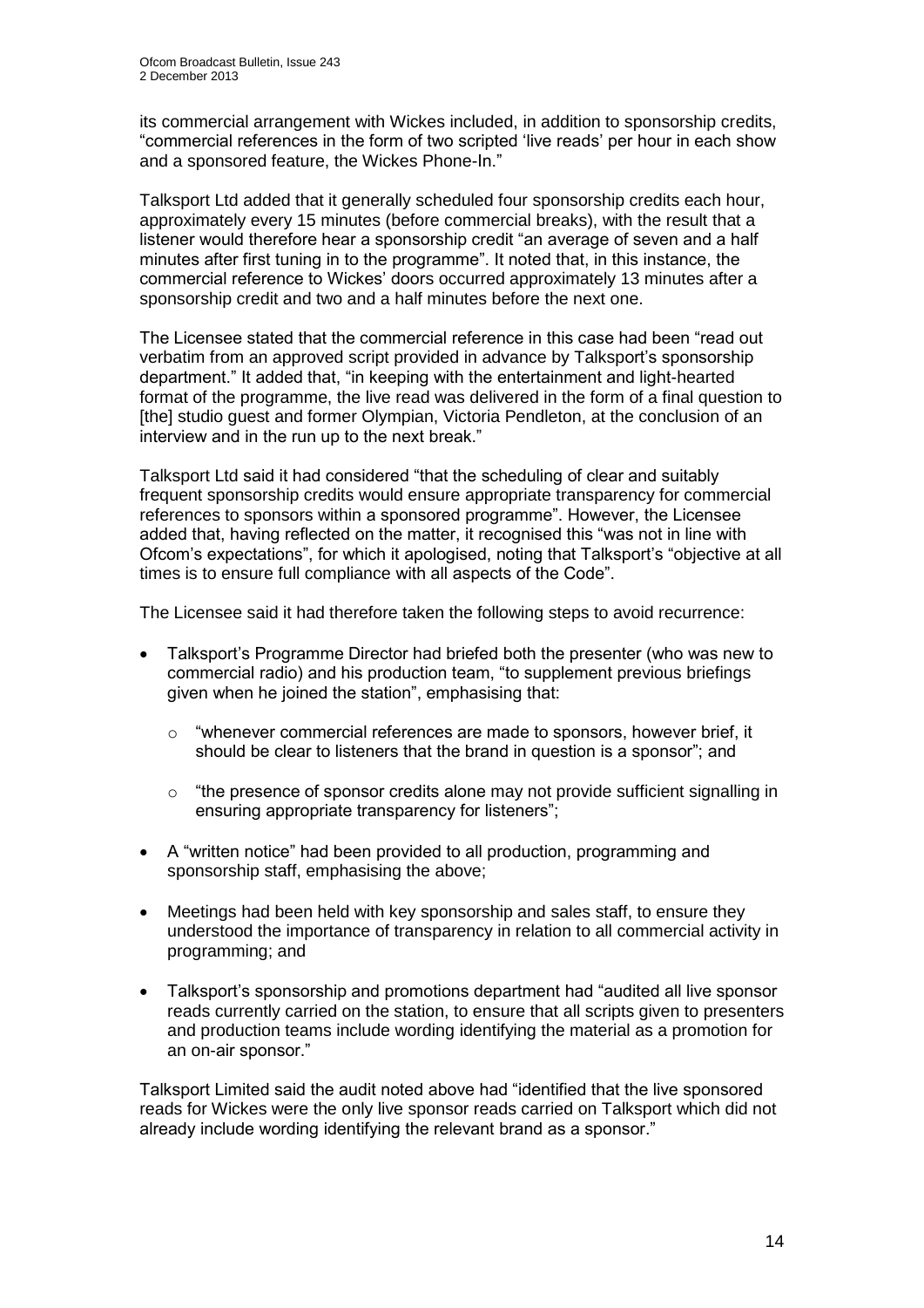its commercial arrangement with Wickes included, in addition to sponsorship credits, "commercial references in the form of two scripted 'live reads' per hour in each show and a sponsored feature, the Wickes Phone-In."

Talksport Ltd added that it generally scheduled four sponsorship credits each hour, approximately every 15 minutes (before commercial breaks), with the result that a listener would therefore hear a sponsorship credit "an average of seven and a half minutes after first tuning in to the programme". It noted that, in this instance, the commercial reference to Wickes' doors occurred approximately 13 minutes after a sponsorship credit and two and a half minutes before the next one.

The Licensee stated that the commercial reference in this case had been "read out verbatim from an approved script provided in advance by Talksport's sponsorship department." It added that, "in keeping with the entertainment and light-hearted format of the programme, the live read was delivered in the form of a final question to [the] studio guest and former Olympian, Victoria Pendleton, at the conclusion of an interview and in the run up to the next break."

Talksport Ltd said it had considered "that the scheduling of clear and suitably frequent sponsorship credits would ensure appropriate transparency for commercial references to sponsors within a sponsored programme". However, the Licensee added that, having reflected on the matter, it recognised this "was not in line with Ofcom's expectations", for which it apologised, noting that Talksport's "objective at all times is to ensure full compliance with all aspects of the Code".

The Licensee said it had therefore taken the following steps to avoid recurrence:

- Talksport's Programme Director had briefed both the presenter (who was new to commercial radio) and his production team, "to supplement previous briefings given when he joined the station", emphasising that:
  - "whenever commercial references are made to sponsors, however brief, it should be clear to listeners that the brand in question is a sponsor"; and
  - "the presence of sponsor credits alone may not provide sufficient signalling in ensuring appropriate transparency for listeners";
- A "written notice" had been provided to all production, programming and sponsorship staff, emphasising the above;
- Meetings had been held with key sponsorship and sales staff, to ensure they understood the importance of transparency in relation to all commercial activity in programming; and
- Talksport's sponsorship and promotions department had "audited all live sponsor reads currently carried on the station, to ensure that all scripts given to presenters and production teams include wording identifying the material as a promotion for an on-air sponsor."

Talksport Limited said the audit noted above had "identified that the live sponsored reads for Wickes were the only live sponsor reads carried on Talksport which did not already include wording identifying the relevant brand as a sponsor."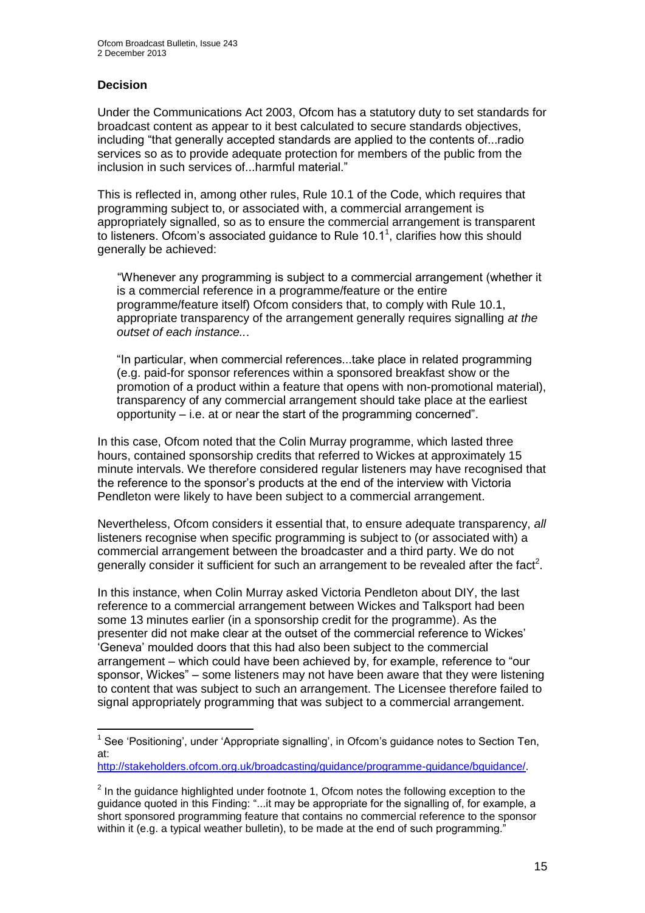## Decision

Under the Communications Act 2003, Ofcom has a statutory duty to set standards for broadcast content as appear to it best calculated to secure standards objectives, including "that generally accepted standards are applied to the contents of...radio services so as to provide adequate protection for members of the public from the inclusion in such services of...harmful material."

This is reflected in, among other rules, Rule 10.1 of the Code, which requires that programming subject to, or associated with, a commercial arrangement is appropriately signalled, so as to ensure the commercial arrangement is transparent to listeners. Ofcom's associated guidance to Rule 10.1[1], clarifies how this should generally be achieved:

> "Whenever any programming is subject to a commercial arrangement (whether it is a commercial reference in a programme/feature or the entire programme/feature itself) Ofcom considers that, to comply with Rule 10.1, appropriate transparency of the arrangement generally requires signalling *at the outset of each instance...*
>
> "In particular, when commercial references...take place in related programming (e.g. paid-for sponsor references within a sponsored breakfast show or the promotion of a product within a feature that opens with non-promotional material), transparency of any commercial arrangement should take place at the earliest opportunity – i.e. at or near the start of the programming concerned".

In this case, Ofcom noted that the Colin Murray programme, which lasted three hours, contained sponsorship credits that referred to Wickes at approximately 15 minute intervals. We therefore considered regular listeners may have recognised that the reference to the sponsor's products at the end of the interview with Victoria Pendleton were likely to have been subject to a commercial arrangement.

Nevertheless, Ofcom considers it essential that, to ensure adequate transparency, *all* listeners recognise when specific programming is subject to (or associated with) a commercial arrangement between the broadcaster and a third party. We do not generally consider it sufficient for such an arrangement to be revealed after the fact[2].

In this instance, when Colin Murray asked Victoria Pendleton about DIY, the last reference to a commercial arrangement between Wickes and Talksport had been some 13 minutes earlier (in a sponsorship credit for the programme). As the presenter did not make clear at the outset of the commercial reference to Wickes' 'Geneva' moulded doors that this had also been subject to the commercial arrangement – which could have been achieved by, for example, reference to "our sponsor, Wickes" – some listeners may not have been aware that they were listening to content that was subject to such an arrangement. The Licensee therefore failed to signal appropriately programming that was subject to a commercial arrangement.

---

[1] See 'Positioning', under 'Appropriate signalling', in Ofcom's guidance notes to Section Ten, at: http://stakeholders.ofcom.org.uk/broadcasting/guidance/programme-guidance/bguidance/.

[2] In the guidance highlighted under footnote 1, Ofcom notes the following exception to the guidance quoted in this Finding: "...it may be appropriate for the signalling of, for example, a short sponsored programming feature that contains no commercial reference to the sponsor within it (e.g. a typical weather bulletin), to be made at the end of such programming."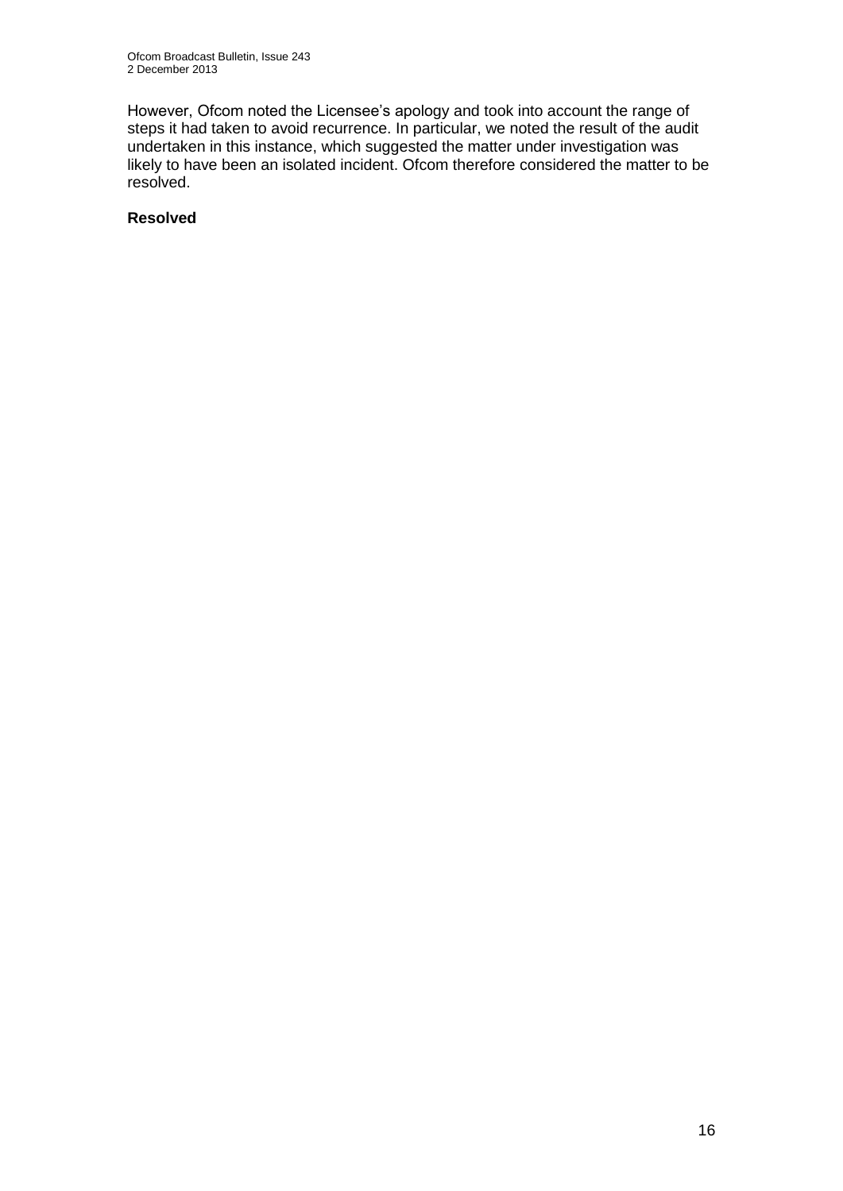However, Ofcom noted the Licensee's apology and took into account the range of steps it had taken to avoid recurrence. In particular, we noted the result of the audit undertaken in this instance, which suggested the matter under investigation was likely to have been an isolated incident. Ofcom therefore considered the matter to be resolved.

**Resolved**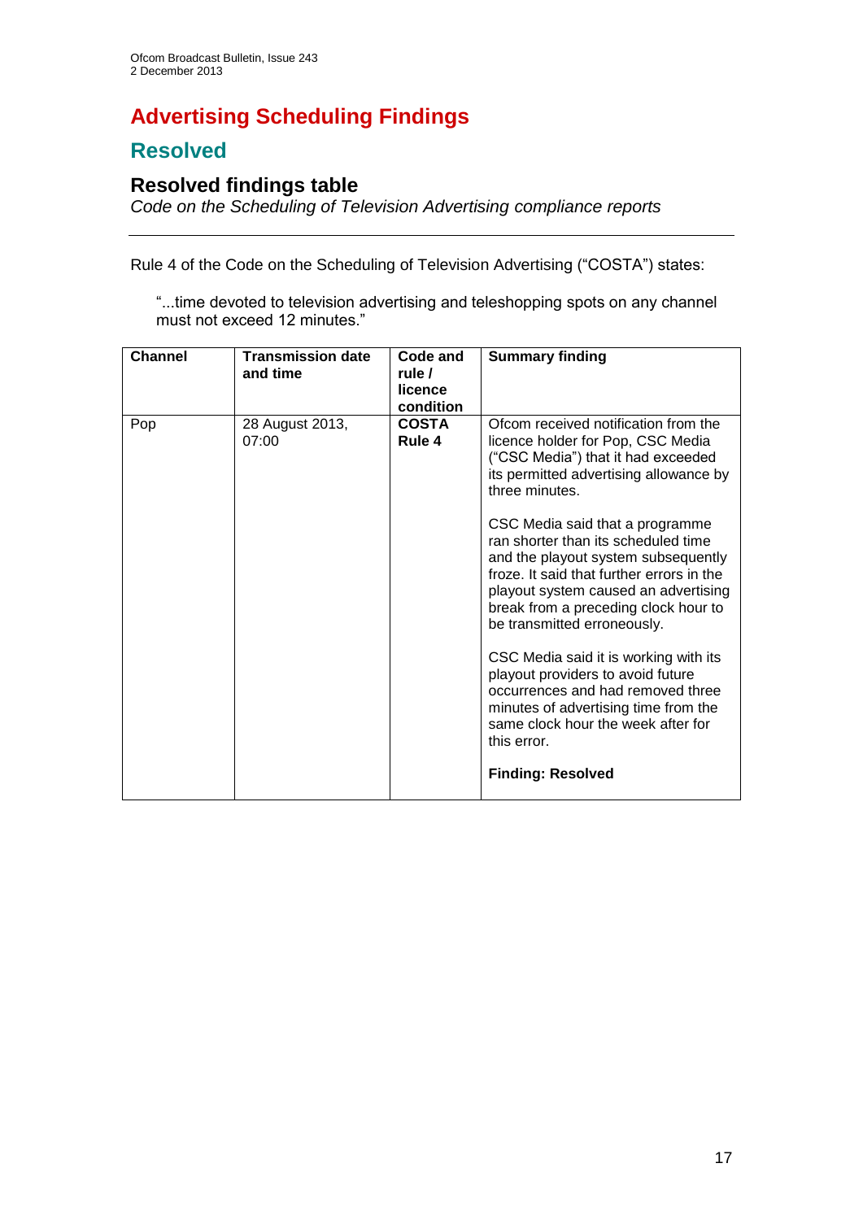# Advertising Scheduling Findings

## Resolved

### Resolved findings table

*Code on the Scheduling of Television Advertising compliance reports*

---

Rule 4 of the Code on the Scheduling of Television Advertising ("COSTA") states:

> "...time devoted to television advertising and teleshopping spots on any channel must not exceed 12 minutes."

| Channel | Transmission date and time | Code and rule / licence condition | Summary finding |
|---|---|---|---|
| Pop | 28 August 2013, 07:00 | **COSTA Rule 4** | Ofcom received notification from the licence holder for Pop, CSC Media ("CSC Media") that it had exceeded its permitted advertising allowance by three minutes.<br><br>CSC Media said that a programme ran shorter than its scheduled time and the playout system subsequently froze. It said that further errors in the playout system caused an advertising break from a preceding clock hour to be transmitted erroneously.<br><br>CSC Media said it is working with its playout providers to avoid future occurrences and had removed three minutes of advertising time from the same clock hour the week after for this error.<br><br>**Finding: Resolved** |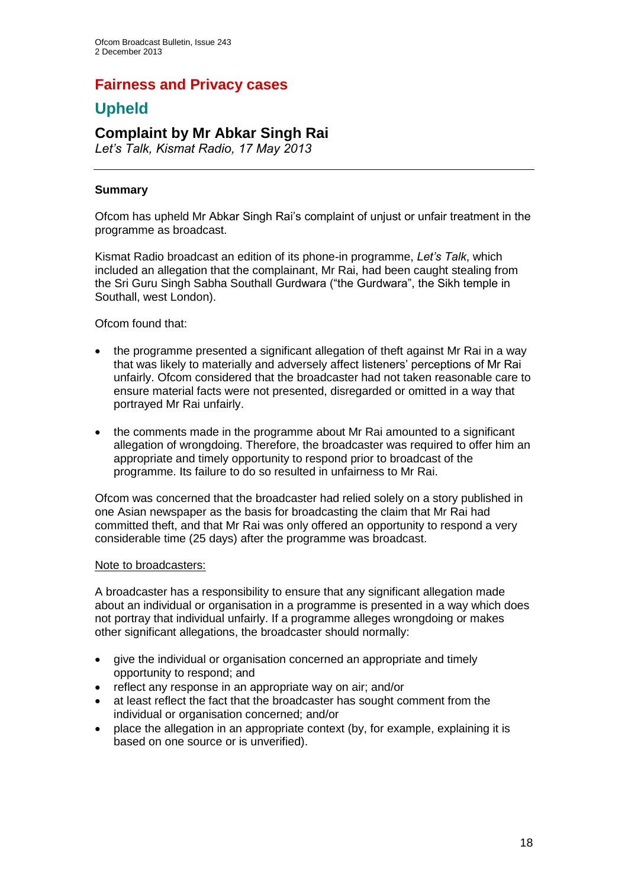# Fairness and Privacy cases

## Upheld

### Complaint by Mr Abkar Singh Rai

*Let's Talk, Kismat Radio, 17 May 2013*

---

**Summary**

Ofcom has upheld Mr Abkar Singh Rai's complaint of unjust or unfair treatment in the programme as broadcast.

Kismat Radio broadcast an edition of its phone-in programme, *Let's Talk*, which included an allegation that the complainant, Mr Rai, had been caught stealing from the Sri Guru Singh Sabha Southall Gurdwara ("the Gurdwara", the Sikh temple in Southall, west London).

Ofcom found that:

- the programme presented a significant allegation of theft against Mr Rai in a way that was likely to materially and adversely affect listeners' perceptions of Mr Rai unfairly. Ofcom considered that the broadcaster had not taken reasonable care to ensure material facts were not presented, disregarded or omitted in a way that portrayed Mr Rai unfairly.

- the comments made in the programme about Mr Rai amounted to a significant allegation of wrongdoing. Therefore, the broadcaster was required to offer him an appropriate and timely opportunity to respond prior to broadcast of the programme. Its failure to do so resulted in unfairness to Mr Rai.

Ofcom was concerned that the broadcaster had relied solely on a story published in one Asian newspaper as the basis for broadcasting the claim that Mr Rai had committed theft, and that Mr Rai was only offered an opportunity to respond a very considerable time (25 days) after the programme was broadcast.

<u>Note to broadcasters:</u>

A broadcaster has a responsibility to ensure that any significant allegation made about an individual or organisation in a programme is presented in a way which does not portray that individual unfairly. If a programme alleges wrongdoing or makes other significant allegations, the broadcaster should normally:

- give the individual or organisation concerned an appropriate and timely opportunity to respond; and
- reflect any response in an appropriate way on air; and/or
- at least reflect the fact that the broadcaster has sought comment from the individual or organisation concerned; and/or
- place the allegation in an appropriate context (by, for example, explaining it is based on one source or is unverified).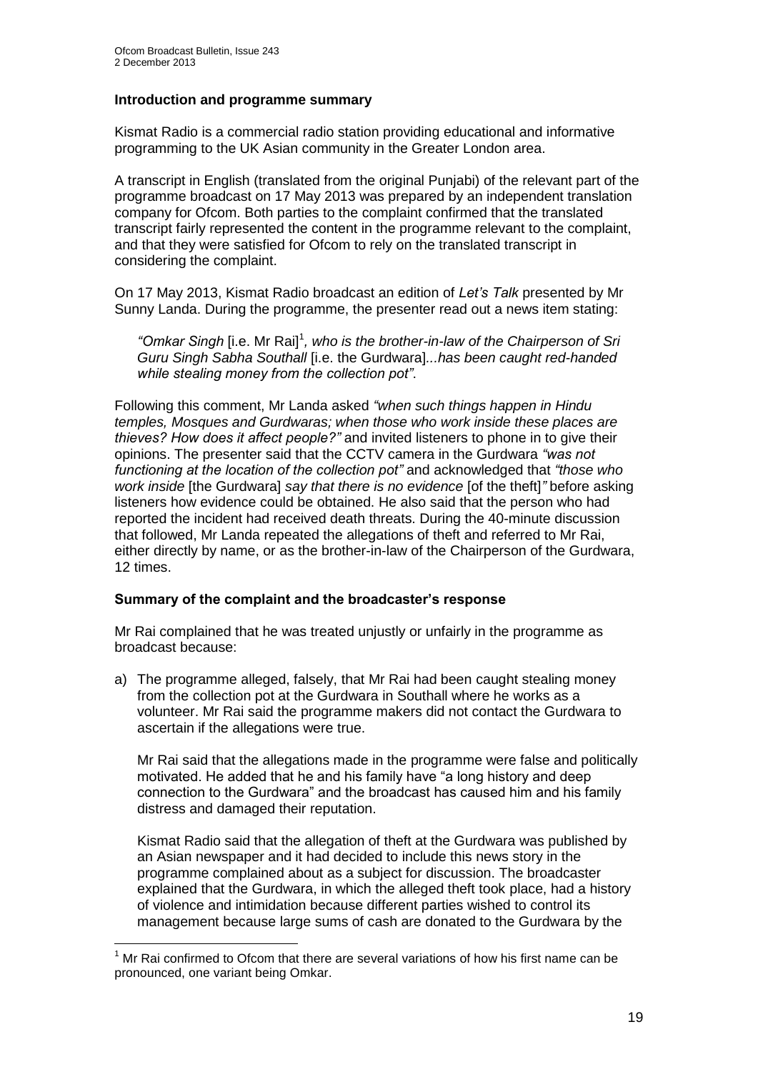**Introduction and programme summary**

Kismat Radio is a commercial radio station providing educational and informative programming to the UK Asian community in the Greater London area.

A transcript in English (translated from the original Punjabi) of the relevant part of the programme broadcast on 17 May 2013 was prepared by an independent translation company for Ofcom. Both parties to the complaint confirmed that the translated transcript fairly represented the content in the programme relevant to the complaint, and that they were satisfied for Ofcom to rely on the translated transcript in considering the complaint.

On 17 May 2013, Kismat Radio broadcast an edition of *Let's Talk* presented by Mr Sunny Landa. During the programme, the presenter read out a news item stating:

> *"Omkar Singh* [i.e. Mr Rai][1]*, who is the brother-in-law of the Chairperson of Sri Guru Singh Sabha Southall* [i.e. the Gurdwara]*...has been caught red-handed while stealing money from the collection pot"*.

Following this comment, Mr Landa asked *"when such things happen in Hindu temples, Mosques and Gurdwaras; when those who work inside these places are thieves? How does it affect people?"* and invited listeners to phone in to give their opinions. The presenter said that the CCTV camera in the Gurdwara *"was not functioning at the location of the collection pot"* and acknowledged that *"those who work inside* [the Gurdwara] *say that there is no evidence* [of the theft]*"* before asking listeners how evidence could be obtained. He also said that the person who had reported the incident had received death threats. During the 40-minute discussion that followed, Mr Landa repeated the allegations of theft and referred to Mr Rai, either directly by name, or as the brother-in-law of the Chairperson of the Gurdwara, 12 times.

**Summary of the complaint and the broadcaster's response**

Mr Rai complained that he was treated unjustly or unfairly in the programme as broadcast because:

a) The programme alleged, falsely, that Mr Rai had been caught stealing money from the collection pot at the Gurdwara in Southall where he works as a volunteer. Mr Rai said the programme makers did not contact the Gurdwara to ascertain if the allegations were true.

   Mr Rai said that the allegations made in the programme were false and politically motivated. He added that he and his family have "a long history and deep connection to the Gurdwara" and the broadcast has caused him and his family distress and damaged their reputation.

   Kismat Radio said that the allegation of theft at the Gurdwara was published by an Asian newspaper and it had decided to include this news story in the programme complained about as a subject for discussion. The broadcaster explained that the Gurdwara, in which the alleged theft took place, had a history of violence and intimidation because different parties wished to control its management because large sums of cash are donated to the Gurdwara by the

---

[1] Mr Rai confirmed to Ofcom that there are several variations of how his first name can be pronounced, one variant being Omkar.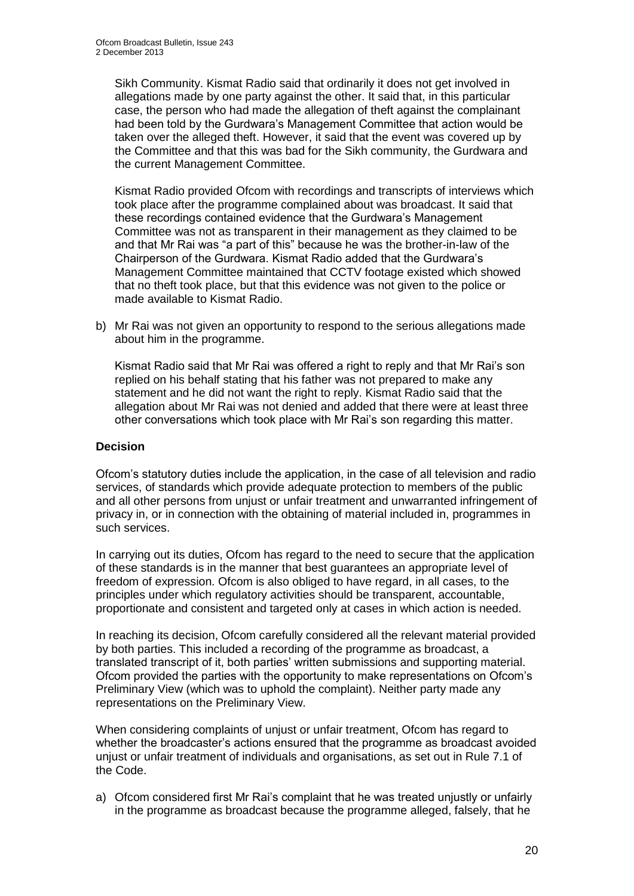Sikh Community. Kismat Radio said that ordinarily it does not get involved in allegations made by one party against the other. It said that, in this particular case, the person who had made the allegation of theft against the complainant had been told by the Gurdwara's Management Committee that action would be taken over the alleged theft. However, it said that the event was covered up by the Committee and that this was bad for the Sikh community, the Gurdwara and the current Management Committee.

Kismat Radio provided Ofcom with recordings and transcripts of interviews which took place after the programme complained about was broadcast. It said that these recordings contained evidence that the Gurdwara's Management Committee was not as transparent in their management as they claimed to be and that Mr Rai was "a part of this" because he was the brother-in-law of the Chairperson of the Gurdwara. Kismat Radio added that the Gurdwara's Management Committee maintained that CCTV footage existed which showed that no theft took place, but that this evidence was not given to the police or made available to Kismat Radio.

b) Mr Rai was not given an opportunity to respond to the serious allegations made about him in the programme.

Kismat Radio said that Mr Rai was offered a right to reply and that Mr Rai's son replied on his behalf stating that his father was not prepared to make any statement and he did not want the right to reply. Kismat Radio said that the allegation about Mr Rai was not denied and added that there were at least three other conversations which took place with Mr Rai's son regarding this matter.

### Decision

Ofcom's statutory duties include the application, in the case of all television and radio services, of standards which provide adequate protection to members of the public and all other persons from unjust or unfair treatment and unwarranted infringement of privacy in, or in connection with the obtaining of material included in, programmes in such services.

In carrying out its duties, Ofcom has regard to the need to secure that the application of these standards is in the manner that best guarantees an appropriate level of freedom of expression. Ofcom is also obliged to have regard, in all cases, to the principles under which regulatory activities should be transparent, accountable, proportionate and consistent and targeted only at cases in which action is needed.

In reaching its decision, Ofcom carefully considered all the relevant material provided by both parties. This included a recording of the programme as broadcast, a translated transcript of it, both parties' written submissions and supporting material. Ofcom provided the parties with the opportunity to make representations on Ofcom's Preliminary View (which was to uphold the complaint). Neither party made any representations on the Preliminary View.

When considering complaints of unjust or unfair treatment, Ofcom has regard to whether the broadcaster's actions ensured that the programme as broadcast avoided unjust or unfair treatment of individuals and organisations, as set out in Rule 7.1 of the Code.

a) Ofcom considered first Mr Rai's complaint that he was treated unjustly or unfairly in the programme as broadcast because the programme alleged, falsely, that he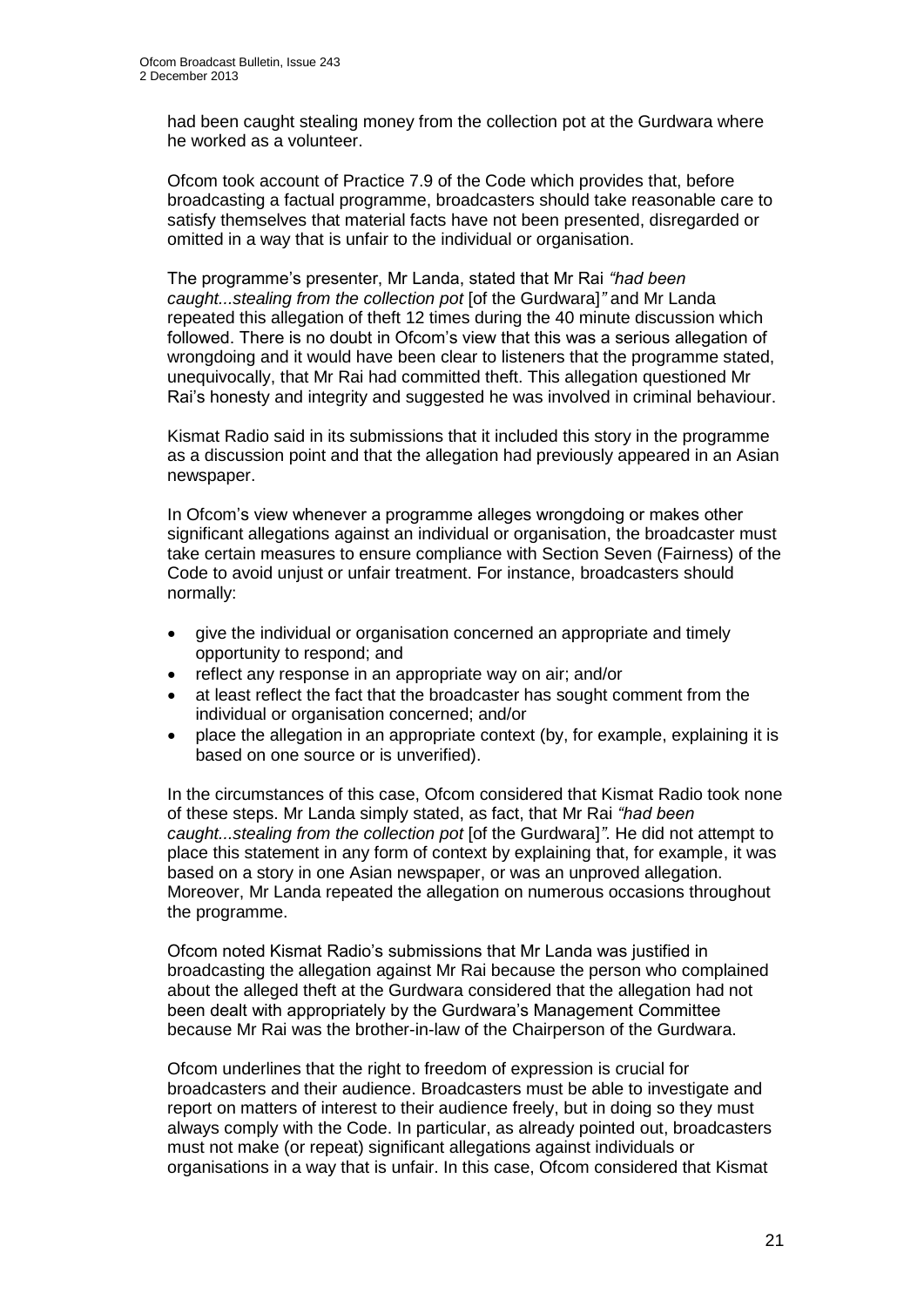had been caught stealing money from the collection pot at the Gurdwara where he worked as a volunteer.

Ofcom took account of Practice 7.9 of the Code which provides that, before broadcasting a factual programme, broadcasters should take reasonable care to satisfy themselves that material facts have not been presented, disregarded or omitted in a way that is unfair to the individual or organisation.

The programme's presenter, Mr Landa, stated that Mr Rai *"had been caught...stealing from the collection pot* [of the Gurdwara]*"* and Mr Landa repeated this allegation of theft 12 times during the 40 minute discussion which followed. There is no doubt in Ofcom's view that this was a serious allegation of wrongdoing and it would have been clear to listeners that the programme stated, unequivocally, that Mr Rai had committed theft. This allegation questioned Mr Rai's honesty and integrity and suggested he was involved in criminal behaviour.

Kismat Radio said in its submissions that it included this story in the programme as a discussion point and that the allegation had previously appeared in an Asian newspaper.

In Ofcom's view whenever a programme alleges wrongdoing or makes other significant allegations against an individual or organisation, the broadcaster must take certain measures to ensure compliance with Section Seven (Fairness) of the Code to avoid unjust or unfair treatment. For instance, broadcasters should normally:

- give the individual or organisation concerned an appropriate and timely opportunity to respond; and
- reflect any response in an appropriate way on air; and/or
- at least reflect the fact that the broadcaster has sought comment from the individual or organisation concerned; and/or
- place the allegation in an appropriate context (by, for example, explaining it is based on one source or is unverified).

In the circumstances of this case, Ofcom considered that Kismat Radio took none of these steps. Mr Landa simply stated, as fact, that Mr Rai *"had been caught...stealing from the collection pot* [of the Gurdwara]*"*. He did not attempt to place this statement in any form of context by explaining that, for example, it was based on a story in one Asian newspaper, or was an unproved allegation. Moreover, Mr Landa repeated the allegation on numerous occasions throughout the programme.

Ofcom noted Kismat Radio's submissions that Mr Landa was justified in broadcasting the allegation against Mr Rai because the person who complained about the alleged theft at the Gurdwara considered that the allegation had not been dealt with appropriately by the Gurdwara's Management Committee because Mr Rai was the brother-in-law of the Chairperson of the Gurdwara.

Ofcom underlines that the right to freedom of expression is crucial for broadcasters and their audience. Broadcasters must be able to investigate and report on matters of interest to their audience freely, but in doing so they must always comply with the Code. In particular, as already pointed out, broadcasters must not make (or repeat) significant allegations against individuals or organisations in a way that is unfair. In this case, Ofcom considered that Kismat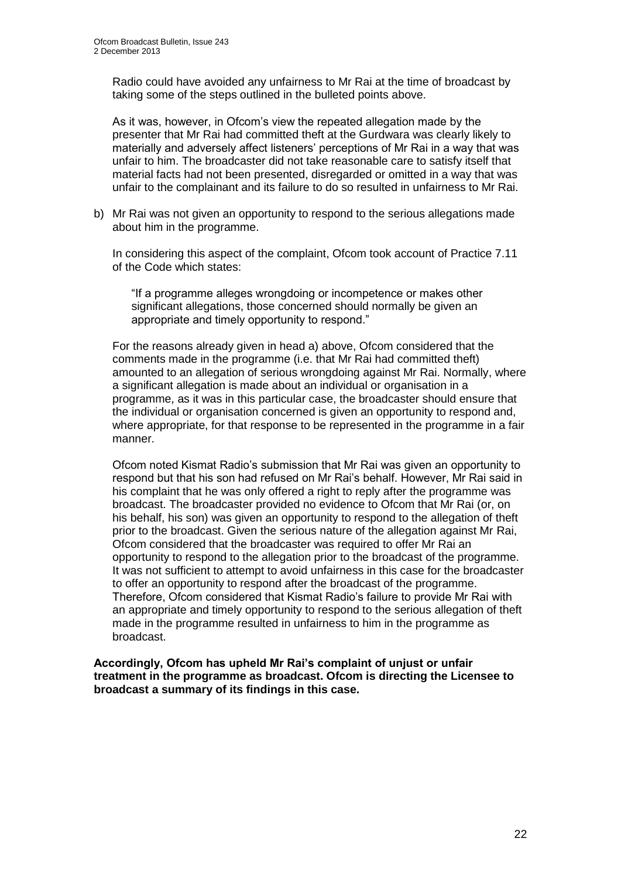Radio could have avoided any unfairness to Mr Rai at the time of broadcast by taking some of the steps outlined in the bulleted points above.

As it was, however, in Ofcom's view the repeated allegation made by the presenter that Mr Rai had committed theft at the Gurdwara was clearly likely to materially and adversely affect listeners' perceptions of Mr Rai in a way that was unfair to him. The broadcaster did not take reasonable care to satisfy itself that material facts had not been presented, disregarded or omitted in a way that was unfair to the complainant and its failure to do so resulted in unfairness to Mr Rai.

b) Mr Rai was not given an opportunity to respond to the serious allegations made about him in the programme.

   In considering this aspect of the complaint, Ofcom took account of Practice 7.11 of the Code which states:

   > "If a programme alleges wrongdoing or incompetence or makes other significant allegations, those concerned should normally be given an appropriate and timely opportunity to respond."

   For the reasons already given in head a) above, Ofcom considered that the comments made in the programme (i.e. that Mr Rai had committed theft) amounted to an allegation of serious wrongdoing against Mr Rai. Normally, where a significant allegation is made about an individual or organisation in a programme, as it was in this particular case, the broadcaster should ensure that the individual or organisation concerned is given an opportunity to respond and, where appropriate, for that response to be represented in the programme in a fair manner.

   Ofcom noted Kismat Radio's submission that Mr Rai was given an opportunity to respond but that his son had refused on Mr Rai's behalf. However, Mr Rai said in his complaint that he was only offered a right to reply after the programme was broadcast. The broadcaster provided no evidence to Ofcom that Mr Rai (or, on his behalf, his son) was given an opportunity to respond to the allegation of theft prior to the broadcast. Given the serious nature of the allegation against Mr Rai, Ofcom considered that the broadcaster was required to offer Mr Rai an opportunity to respond to the allegation prior to the broadcast of the programme. It was not sufficient to attempt to avoid unfairness in this case for the broadcaster to offer an opportunity to respond after the broadcast of the programme. Therefore, Ofcom considered that Kismat Radio's failure to provide Mr Rai with an appropriate and timely opportunity to respond to the serious allegation of theft made in the programme resulted in unfairness to him in the programme as broadcast.

**Accordingly, Ofcom has upheld Mr Rai's complaint of unjust or unfair treatment in the programme as broadcast. Ofcom is directing the Licensee to broadcast a summary of its findings in this case.**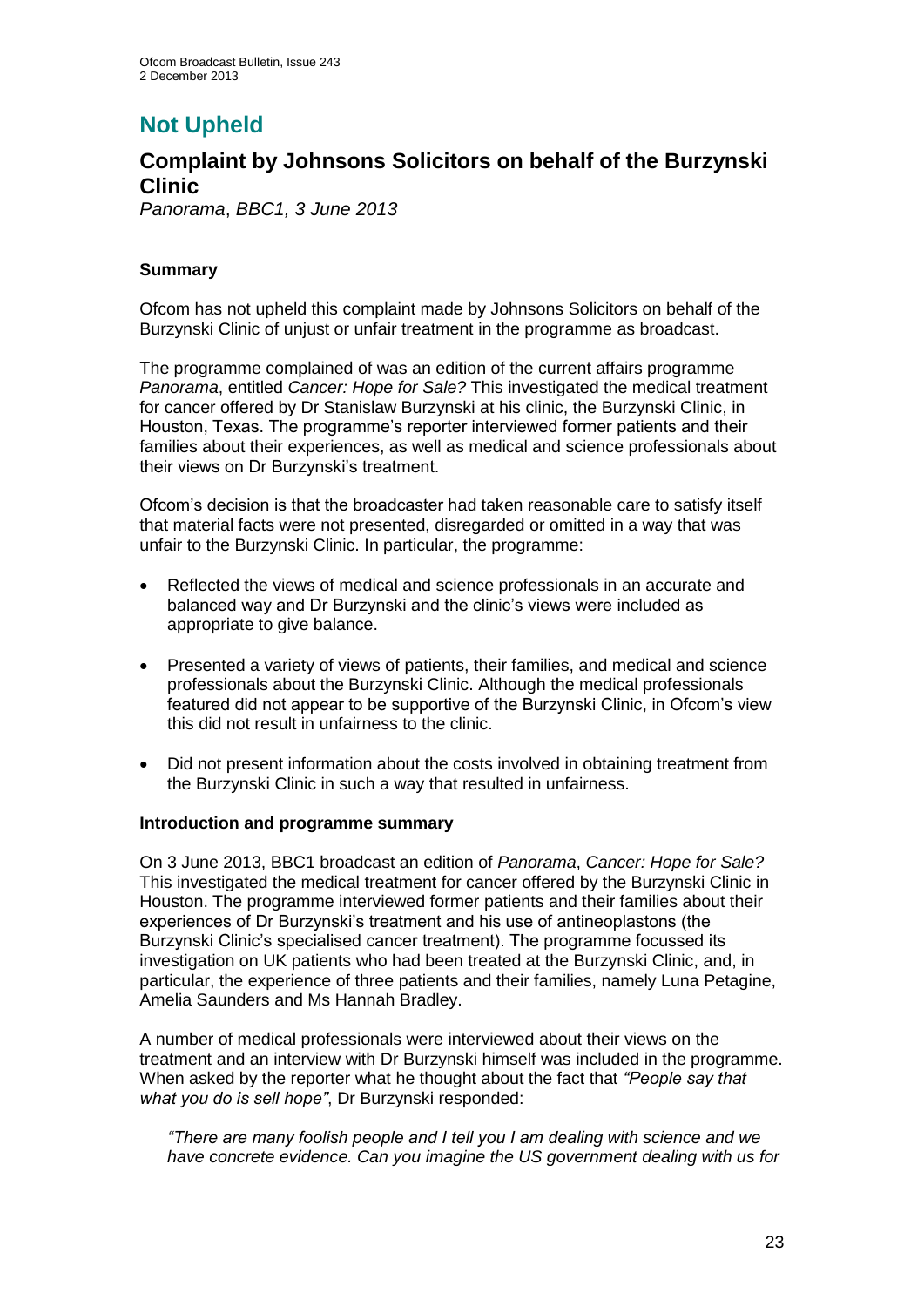# Not Upheld

## Complaint by Johnsons Solicitors on behalf of the Burzynski Clinic

*Panorama*, *BBC1, 3 June 2013*

---

### Summary

Ofcom has not upheld this complaint made by Johnsons Solicitors on behalf of the Burzynski Clinic of unjust or unfair treatment in the programme as broadcast.

The programme complained of was an edition of the current affairs programme *Panorama*, entitled *Cancer: Hope for Sale?* This investigated the medical treatment for cancer offered by Dr Stanislaw Burzynski at his clinic, the Burzynski Clinic, in Houston, Texas. The programme's reporter interviewed former patients and their families about their experiences, as well as medical and science professionals about their views on Dr Burzynski's treatment.

Ofcom's decision is that the broadcaster had taken reasonable care to satisfy itself that material facts were not presented, disregarded or omitted in a way that was unfair to the Burzynski Clinic. In particular, the programme:

- Reflected the views of medical and science professionals in an accurate and balanced way and Dr Burzynski and the clinic's views were included as appropriate to give balance.
- Presented a variety of views of patients, their families, and medical and science professionals about the Burzynski Clinic. Although the medical professionals featured did not appear to be supportive of the Burzynski Clinic, in Ofcom's view this did not result in unfairness to the clinic.
- Did not present information about the costs involved in obtaining treatment from the Burzynski Clinic in such a way that resulted in unfairness.

### Introduction and programme summary

On 3 June 2013, BBC1 broadcast an edition of *Panorama*, *Cancer: Hope for Sale?* This investigated the medical treatment for cancer offered by the Burzynski Clinic in Houston. The programme interviewed former patients and their families about their experiences of Dr Burzynski's treatment and his use of antineoplastons (the Burzynski Clinic's specialised cancer treatment). The programme focussed its investigation on UK patients who had been treated at the Burzynski Clinic, and, in particular, the experience of three patients and their families, namely Luna Petagine, Amelia Saunders and Ms Hannah Bradley.

A number of medical professionals were interviewed about their views on the treatment and an interview with Dr Burzynski himself was included in the programme. When asked by the reporter what he thought about the fact that *"People say that what you do is sell hope"*, Dr Burzynski responded:

> *"There are many foolish people and I tell you I am dealing with science and we have concrete evidence. Can you imagine the US government dealing with us for*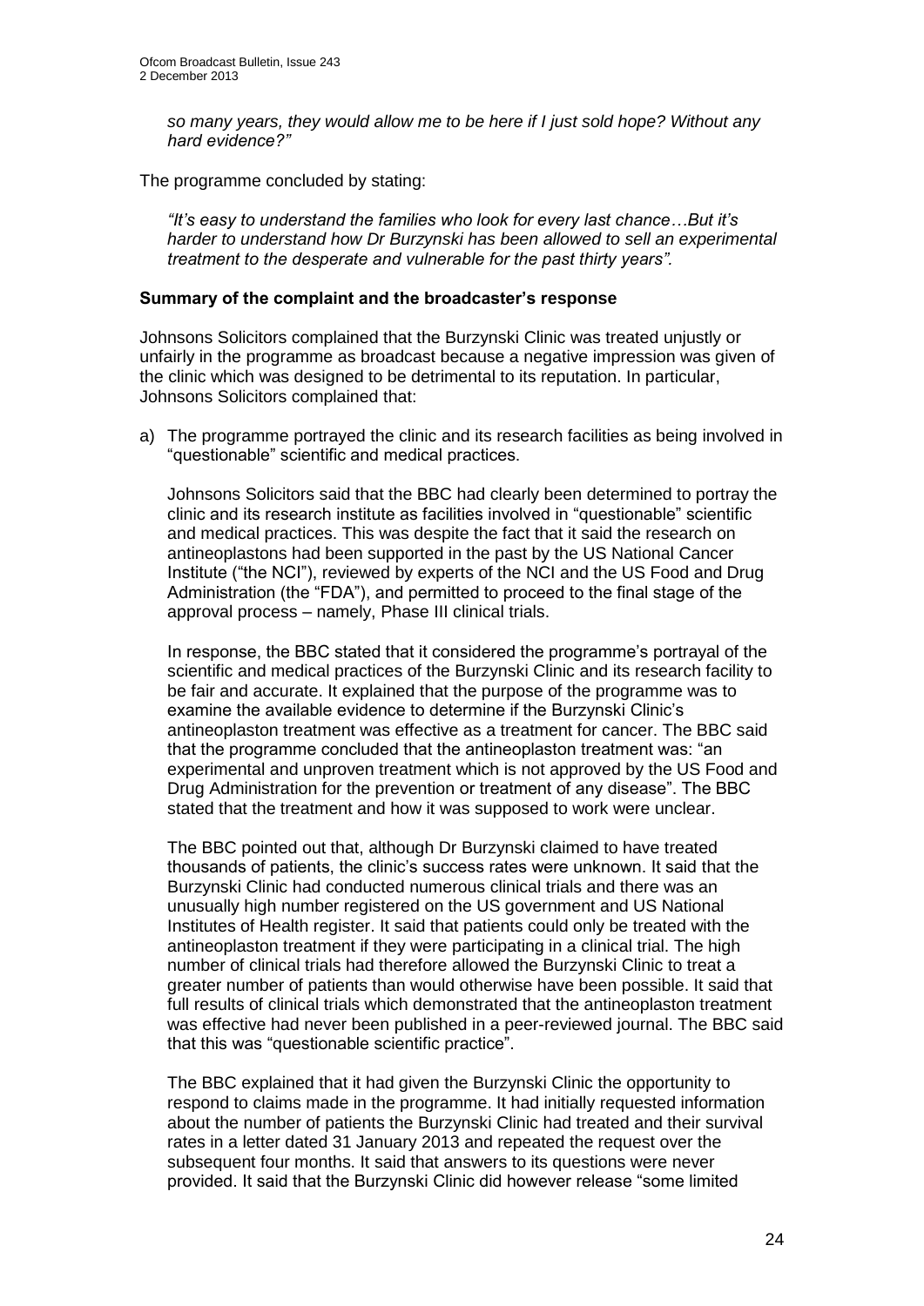*so many years, they would allow me to be here if I just sold hope? Without any hard evidence?"*

The programme concluded by stating:

*"It's easy to understand the families who look for every last chance…But it's harder to understand how Dr Burzynski has been allowed to sell an experimental treatment to the desperate and vulnerable for the past thirty years".*

**Summary of the complaint and the broadcaster's response**

Johnsons Solicitors complained that the Burzynski Clinic was treated unjustly or unfairly in the programme as broadcast because a negative impression was given of the clinic which was designed to be detrimental to its reputation. In particular, Johnsons Solicitors complained that:

a) The programme portrayed the clinic and its research facilities as being involved in "questionable" scientific and medical practices.

   Johnsons Solicitors said that the BBC had clearly been determined to portray the clinic and its research institute as facilities involved in "questionable" scientific and medical practices. This was despite the fact that it said the research on antineoplastons had been supported in the past by the US National Cancer Institute ("the NCI"), reviewed by experts of the NCI and the US Food and Drug Administration (the "FDA"), and permitted to proceed to the final stage of the approval process – namely, Phase III clinical trials.

   In response, the BBC stated that it considered the programme's portrayal of the scientific and medical practices of the Burzynski Clinic and its research facility to be fair and accurate. It explained that the purpose of the programme was to examine the available evidence to determine if the Burzynski Clinic's antineoplaston treatment was effective as a treatment for cancer. The BBC said that the programme concluded that the antineoplaston treatment was: "an experimental and unproven treatment which is not approved by the US Food and Drug Administration for the prevention or treatment of any disease". The BBC stated that the treatment and how it was supposed to work were unclear.

   The BBC pointed out that, although Dr Burzynski claimed to have treated thousands of patients, the clinic's success rates were unknown. It said that the Burzynski Clinic had conducted numerous clinical trials and there was an unusually high number registered on the US government and US National Institutes of Health register. It said that patients could only be treated with the antineoplaston treatment if they were participating in a clinical trial. The high number of clinical trials had therefore allowed the Burzynski Clinic to treat a greater number of patients than would otherwise have been possible. It said that full results of clinical trials which demonstrated that the antineoplaston treatment was effective had never been published in a peer-reviewed journal. The BBC said that this was "questionable scientific practice".

   The BBC explained that it had given the Burzynski Clinic the opportunity to respond to claims made in the programme. It had initially requested information about the number of patients the Burzynski Clinic had treated and their survival rates in a letter dated 31 January 2013 and repeated the request over the subsequent four months. It said that answers to its questions were never provided. It said that the Burzynski Clinic did however release "some limited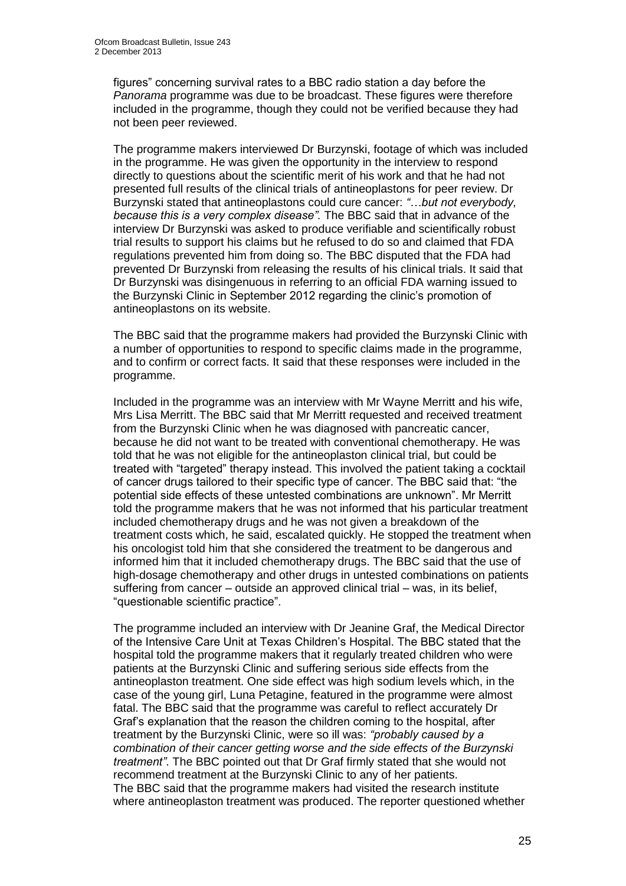figures" concerning survival rates to a BBC radio station a day before the *Panorama* programme was due to be broadcast. These figures were therefore included in the programme, though they could not be verified because they had not been peer reviewed.

The programme makers interviewed Dr Burzynski, footage of which was included in the programme. He was given the opportunity in the interview to respond directly to questions about the scientific merit of his work and that he had not presented full results of the clinical trials of antineoplastons for peer review. Dr Burzynski stated that antineoplastons could cure cancer: *"…but not everybody, because this is a very complex disease"*. The BBC said that in advance of the interview Dr Burzynski was asked to produce verifiable and scientifically robust trial results to support his claims but he refused to do so and claimed that FDA regulations prevented him from doing so. The BBC disputed that the FDA had prevented Dr Burzynski from releasing the results of his clinical trials. It said that Dr Burzynski was disingenuous in referring to an official FDA warning issued to the Burzynski Clinic in September 2012 regarding the clinic's promotion of antineoplastons on its website.

The BBC said that the programme makers had provided the Burzynski Clinic with a number of opportunities to respond to specific claims made in the programme, and to confirm or correct facts. It said that these responses were included in the programme.

Included in the programme was an interview with Mr Wayne Merritt and his wife, Mrs Lisa Merritt. The BBC said that Mr Merritt requested and received treatment from the Burzynski Clinic when he was diagnosed with pancreatic cancer, because he did not want to be treated with conventional chemotherapy. He was told that he was not eligible for the antineoplaston clinical trial, but could be treated with "targeted" therapy instead. This involved the patient taking a cocktail of cancer drugs tailored to their specific type of cancer. The BBC said that: "the potential side effects of these untested combinations are unknown". Mr Merritt told the programme makers that he was not informed that his particular treatment included chemotherapy drugs and he was not given a breakdown of the treatment costs which, he said, escalated quickly. He stopped the treatment when his oncologist told him that she considered the treatment to be dangerous and informed him that it included chemotherapy drugs. The BBC said that the use of high-dosage chemotherapy and other drugs in untested combinations on patients suffering from cancer – outside an approved clinical trial – was, in its belief, "questionable scientific practice".

The programme included an interview with Dr Jeanine Graf, the Medical Director of the Intensive Care Unit at Texas Children's Hospital. The BBC stated that the hospital told the programme makers that it regularly treated children who were patients at the Burzynski Clinic and suffering serious side effects from the antineoplaston treatment. One side effect was high sodium levels which, in the case of the young girl, Luna Petagine, featured in the programme were almost fatal. The BBC said that the programme was careful to reflect accurately Dr Graf's explanation that the reason the children coming to the hospital, after treatment by the Burzynski Clinic, were so ill was: *"probably caused by a combination of their cancer getting worse and the side effects of the Burzynski treatment"*. The BBC pointed out that Dr Graf firmly stated that she would not recommend treatment at the Burzynski Clinic to any of her patients.
The BBC said that the programme makers had visited the research institute where antineoplaston treatment was produced. The reporter questioned whether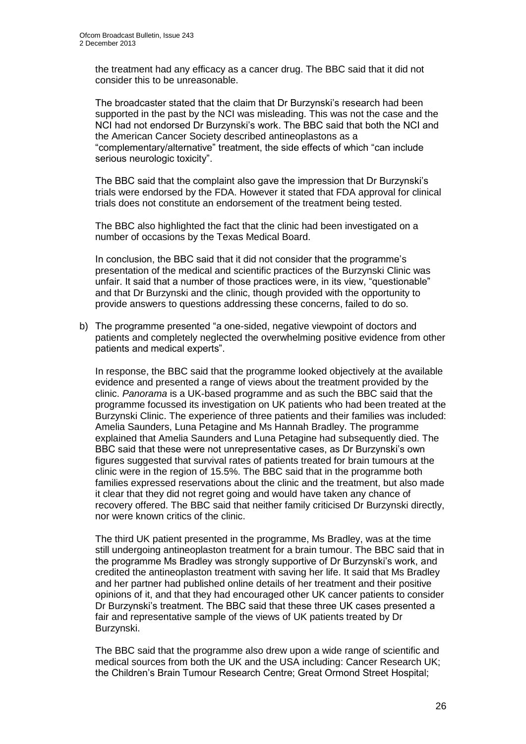the treatment had any efficacy as a cancer drug. The BBC said that it did not consider this to be unreasonable.

The broadcaster stated that the claim that Dr Burzynski's research had been supported in the past by the NCI was misleading. This was not the case and the NCI had not endorsed Dr Burzynski's work. The BBC said that both the NCI and the American Cancer Society described antineoplastons as a "complementary/alternative" treatment, the side effects of which "can include serious neurologic toxicity".

The BBC said that the complaint also gave the impression that Dr Burzynski's trials were endorsed by the FDA. However it stated that FDA approval for clinical trials does not constitute an endorsement of the treatment being tested.

The BBC also highlighted the fact that the clinic had been investigated on a number of occasions by the Texas Medical Board.

In conclusion, the BBC said that it did not consider that the programme's presentation of the medical and scientific practices of the Burzynski Clinic was unfair. It said that a number of those practices were, in its view, "questionable" and that Dr Burzynski and the clinic, though provided with the opportunity to provide answers to questions addressing these concerns, failed to do so.

b) The programme presented "a one-sided, negative viewpoint of doctors and patients and completely neglected the overwhelming positive evidence from other patients and medical experts".

   In response, the BBC said that the programme looked objectively at the available evidence and presented a range of views about the treatment provided by the clinic. *Panorama* is a UK-based programme and as such the BBC said that the programme focussed its investigation on UK patients who had been treated at the Burzynski Clinic. The experience of three patients and their families was included: Amelia Saunders, Luna Petagine and Ms Hannah Bradley. The programme explained that Amelia Saunders and Luna Petagine had subsequently died. The BBC said that these were not unrepresentative cases, as Dr Burzynski's own figures suggested that survival rates of patients treated for brain tumours at the clinic were in the region of 15.5%. The BBC said that in the programme both families expressed reservations about the clinic and the treatment, but also made it clear that they did not regret going and would have taken any chance of recovery offered. The BBC said that neither family criticised Dr Burzynski directly, nor were known critics of the clinic.

   The third UK patient presented in the programme, Ms Bradley, was at the time still undergoing antineoplaston treatment for a brain tumour. The BBC said that in the programme Ms Bradley was strongly supportive of Dr Burzynski's work, and credited the antineoplaston treatment with saving her life. It said that Ms Bradley and her partner had published online details of her treatment and their positive opinions of it, and that they had encouraged other UK cancer patients to consider Dr Burzynski's treatment. The BBC said that these three UK cases presented a fair and representative sample of the views of UK patients treated by Dr Burzynski.

   The BBC said that the programme also drew upon a wide range of scientific and medical sources from both the UK and the USA including: Cancer Research UK; the Children's Brain Tumour Research Centre; Great Ormond Street Hospital;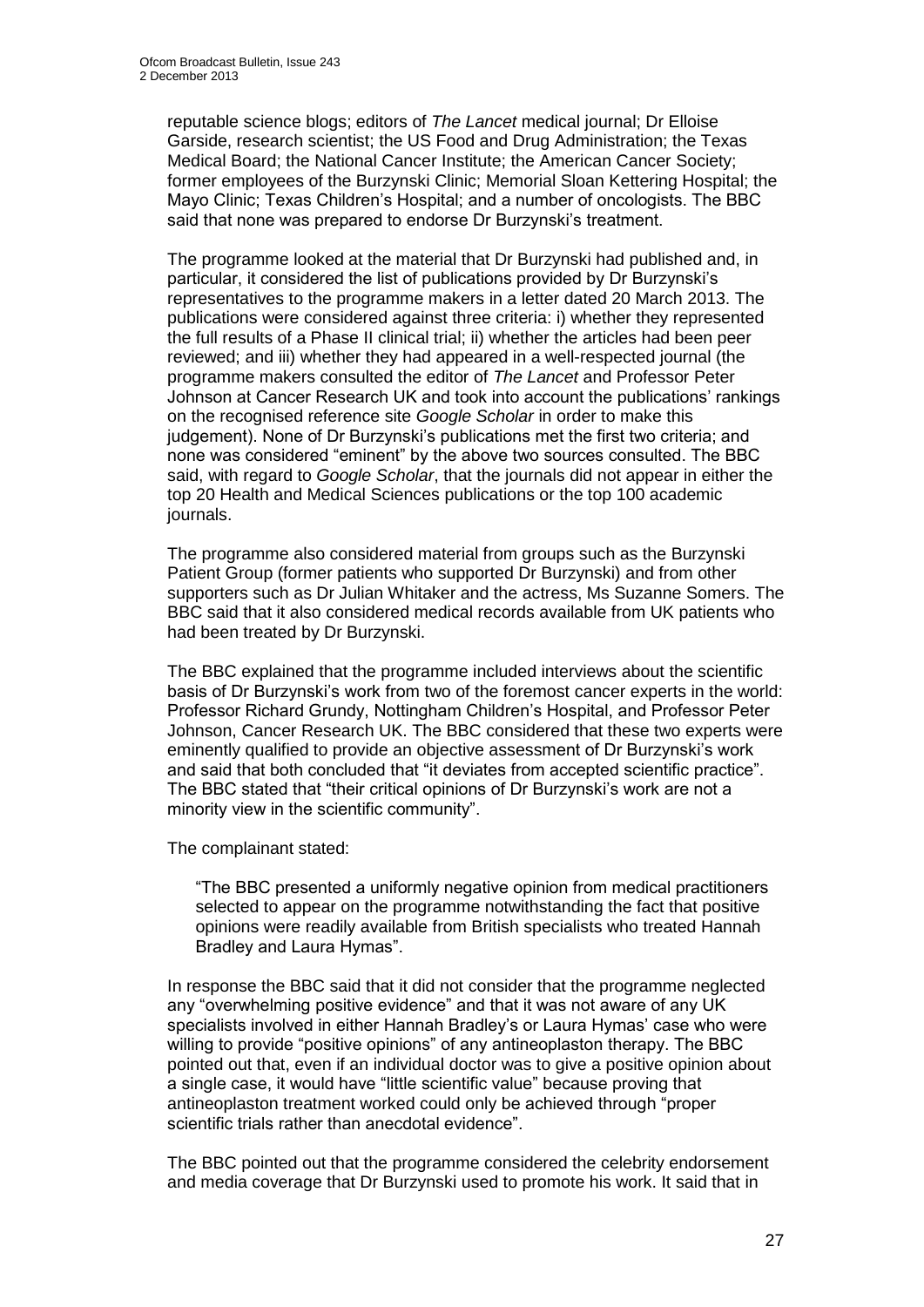reputable science blogs; editors of *The Lancet* medical journal; Dr Elloise Garside, research scientist; the US Food and Drug Administration; the Texas Medical Board; the National Cancer Institute; the American Cancer Society; former employees of the Burzynski Clinic; Memorial Sloan Kettering Hospital; the Mayo Clinic; Texas Children's Hospital; and a number of oncologists. The BBC said that none was prepared to endorse Dr Burzynski's treatment.

The programme looked at the material that Dr Burzynski had published and, in particular, it considered the list of publications provided by Dr Burzynski's representatives to the programme makers in a letter dated 20 March 2013. The publications were considered against three criteria: i) whether they represented the full results of a Phase II clinical trial; ii) whether the articles had been peer reviewed; and iii) whether they had appeared in a well-respected journal (the programme makers consulted the editor of *The Lancet* and Professor Peter Johnson at Cancer Research UK and took into account the publications' rankings on the recognised reference site *Google Scholar* in order to make this judgement). None of Dr Burzynski's publications met the first two criteria; and none was considered "eminent" by the above two sources consulted. The BBC said, with regard to *Google Scholar*, that the journals did not appear in either the top 20 Health and Medical Sciences publications or the top 100 academic journals.

The programme also considered material from groups such as the Burzynski Patient Group (former patients who supported Dr Burzynski) and from other supporters such as Dr Julian Whitaker and the actress, Ms Suzanne Somers. The BBC said that it also considered medical records available from UK patients who had been treated by Dr Burzynski.

The BBC explained that the programme included interviews about the scientific basis of Dr Burzynski's work from two of the foremost cancer experts in the world: Professor Richard Grundy, Nottingham Children's Hospital, and Professor Peter Johnson, Cancer Research UK. The BBC considered that these two experts were eminently qualified to provide an objective assessment of Dr Burzynski's work and said that both concluded that "it deviates from accepted scientific practice". The BBC stated that "their critical opinions of Dr Burzynski's work are not a minority view in the scientific community".

The complainant stated:

> "The BBC presented a uniformly negative opinion from medical practitioners selected to appear on the programme notwithstanding the fact that positive opinions were readily available from British specialists who treated Hannah Bradley and Laura Hymas".

In response the BBC said that it did not consider that the programme neglected any "overwhelming positive evidence" and that it was not aware of any UK specialists involved in either Hannah Bradley's or Laura Hymas' case who were willing to provide "positive opinions" of any antineoplaston therapy. The BBC pointed out that, even if an individual doctor was to give a positive opinion about a single case, it would have "little scientific value" because proving that antineoplaston treatment worked could only be achieved through "proper scientific trials rather than anecdotal evidence".

The BBC pointed out that the programme considered the celebrity endorsement and media coverage that Dr Burzynski used to promote his work. It said that in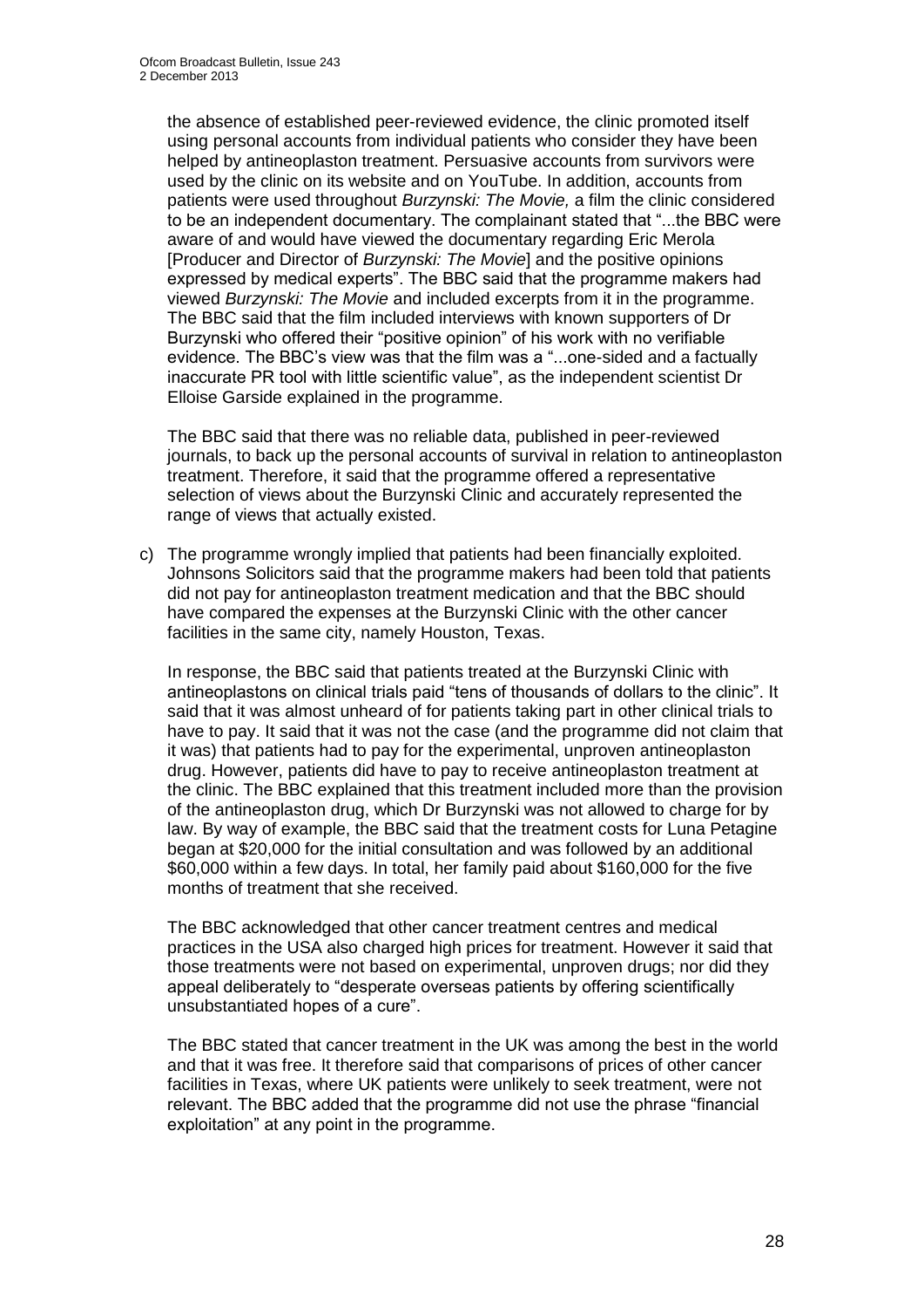the absence of established peer-reviewed evidence, the clinic promoted itself using personal accounts from individual patients who consider they have been helped by antineoplaston treatment. Persuasive accounts from survivors were used by the clinic on its website and on YouTube. In addition, accounts from patients were used throughout *Burzynski: The Movie,* a film the clinic considered to be an independent documentary. The complainant stated that "...the BBC were aware of and would have viewed the documentary regarding Eric Merola [Producer and Director of *Burzynski: The Movie*] and the positive opinions expressed by medical experts". The BBC said that the programme makers had viewed *Burzynski: The Movie* and included excerpts from it in the programme. The BBC said that the film included interviews with known supporters of Dr Burzynski who offered their "positive opinion" of his work with no verifiable evidence. The BBC's view was that the film was a "...one-sided and a factually inaccurate PR tool with little scientific value", as the independent scientist Dr Elloise Garside explained in the programme.

The BBC said that there was no reliable data, published in peer-reviewed journals, to back up the personal accounts of survival in relation to antineoplaston treatment. Therefore, it said that the programme offered a representative selection of views about the Burzynski Clinic and accurately represented the range of views that actually existed.

c) The programme wrongly implied that patients had been financially exploited. Johnsons Solicitors said that the programme makers had been told that patients did not pay for antineoplaston treatment medication and that the BBC should have compared the expenses at the Burzynski Clinic with the other cancer facilities in the same city, namely Houston, Texas.

In response, the BBC said that patients treated at the Burzynski Clinic with antineoplastons on clinical trials paid "tens of thousands of dollars to the clinic". It said that it was almost unheard of for patients taking part in other clinical trials to have to pay. It said that it was not the case (and the programme did not claim that it was) that patients had to pay for the experimental, unproven antineoplaston drug. However, patients did have to pay to receive antineoplaston treatment at the clinic. The BBC explained that this treatment included more than the provision of the antineoplaston drug, which Dr Burzynski was not allowed to charge for by law. By way of example, the BBC said that the treatment costs for Luna Petagine began at $20,000 for the initial consultation and was followed by an additional $60,000 within a few days. In total, her family paid about $160,000 for the five months of treatment that she received.

The BBC acknowledged that other cancer treatment centres and medical practices in the USA also charged high prices for treatment. However it said that those treatments were not based on experimental, unproven drugs; nor did they appeal deliberately to "desperate overseas patients by offering scientifically unsubstantiated hopes of a cure".

The BBC stated that cancer treatment in the UK was among the best in the world and that it was free. It therefore said that comparisons of prices of other cancer facilities in Texas, where UK patients were unlikely to seek treatment, were not relevant. The BBC added that the programme did not use the phrase "financial exploitation" at any point in the programme.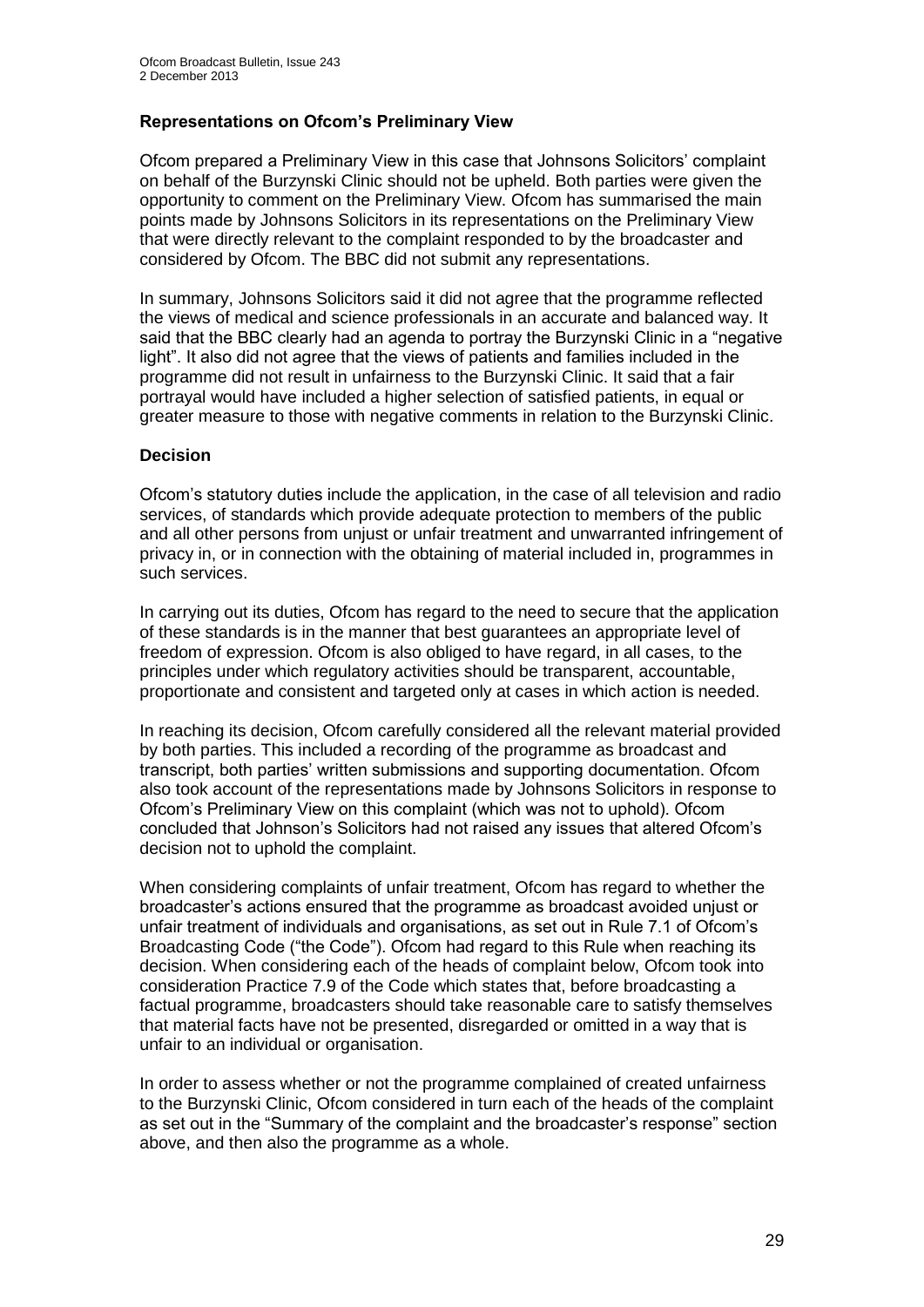**Representations on Ofcom's Preliminary View**

Ofcom prepared a Preliminary View in this case that Johnsons Solicitors' complaint on behalf of the Burzynski Clinic should not be upheld. Both parties were given the opportunity to comment on the Preliminary View. Ofcom has summarised the main points made by Johnsons Solicitors in its representations on the Preliminary View that were directly relevant to the complaint responded to by the broadcaster and considered by Ofcom. The BBC did not submit any representations.

In summary, Johnsons Solicitors said it did not agree that the programme reflected the views of medical and science professionals in an accurate and balanced way. It said that the BBC clearly had an agenda to portray the Burzynski Clinic in a "negative light". It also did not agree that the views of patients and families included in the programme did not result in unfairness to the Burzynski Clinic. It said that a fair portrayal would have included a higher selection of satisfied patients, in equal or greater measure to those with negative comments in relation to the Burzynski Clinic.

**Decision**

Ofcom's statutory duties include the application, in the case of all television and radio services, of standards which provide adequate protection to members of the public and all other persons from unjust or unfair treatment and unwarranted infringement of privacy in, or in connection with the obtaining of material included in, programmes in such services.

In carrying out its duties, Ofcom has regard to the need to secure that the application of these standards is in the manner that best guarantees an appropriate level of freedom of expression. Ofcom is also obliged to have regard, in all cases, to the principles under which regulatory activities should be transparent, accountable, proportionate and consistent and targeted only at cases in which action is needed.

In reaching its decision, Ofcom carefully considered all the relevant material provided by both parties. This included a recording of the programme as broadcast and transcript, both parties' written submissions and supporting documentation. Ofcom also took account of the representations made by Johnsons Solicitors in response to Ofcom's Preliminary View on this complaint (which was not to uphold). Ofcom concluded that Johnson's Solicitors had not raised any issues that altered Ofcom's decision not to uphold the complaint.

When considering complaints of unfair treatment, Ofcom has regard to whether the broadcaster's actions ensured that the programme as broadcast avoided unjust or unfair treatment of individuals and organisations, as set out in Rule 7.1 of Ofcom's Broadcasting Code ("the Code"). Ofcom had regard to this Rule when reaching its decision. When considering each of the heads of complaint below, Ofcom took into consideration Practice 7.9 of the Code which states that, before broadcasting a factual programme, broadcasters should take reasonable care to satisfy themselves that material facts have not be presented, disregarded or omitted in a way that is unfair to an individual or organisation.

In order to assess whether or not the programme complained of created unfairness to the Burzynski Clinic, Ofcom considered in turn each of the heads of the complaint as set out in the "Summary of the complaint and the broadcaster's response" section above, and then also the programme as a whole.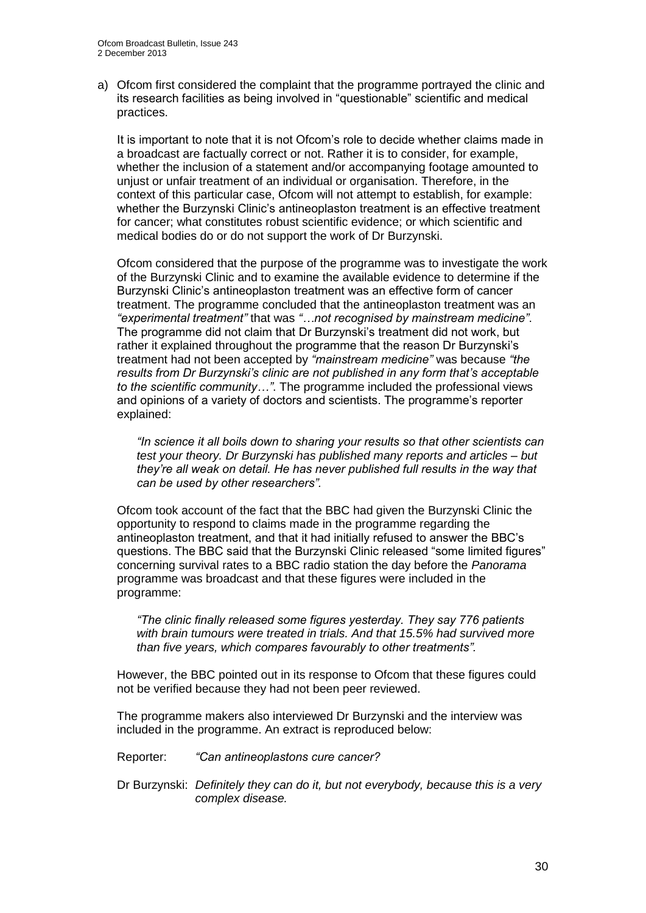a) Ofcom first considered the complaint that the programme portrayed the clinic and its research facilities as being involved in "questionable" scientific and medical practices.

It is important to note that it is not Ofcom's role to decide whether claims made in a broadcast are factually correct or not. Rather it is to consider, for example, whether the inclusion of a statement and/or accompanying footage amounted to unjust or unfair treatment of an individual or organisation. Therefore, in the context of this particular case, Ofcom will not attempt to establish, for example: whether the Burzynski Clinic's antineoplaston treatment is an effective treatment for cancer; what constitutes robust scientific evidence; or which scientific and medical bodies do or do not support the work of Dr Burzynski.

Ofcom considered that the purpose of the programme was to investigate the work of the Burzynski Clinic and to examine the available evidence to determine if the Burzynski Clinic's antineoplaston treatment was an effective form of cancer treatment. The programme concluded that the antineoplaston treatment was an *"experimental treatment"* that was *"…not recognised by mainstream medicine"*. The programme did not claim that Dr Burzynski's treatment did not work, but rather it explained throughout the programme that the reason Dr Burzynski's treatment had not been accepted by *"mainstream medicine"* was because *"the results from Dr Burzynski's clinic are not published in any form that's acceptable to the scientific community…"*. The programme included the professional views and opinions of a variety of doctors and scientists. The programme's reporter explained:

> *"In science it all boils down to sharing your results so that other scientists can test your theory. Dr Burzynski has published many reports and articles – but they're all weak on detail. He has never published full results in the way that can be used by other researchers"*.

Ofcom took account of the fact that the BBC had given the Burzynski Clinic the opportunity to respond to claims made in the programme regarding the antineoplaston treatment, and that it had initially refused to answer the BBC's questions. The BBC said that the Burzynski Clinic released "some limited figures" concerning survival rates to a BBC radio station the day before the *Panorama* programme was broadcast and that these figures were included in the programme:

> *"The clinic finally released some figures yesterday. They say 776 patients with brain tumours were treated in trials. And that 15.5% had survived more than five years, which compares favourably to other treatments"*.

However, the BBC pointed out in its response to Ofcom that these figures could not be verified because they had not been peer reviewed.

The programme makers also interviewed Dr Burzynski and the interview was included in the programme. An extract is reproduced below:

Reporter: *"Can antineoplastons cure cancer?*

Dr Burzynski: *Definitely they can do it, but not everybody, because this is a very complex disease.*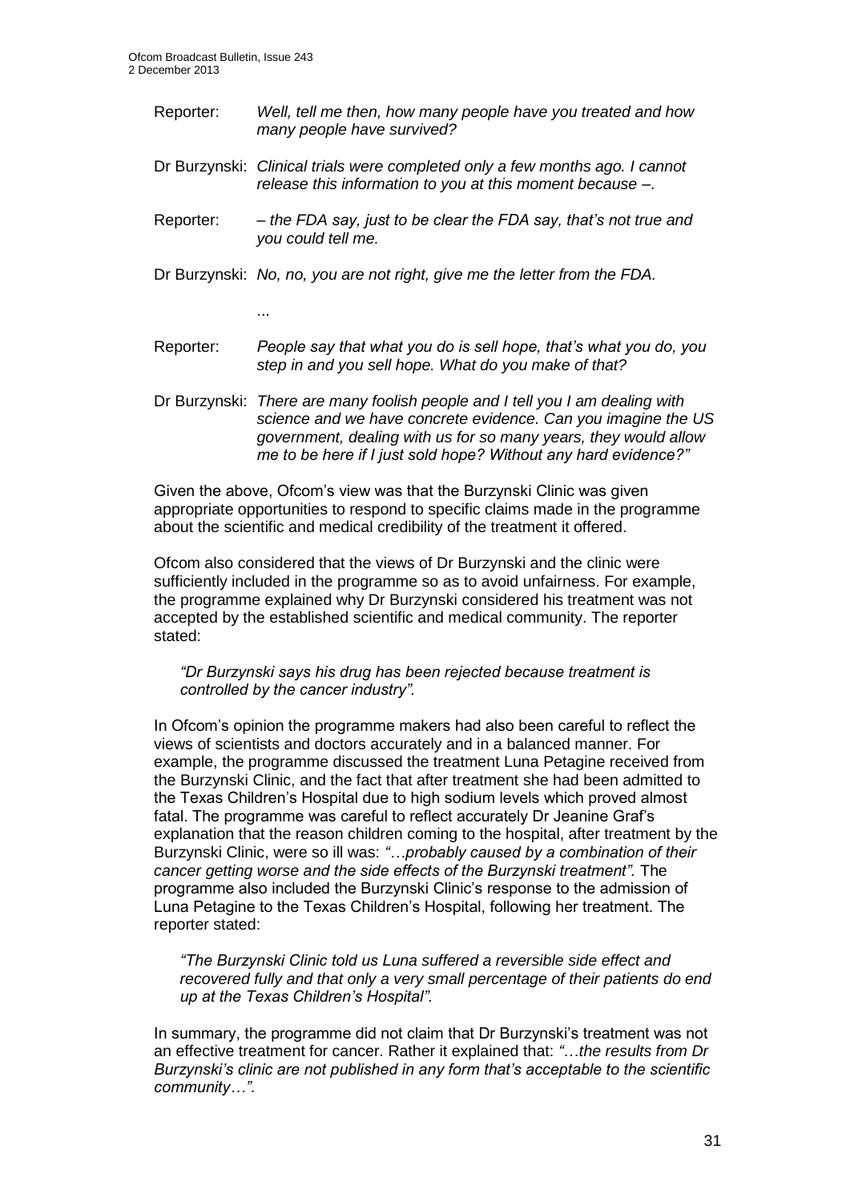Reporter: *Well, tell me then, how many people have you treated and how many people have survived?*

Dr Burzynski: *Clinical trials were completed only a few months ago. I cannot release this information to you at this moment because –.*

Reporter: *– the FDA say, just to be clear the FDA say, that's not true and you could tell me.*

Dr Burzynski: *No, no, you are not right, give me the letter from the FDA.*

...

Reporter: *People say that what you do is sell hope, that's what you do, you step in and you sell hope. What do you make of that?*

Dr Burzynski: *There are many foolish people and I tell you I am dealing with science and we have concrete evidence. Can you imagine the US government, dealing with us for so many years, they would allow me to be here if I just sold hope? Without any hard evidence?"*

Given the above, Ofcom's view was that the Burzynski Clinic was given appropriate opportunities to respond to specific claims made in the programme about the scientific and medical credibility of the treatment it offered.

Ofcom also considered that the views of Dr Burzynski and the clinic were sufficiently included in the programme so as to avoid unfairness. For example, the programme explained why Dr Burzynski considered his treatment was not accepted by the established scientific and medical community. The reporter stated:

> *"Dr Burzynski says his drug has been rejected because treatment is controlled by the cancer industry".*

In Ofcom's opinion the programme makers had also been careful to reflect the views of scientists and doctors accurately and in a balanced manner. For example, the programme discussed the treatment Luna Petagine received from the Burzynski Clinic, and the fact that after treatment she had been admitted to the Texas Children's Hospital due to high sodium levels which proved almost fatal. The programme was careful to reflect accurately Dr Jeanine Graf's explanation that the reason children coming to the hospital, after treatment by the Burzynski Clinic, were so ill was: *"…probably caused by a combination of their cancer getting worse and the side effects of the Burzynski treatment"*. The programme also included the Burzynski Clinic's response to the admission of Luna Petagine to the Texas Children's Hospital, following her treatment. The reporter stated:

> *"The Burzynski Clinic told us Luna suffered a reversible side effect and recovered fully and that only a very small percentage of their patients do end up at the Texas Children's Hospital".*

In summary, the programme did not claim that Dr Burzynski's treatment was not an effective treatment for cancer. Rather it explained that: *"…the results from Dr Burzynski's clinic are not published in any form that's acceptable to the scientific community…"*.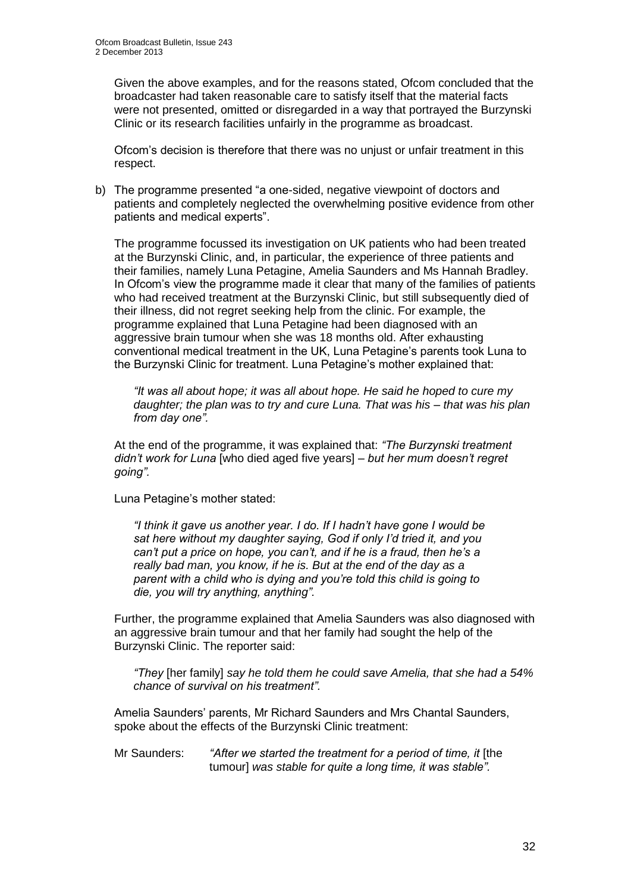Given the above examples, and for the reasons stated, Ofcom concluded that the broadcaster had taken reasonable care to satisfy itself that the material facts were not presented, omitted or disregarded in a way that portrayed the Burzynski Clinic or its research facilities unfairly in the programme as broadcast.

Ofcom's decision is therefore that there was no unjust or unfair treatment in this respect.

b) The programme presented "a one-sided, negative viewpoint of doctors and patients and completely neglected the overwhelming positive evidence from other patients and medical experts".

The programme focussed its investigation on UK patients who had been treated at the Burzynski Clinic, and, in particular, the experience of three patients and their families, namely Luna Petagine, Amelia Saunders and Ms Hannah Bradley. In Ofcom's view the programme made it clear that many of the families of patients who had received treatment at the Burzynski Clinic, but still subsequently died of their illness, did not regret seeking help from the clinic. For example, the programme explained that Luna Petagine had been diagnosed with an aggressive brain tumour when she was 18 months old. After exhausting conventional medical treatment in the UK, Luna Petagine's parents took Luna to the Burzynski Clinic for treatment. Luna Petagine's mother explained that:

> *"It was all about hope; it was all about hope. He said he hoped to cure my daughter; the plan was to try and cure Luna. That was his – that was his plan from day one".*

At the end of the programme, it was explained that: *"The Burzynski treatment didn't work for Luna* [who died aged five years] *– but her mum doesn't regret going".*

Luna Petagine's mother stated:

> *"I think it gave us another year. I do. If I hadn't have gone I would be sat here without my daughter saying, God if only I'd tried it, and you can't put a price on hope, you can't, and if he is a fraud, then he's a really bad man, you know, if he is. But at the end of the day as a parent with a child who is dying and you're told this child is going to die, you will try anything, anything".*

Further, the programme explained that Amelia Saunders was also diagnosed with an aggressive brain tumour and that her family had sought the help of the Burzynski Clinic. The reporter said:

> *"They* [her family] *say he told them he could save Amelia, that she had a 54% chance of survival on his treatment".*

Amelia Saunders' parents, Mr Richard Saunders and Mrs Chantal Saunders, spoke about the effects of the Burzynski Clinic treatment:

Mr Saunders: *"After we started the treatment for a period of time, it* [the tumour] *was stable for quite a long time, it was stable".*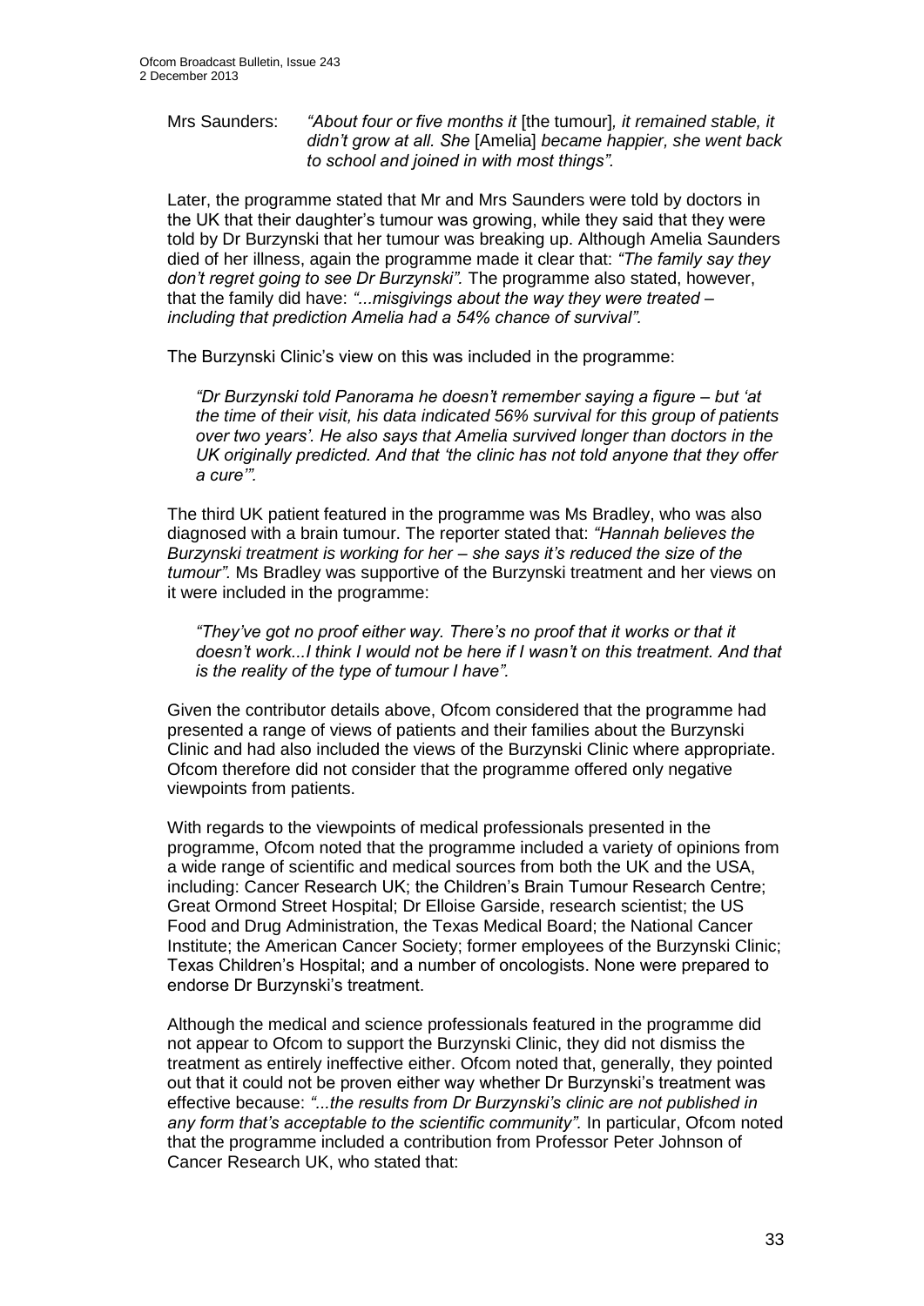Mrs Saunders: *"About four or five months it* [the tumour]*, it remained stable, it didn't grow at all. She* [Amelia] *became happier, she went back to school and joined in with most things".*

Later, the programme stated that Mr and Mrs Saunders were told by doctors in the UK that their daughter's tumour was growing, while they said that they were told by Dr Burzynski that her tumour was breaking up. Although Amelia Saunders died of her illness, again the programme made it clear that: *"The family say they don't regret going to see Dr Burzynski".* The programme also stated, however, that the family did have: *"...misgivings about the way they were treated – including that prediction Amelia had a 54% chance of survival"*.

The Burzynski Clinic's view on this was included in the programme:

> *"Dr Burzynski told Panorama he doesn't remember saying a figure – but 'at the time of their visit, his data indicated 56% survival for this group of patients over two years'. He also says that Amelia survived longer than doctors in the UK originally predicted. And that 'the clinic has not told anyone that they offer a cure'".*

The third UK patient featured in the programme was Ms Bradley, who was also diagnosed with a brain tumour. The reporter stated that: *"Hannah believes the Burzynski treatment is working for her – she says it's reduced the size of the tumour".* Ms Bradley was supportive of the Burzynski treatment and her views on it were included in the programme:

> *"They've got no proof either way. There's no proof that it works or that it doesn't work...I think I would not be here if I wasn't on this treatment. And that is the reality of the type of tumour I have".*

Given the contributor details above, Ofcom considered that the programme had presented a range of views of patients and their families about the Burzynski Clinic and had also included the views of the Burzynski Clinic where appropriate. Ofcom therefore did not consider that the programme offered only negative viewpoints from patients.

With regards to the viewpoints of medical professionals presented in the programme, Ofcom noted that the programme included a variety of opinions from a wide range of scientific and medical sources from both the UK and the USA, including: Cancer Research UK; the Children's Brain Tumour Research Centre; Great Ormond Street Hospital; Dr Elloise Garside, research scientist; the US Food and Drug Administration, the Texas Medical Board; the National Cancer Institute; the American Cancer Society; former employees of the Burzynski Clinic; Texas Children's Hospital; and a number of oncologists. None were prepared to endorse Dr Burzynski's treatment.

Although the medical and science professionals featured in the programme did not appear to Ofcom to support the Burzynski Clinic, they did not dismiss the treatment as entirely ineffective either. Ofcom noted that, generally, they pointed out that it could not be proven either way whether Dr Burzynski's treatment was effective because: *"...the results from Dr Burzynski's clinic are not published in any form that's acceptable to the scientific community".* In particular, Ofcom noted that the programme included a contribution from Professor Peter Johnson of Cancer Research UK, who stated that: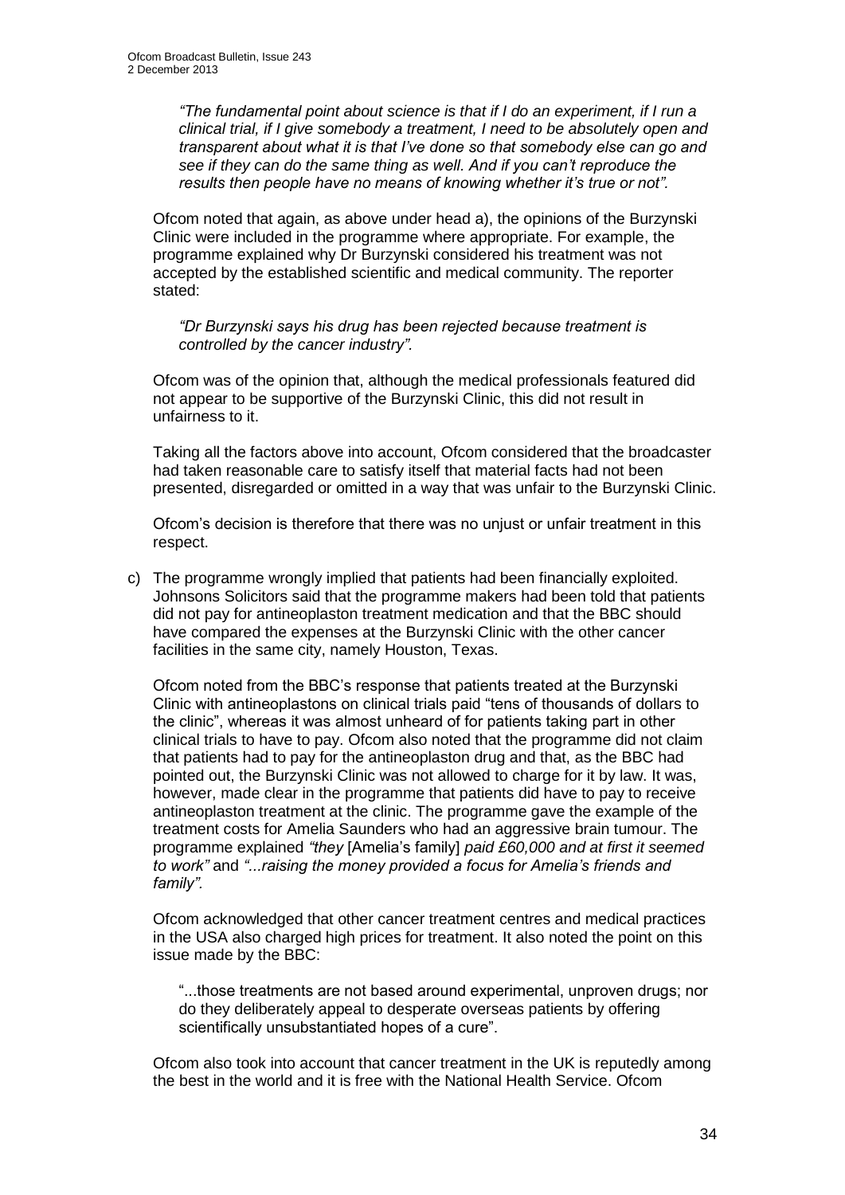*"The fundamental point about science is that if I do an experiment, if I run a clinical trial, if I give somebody a treatment, I need to be absolutely open and transparent about what it is that I've done so that somebody else can go and see if they can do the same thing as well. And if you can't reproduce the results then people have no means of knowing whether it's true or not".*

Ofcom noted that again, as above under head a), the opinions of the Burzynski Clinic were included in the programme where appropriate. For example, the programme explained why Dr Burzynski considered his treatment was not accepted by the established scientific and medical community. The reporter stated:

*"Dr Burzynski says his drug has been rejected because treatment is controlled by the cancer industry".*

Ofcom was of the opinion that, although the medical professionals featured did not appear to be supportive of the Burzynski Clinic, this did not result in unfairness to it.

Taking all the factors above into account, Ofcom considered that the broadcaster had taken reasonable care to satisfy itself that material facts had not been presented, disregarded or omitted in a way that was unfair to the Burzynski Clinic.

Ofcom's decision is therefore that there was no unjust or unfair treatment in this respect.

c) The programme wrongly implied that patients had been financially exploited. Johnsons Solicitors said that the programme makers had been told that patients did not pay for antineoplaston treatment medication and that the BBC should have compared the expenses at the Burzynski Clinic with the other cancer facilities in the same city, namely Houston, Texas.

Ofcom noted from the BBC's response that patients treated at the Burzynski Clinic with antineoplastons on clinical trials paid "tens of thousands of dollars to the clinic", whereas it was almost unheard of for patients taking part in other clinical trials to have to pay. Ofcom also noted that the programme did not claim that patients had to pay for the antineoplaston drug and that, as the BBC had pointed out, the Burzynski Clinic was not allowed to charge for it by law. It was, however, made clear in the programme that patients did have to pay to receive antineoplaston treatment at the clinic. The programme gave the example of the treatment costs for Amelia Saunders who had an aggressive brain tumour. The programme explained *"they* [Amelia's family] *paid £60,000 and at first it seemed to work"* and *"...raising the money provided a focus for Amelia's friends and family".*

Ofcom acknowledged that other cancer treatment centres and medical practices in the USA also charged high prices for treatment. It also noted the point on this issue made by the BBC:

"...those treatments are not based around experimental, unproven drugs; nor do they deliberately appeal to desperate overseas patients by offering scientifically unsubstantiated hopes of a cure".

Ofcom also took into account that cancer treatment in the UK is reputedly among the best in the world and it is free with the National Health Service. Ofcom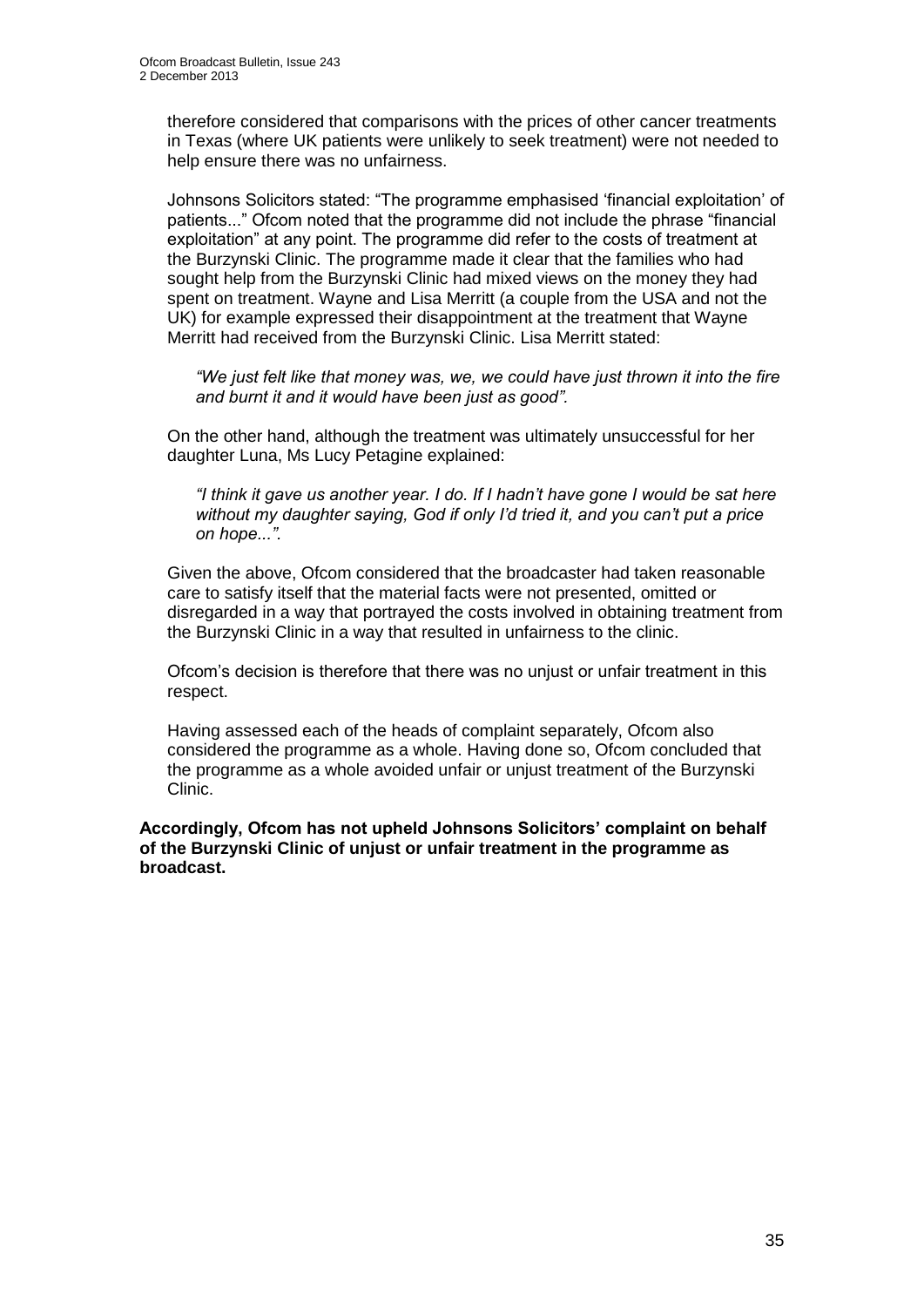therefore considered that comparisons with the prices of other cancer treatments in Texas (where UK patients were unlikely to seek treatment) were not needed to help ensure there was no unfairness.

Johnsons Solicitors stated: "The programme emphasised 'financial exploitation' of patients..." Ofcom noted that the programme did not include the phrase "financial exploitation" at any point. The programme did refer to the costs of treatment at the Burzynski Clinic. The programme made it clear that the families who had sought help from the Burzynski Clinic had mixed views on the money they had spent on treatment. Wayne and Lisa Merritt (a couple from the USA and not the UK) for example expressed their disappointment at the treatment that Wayne Merritt had received from the Burzynski Clinic. Lisa Merritt stated:

> *"We just felt like that money was, we, we could have just thrown it into the fire and burnt it and it would have been just as good".*

On the other hand, although the treatment was ultimately unsuccessful for her daughter Luna, Ms Lucy Petagine explained:

> *"I think it gave us another year. I do. If I hadn't have gone I would be sat here without my daughter saying, God if only I'd tried it, and you can't put a price on hope...".*

Given the above, Ofcom considered that the broadcaster had taken reasonable care to satisfy itself that the material facts were not presented, omitted or disregarded in a way that portrayed the costs involved in obtaining treatment from the Burzynski Clinic in a way that resulted in unfairness to the clinic.

Ofcom's decision is therefore that there was no unjust or unfair treatment in this respect.

Having assessed each of the heads of complaint separately, Ofcom also considered the programme as a whole. Having done so, Ofcom concluded that the programme as a whole avoided unfair or unjust treatment of the Burzynski Clinic.

**Accordingly, Ofcom has not upheld Johnsons Solicitors' complaint on behalf of the Burzynski Clinic of unjust or unfair treatment in the programme as broadcast.**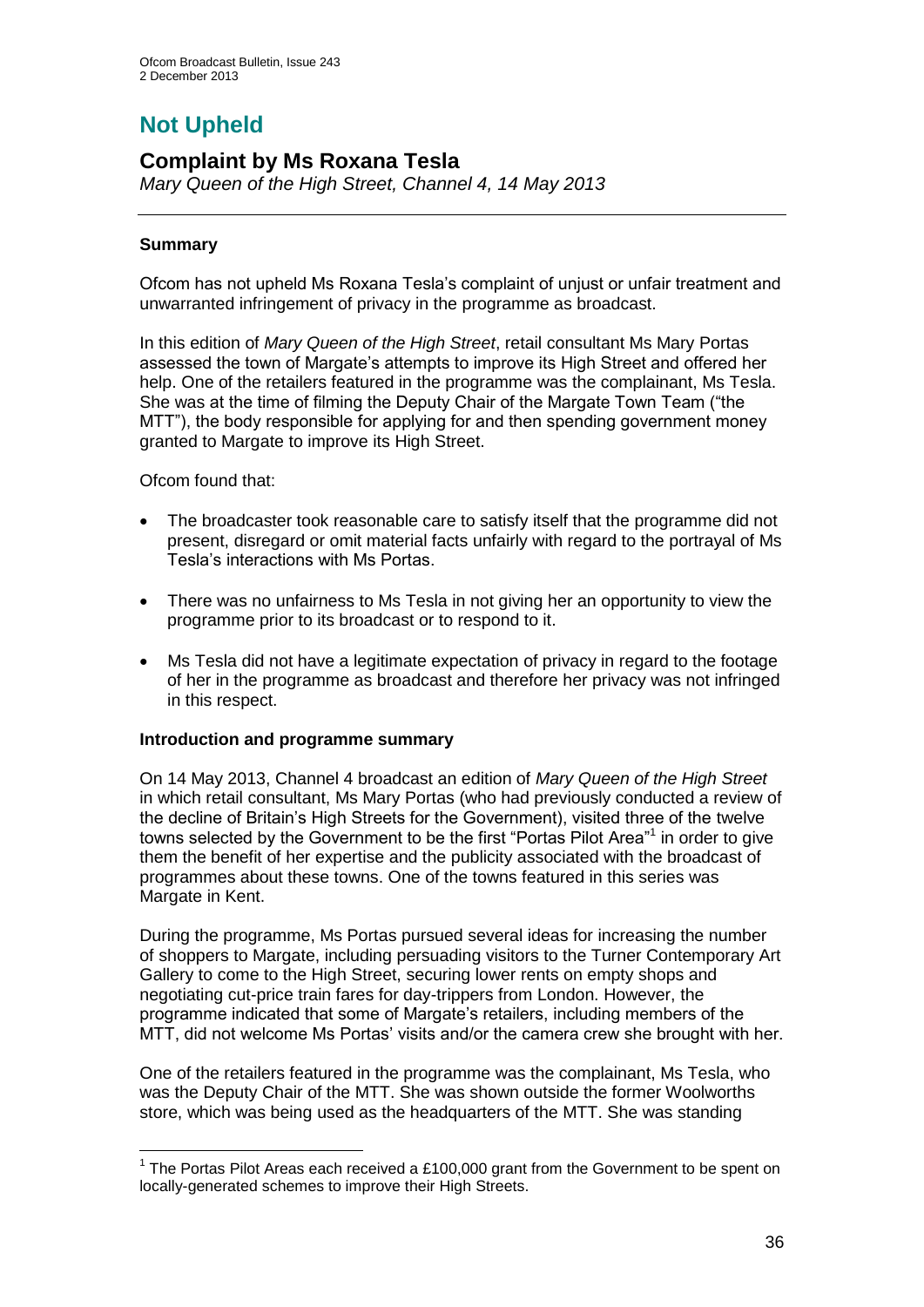# Not Upheld

## Complaint by Ms Roxana Tesla

*Mary Queen of the High Street, Channel 4, 14 May 2013*

### Summary

Ofcom has not upheld Ms Roxana Tesla's complaint of unjust or unfair treatment and unwarranted infringement of privacy in the programme as broadcast.

In this edition of *Mary Queen of the High Street*, retail consultant Ms Mary Portas assessed the town of Margate's attempts to improve its High Street and offered her help. One of the retailers featured in the programme was the complainant, Ms Tesla. She was at the time of filming the Deputy Chair of the Margate Town Team ("the MTT"), the body responsible for applying for and then spending government money granted to Margate to improve its High Street.

Ofcom found that:

- The broadcaster took reasonable care to satisfy itself that the programme did not present, disregard or omit material facts unfairly with regard to the portrayal of Ms Tesla's interactions with Ms Portas.
- There was no unfairness to Ms Tesla in not giving her an opportunity to view the programme prior to its broadcast or to respond to it.
- Ms Tesla did not have a legitimate expectation of privacy in regard to the footage of her in the programme as broadcast and therefore her privacy was not infringed in this respect.

### Introduction and programme summary

On 14 May 2013, Channel 4 broadcast an edition of *Mary Queen of the High Street* in which retail consultant, Ms Mary Portas (who had previously conducted a review of the decline of Britain's High Streets for the Government), visited three of the twelve towns selected by the Government to be the first "Portas Pilot Area"[1] in order to give them the benefit of her expertise and the publicity associated with the broadcast of programmes about these towns. One of the towns featured in this series was Margate in Kent.

During the programme, Ms Portas pursued several ideas for increasing the number of shoppers to Margate, including persuading visitors to the Turner Contemporary Art Gallery to come to the High Street, securing lower rents on empty shops and negotiating cut-price train fares for day-trippers from London. However, the programme indicated that some of Margate's retailers, including members of the MTT, did not welcome Ms Portas' visits and/or the camera crew she brought with her.

One of the retailers featured in the programme was the complainant, Ms Tesla, who was the Deputy Chair of the MTT. She was shown outside the former Woolworths store, which was being used as the headquarters of the MTT. She was standing

---

[1] The Portas Pilot Areas each received a £100,000 grant from the Government to be spent on locally-generated schemes to improve their High Streets.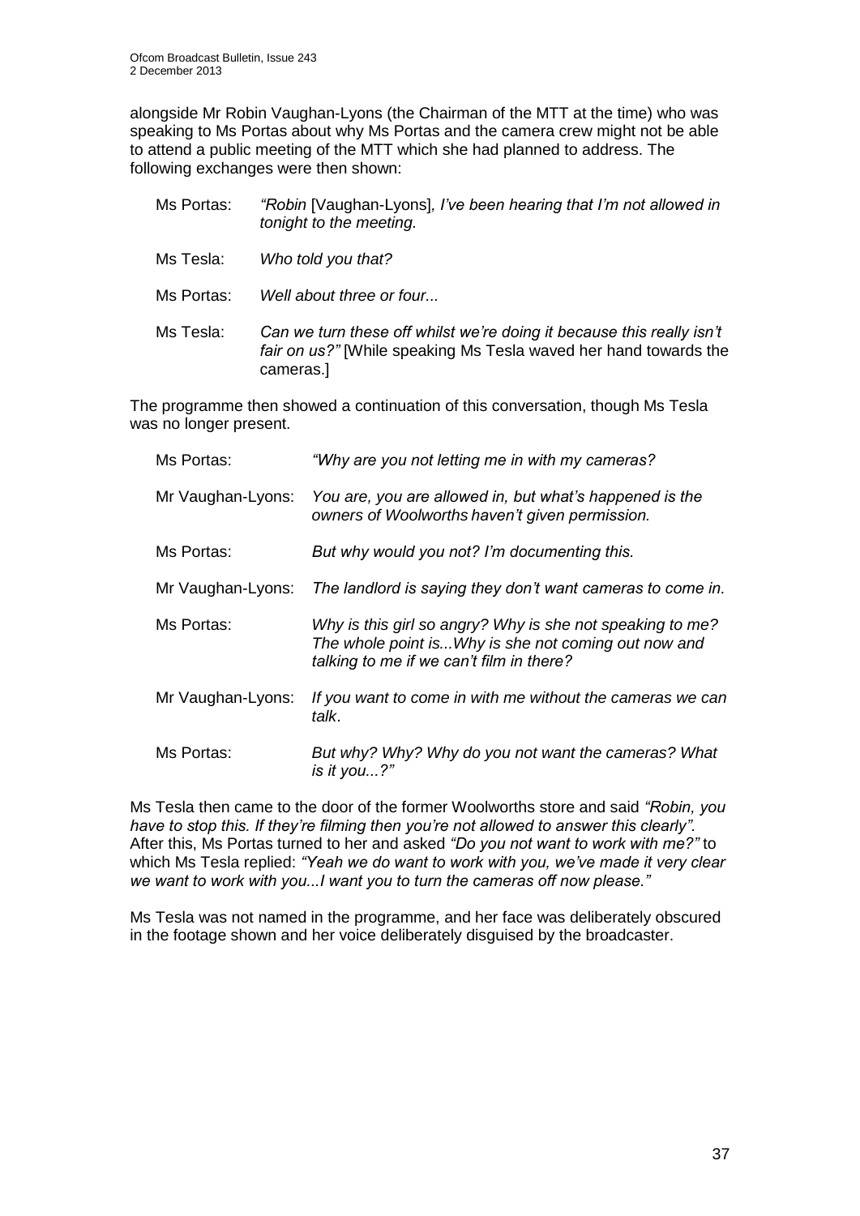alongside Mr Robin Vaughan-Lyons (the Chairman of the MTT at the time) who was speaking to Ms Portas about why Ms Portas and the camera crew might not be able to attend a public meeting of the MTT which she had planned to address. The following exchanges were then shown:

| | |
|---|---|
| Ms Portas: | *"Robin* [Vaughan-Lyons]*, I've been hearing that I'm not allowed in tonight to the meeting.* |
| Ms Tesla: | *Who told you that?* |
| Ms Portas: | *Well about three or four...* |
| Ms Tesla: | *Can we turn these off whilst we're doing it because this really isn't fair on us?"* [While speaking Ms Tesla waved her hand towards the cameras.] |

The programme then showed a continuation of this conversation, though Ms Tesla was no longer present.

| | |
|---|---|
| Ms Portas: | *"Why are you not letting me in with my cameras?* |
| Mr Vaughan-Lyons: | *You are, you are allowed in, but what's happened is the owners of Woolworths haven't given permission.* |
| Ms Portas: | *But why would you not? I'm documenting this.* |
| Mr Vaughan-Lyons: | *The landlord is saying they don't want cameras to come in.* |
| Ms Portas: | *Why is this girl so angry? Why is she not speaking to me? The whole point is...Why is she not coming out now and talking to me if we can't film in there?* |
| Mr Vaughan-Lyons: | *If you want to come in with me without the cameras we can talk*. |
| Ms Portas: | *But why? Why? Why do you not want the cameras? What is it you...?"* |

Ms Tesla then came to the door of the former Woolworths store and said *"Robin, you have to stop this. If they're filming then you're not allowed to answer this clearly"*. After this, Ms Portas turned to her and asked *"Do you not want to work with me?"* to which Ms Tesla replied: *"Yeah we do want to work with you, we've made it very clear we want to work with you...I want you to turn the cameras off now please."*

Ms Tesla was not named in the programme, and her face was deliberately obscured in the footage shown and her voice deliberately disguised by the broadcaster.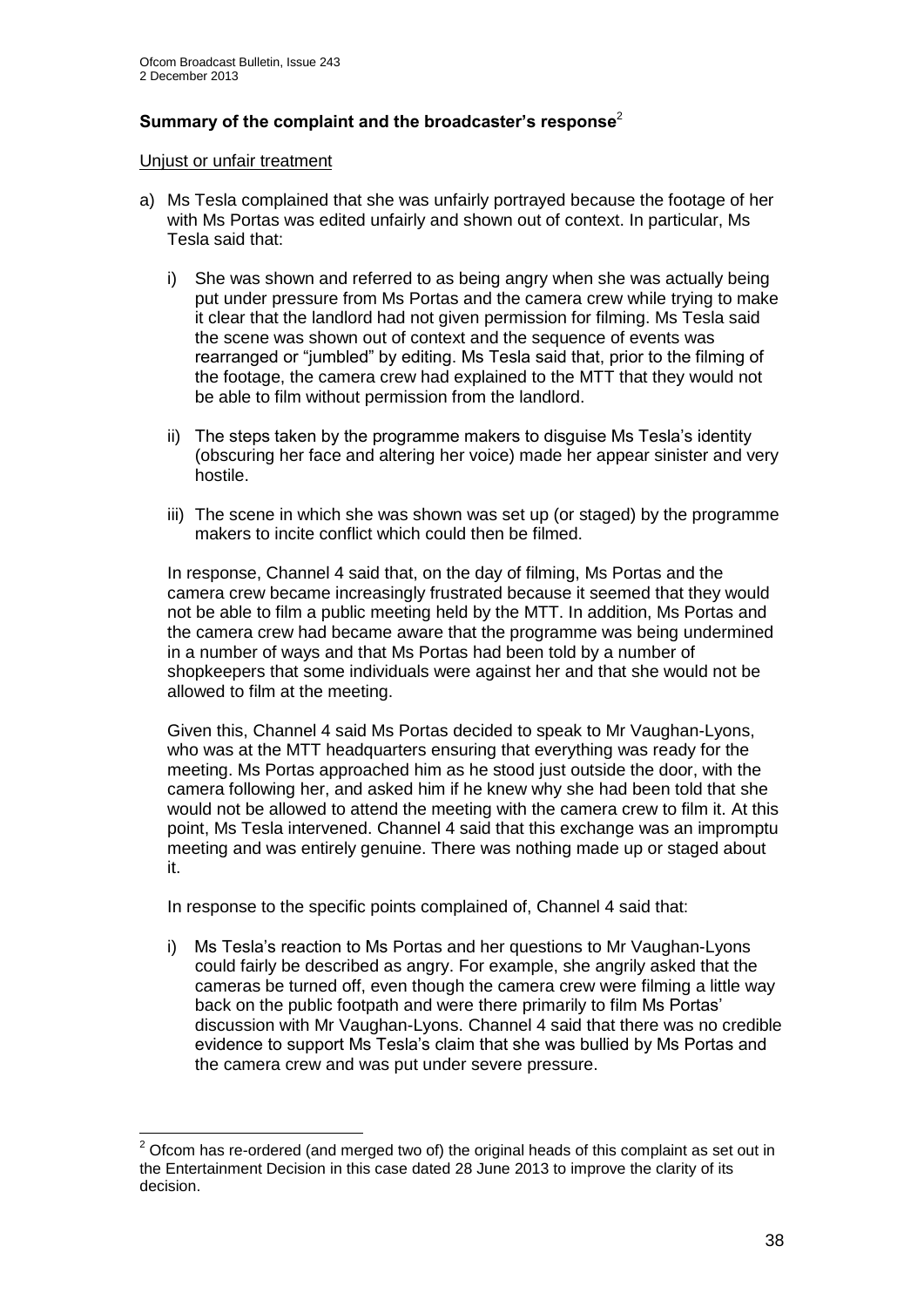### Summary of the complaint and the broadcaster's response[2]

Unjust or unfair treatment

a) Ms Tesla complained that she was unfairly portrayed because the footage of her with Ms Portas was edited unfairly and shown out of context. In particular, Ms Tesla said that:

   i) She was shown and referred to as being angry when she was actually being put under pressure from Ms Portas and the camera crew while trying to make it clear that the landlord had not given permission for filming. Ms Tesla said the scene was shown out of context and the sequence of events was rearranged or "jumbled" by editing. Ms Tesla said that, prior to the filming of the footage, the camera crew had explained to the MTT that they would not be able to film without permission from the landlord.

   ii) The steps taken by the programme makers to disguise Ms Tesla's identity (obscuring her face and altering her voice) made her appear sinister and very hostile.

   iii) The scene in which she was shown was set up (or staged) by the programme makers to incite conflict which could then be filmed.

   In response, Channel 4 said that, on the day of filming, Ms Portas and the camera crew became increasingly frustrated because it seemed that they would not be able to film a public meeting held by the MTT. In addition, Ms Portas and the camera crew had became aware that the programme was being undermined in a number of ways and that Ms Portas had been told by a number of shopkeepers that some individuals were against her and that she would not be allowed to film at the meeting.

   Given this, Channel 4 said Ms Portas decided to speak to Mr Vaughan-Lyons, who was at the MTT headquarters ensuring that everything was ready for the meeting. Ms Portas approached him as he stood just outside the door, with the camera following her, and asked him if he knew why she had been told that she would not be allowed to attend the meeting with the camera crew to film it. At this point, Ms Tesla intervened. Channel 4 said that this exchange was an impromptu meeting and was entirely genuine. There was nothing made up or staged about it.

   In response to the specific points complained of, Channel 4 said that:

   i) Ms Tesla's reaction to Ms Portas and her questions to Mr Vaughan-Lyons could fairly be described as angry. For example, she angrily asked that the cameras be turned off, even though the camera crew were filming a little way back on the public footpath and were there primarily to film Ms Portas' discussion with Mr Vaughan-Lyons. Channel 4 said that there was no credible evidence to support Ms Tesla's claim that she was bullied by Ms Portas and the camera crew and was put under severe pressure.

---

[2] Ofcom has re-ordered (and merged two of) the original heads of this complaint as set out in the Entertainment Decision in this case dated 28 June 2013 to improve the clarity of its decision.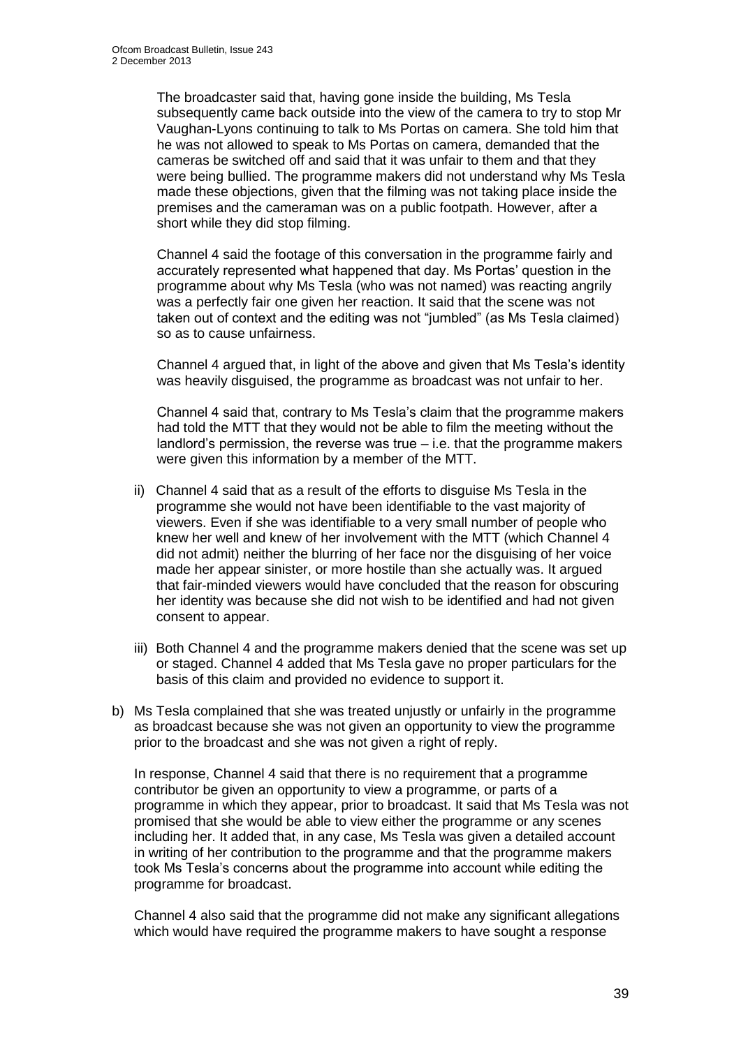The broadcaster said that, having gone inside the building, Ms Tesla subsequently came back outside into the view of the camera to try to stop Mr Vaughan-Lyons continuing to talk to Ms Portas on camera. She told him that he was not allowed to speak to Ms Portas on camera, demanded that the cameras be switched off and said that it was unfair to them and that they were being bullied. The programme makers did not understand why Ms Tesla made these objections, given that the filming was not taking place inside the premises and the cameraman was on a public footpath. However, after a short while they did stop filming.

Channel 4 said the footage of this conversation in the programme fairly and accurately represented what happened that day. Ms Portas' question in the programme about why Ms Tesla (who was not named) was reacting angrily was a perfectly fair one given her reaction. It said that the scene was not taken out of context and the editing was not "jumbled" (as Ms Tesla claimed) so as to cause unfairness.

Channel 4 argued that, in light of the above and given that Ms Tesla's identity was heavily disguised, the programme as broadcast was not unfair to her.

Channel 4 said that, contrary to Ms Tesla's claim that the programme makers had told the MTT that they would not be able to film the meeting without the landlord's permission, the reverse was true – i.e. that the programme makers were given this information by a member of the MTT.

ii) Channel 4 said that as a result of the efforts to disguise Ms Tesla in the programme she would not have been identifiable to the vast majority of viewers. Even if she was identifiable to a very small number of people who knew her well and knew of her involvement with the MTT (which Channel 4 did not admit) neither the blurring of her face nor the disguising of her voice made her appear sinister, or more hostile than she actually was. It argued that fair-minded viewers would have concluded that the reason for obscuring her identity was because she did not wish to be identified and had not given consent to appear.

iii) Both Channel 4 and the programme makers denied that the scene was set up or staged. Channel 4 added that Ms Tesla gave no proper particulars for the basis of this claim and provided no evidence to support it.

b) Ms Tesla complained that she was treated unjustly or unfairly in the programme as broadcast because she was not given an opportunity to view the programme prior to the broadcast and she was not given a right of reply.

In response, Channel 4 said that there is no requirement that a programme contributor be given an opportunity to view a programme, or parts of a programme in which they appear, prior to broadcast. It said that Ms Tesla was not promised that she would be able to view either the programme or any scenes including her. It added that, in any case, Ms Tesla was given a detailed account in writing of her contribution to the programme and that the programme makers took Ms Tesla's concerns about the programme into account while editing the programme for broadcast.

Channel 4 also said that the programme did not make any significant allegations which would have required the programme makers to have sought a response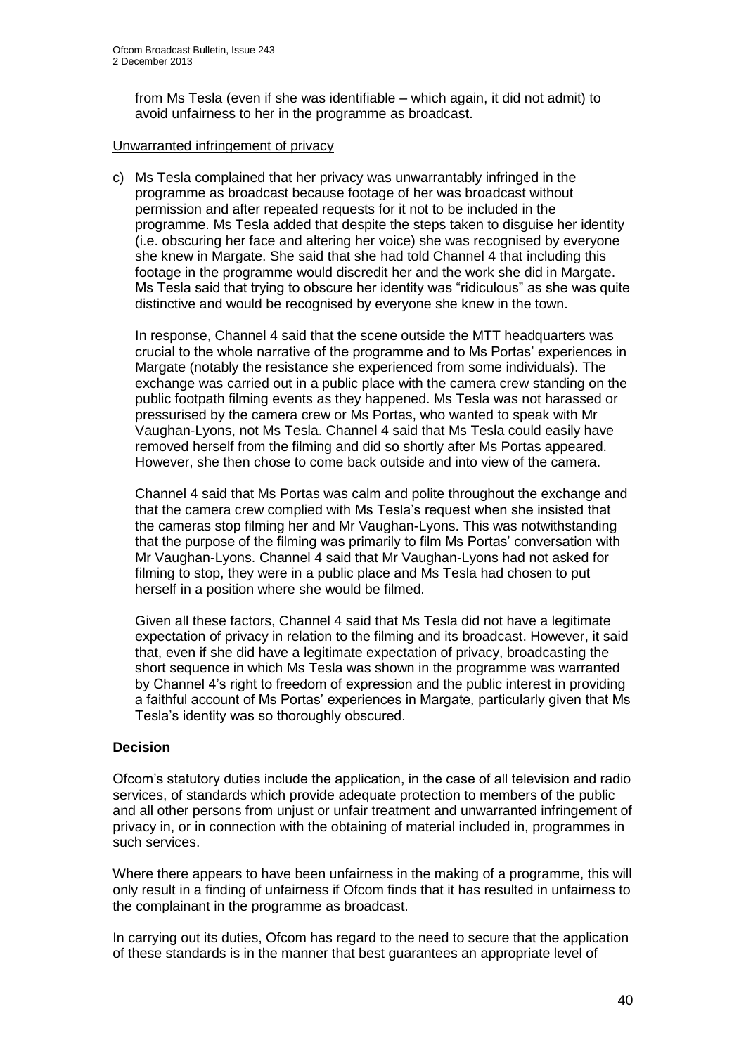from Ms Tesla (even if she was identifiable – which again, it did not admit) to avoid unfairness to her in the programme as broadcast.

Unwarranted infringement of privacy

c) Ms Tesla complained that her privacy was unwarrantably infringed in the programme as broadcast because footage of her was broadcast without permission and after repeated requests for it not to be included in the programme. Ms Tesla added that despite the steps taken to disguise her identity (i.e. obscuring her face and altering her voice) she was recognised by everyone she knew in Margate. She said that she had told Channel 4 that including this footage in the programme would discredit her and the work she did in Margate. Ms Tesla said that trying to obscure her identity was "ridiculous" as she was quite distinctive and would be recognised by everyone she knew in the town.

   In response, Channel 4 said that the scene outside the MTT headquarters was crucial to the whole narrative of the programme and to Ms Portas' experiences in Margate (notably the resistance she experienced from some individuals). The exchange was carried out in a public place with the camera crew standing on the public footpath filming events as they happened. Ms Tesla was not harassed or pressurised by the camera crew or Ms Portas, who wanted to speak with Mr Vaughan-Lyons, not Ms Tesla. Channel 4 said that Ms Tesla could easily have removed herself from the filming and did so shortly after Ms Portas appeared. However, she then chose to come back outside and into view of the camera.

   Channel 4 said that Ms Portas was calm and polite throughout the exchange and that the camera crew complied with Ms Tesla's request when she insisted that the cameras stop filming her and Mr Vaughan-Lyons. This was notwithstanding that the purpose of the filming was primarily to film Ms Portas' conversation with Mr Vaughan-Lyons. Channel 4 said that Mr Vaughan-Lyons had not asked for filming to stop, they were in a public place and Ms Tesla had chosen to put herself in a position where she would be filmed.

   Given all these factors, Channel 4 said that Ms Tesla did not have a legitimate expectation of privacy in relation to the filming and its broadcast. However, it said that, even if she did have a legitimate expectation of privacy, broadcasting the short sequence in which Ms Tesla was shown in the programme was warranted by Channel 4's right to freedom of expression and the public interest in providing a faithful account of Ms Portas' experiences in Margate, particularly given that Ms Tesla's identity was so thoroughly obscured.

**Decision**

Ofcom's statutory duties include the application, in the case of all television and radio services, of standards which provide adequate protection to members of the public and all other persons from unjust or unfair treatment and unwarranted infringement of privacy in, or in connection with the obtaining of material included in, programmes in such services.

Where there appears to have been unfairness in the making of a programme, this will only result in a finding of unfairness if Ofcom finds that it has resulted in unfairness to the complainant in the programme as broadcast.

In carrying out its duties, Ofcom has regard to the need to secure that the application of these standards is in the manner that best guarantees an appropriate level of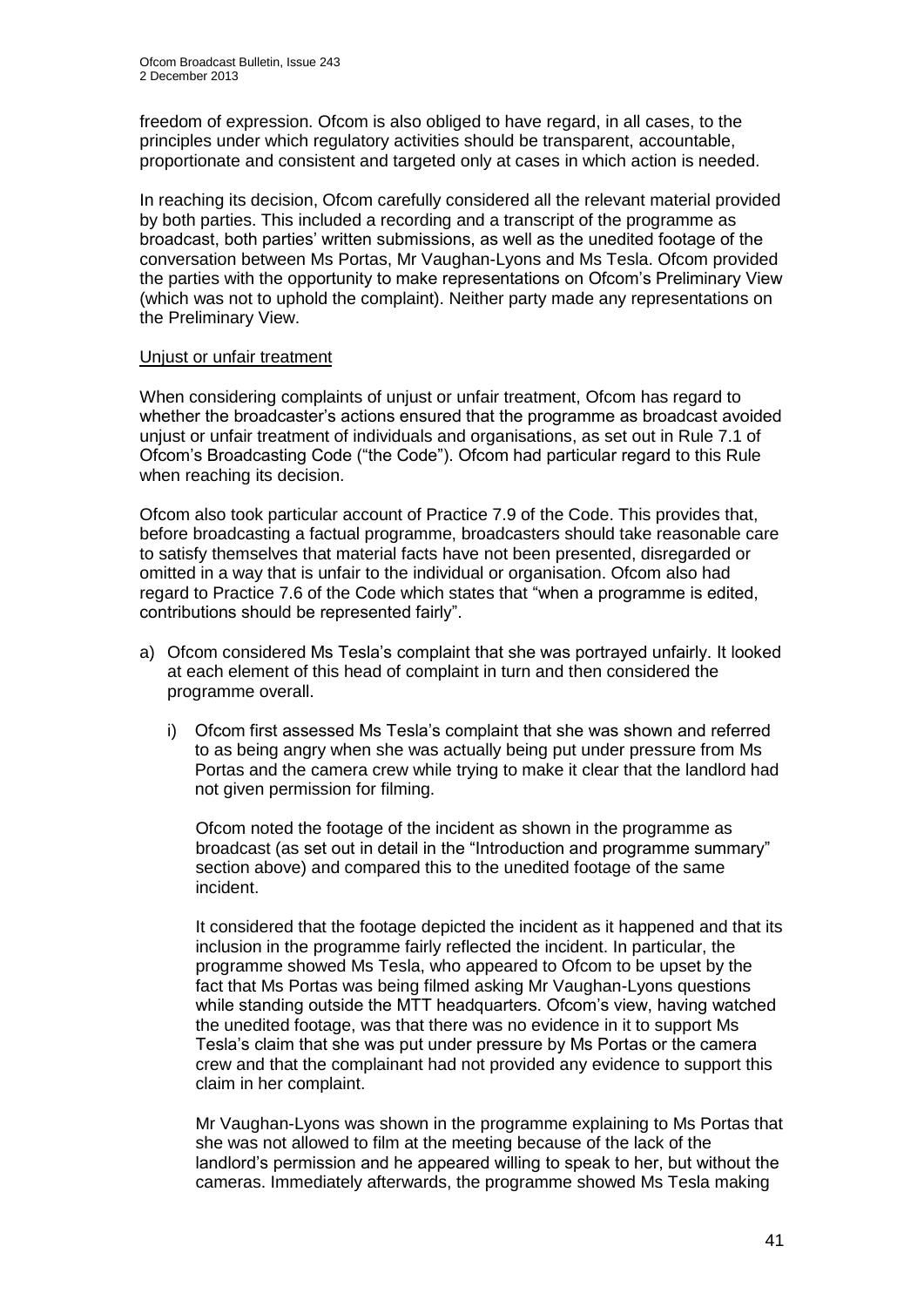freedom of expression. Ofcom is also obliged to have regard, in all cases, to the principles under which regulatory activities should be transparent, accountable, proportionate and consistent and targeted only at cases in which action is needed.

In reaching its decision, Ofcom carefully considered all the relevant material provided by both parties. This included a recording and a transcript of the programme as broadcast, both parties' written submissions, as well as the unedited footage of the conversation between Ms Portas, Mr Vaughan-Lyons and Ms Tesla. Ofcom provided the parties with the opportunity to make representations on Ofcom's Preliminary View (which was not to uphold the complaint). Neither party made any representations on the Preliminary View.

### Unjust or unfair treatment

When considering complaints of unjust or unfair treatment, Ofcom has regard to whether the broadcaster's actions ensured that the programme as broadcast avoided unjust or unfair treatment of individuals and organisations, as set out in Rule 7.1 of Ofcom's Broadcasting Code ("the Code"). Ofcom had particular regard to this Rule when reaching its decision.

Ofcom also took particular account of Practice 7.9 of the Code. This provides that, before broadcasting a factual programme, broadcasters should take reasonable care to satisfy themselves that material facts have not been presented, disregarded or omitted in a way that is unfair to the individual or organisation. Ofcom also had regard to Practice 7.6 of the Code which states that "when a programme is edited, contributions should be represented fairly".

a) Ofcom considered Ms Tesla's complaint that she was portrayed unfairly. It looked at each element of this head of complaint in turn and then considered the programme overall.

   i) Ofcom first assessed Ms Tesla's complaint that she was shown and referred to as being angry when she was actually being put under pressure from Ms Portas and the camera crew while trying to make it clear that the landlord had not given permission for filming.

   Ofcom noted the footage of the incident as shown in the programme as broadcast (as set out in detail in the "Introduction and programme summary" section above) and compared this to the unedited footage of the same incident.

   It considered that the footage depicted the incident as it happened and that its inclusion in the programme fairly reflected the incident. In particular, the programme showed Ms Tesla, who appeared to Ofcom to be upset by the fact that Ms Portas was being filmed asking Mr Vaughan-Lyons questions while standing outside the MTT headquarters. Ofcom's view, having watched the unedited footage, was that there was no evidence in it to support Ms Tesla's claim that she was put under pressure by Ms Portas or the camera crew and that the complainant had not provided any evidence to support this claim in her complaint.

   Mr Vaughan-Lyons was shown in the programme explaining to Ms Portas that she was not allowed to film at the meeting because of the lack of the landlord's permission and he appeared willing to speak to her, but without the cameras. Immediately afterwards, the programme showed Ms Tesla making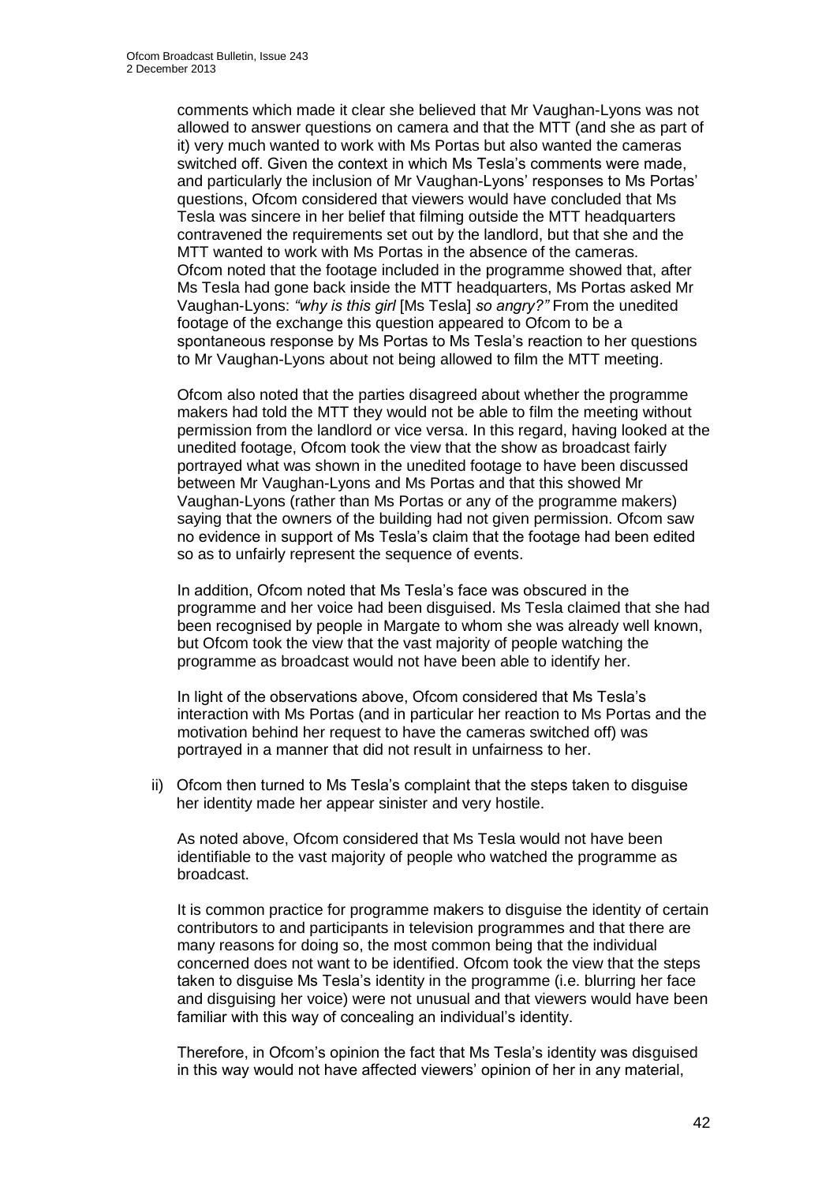comments which made it clear she believed that Mr Vaughan-Lyons was not allowed to answer questions on camera and that the MTT (and she as part of it) very much wanted to work with Ms Portas but also wanted the cameras switched off. Given the context in which Ms Tesla's comments were made, and particularly the inclusion of Mr Vaughan-Lyons' responses to Ms Portas' questions, Ofcom considered that viewers would have concluded that Ms Tesla was sincere in her belief that filming outside the MTT headquarters contravened the requirements set out by the landlord, but that she and the MTT wanted to work with Ms Portas in the absence of the cameras. Ofcom noted that the footage included in the programme showed that, after Ms Tesla had gone back inside the MTT headquarters, Ms Portas asked Mr Vaughan-Lyons: *"why is this girl* [Ms Tesla] *so angry?"* From the unedited footage of the exchange this question appeared to Ofcom to be a spontaneous response by Ms Portas to Ms Tesla's reaction to her questions to Mr Vaughan-Lyons about not being allowed to film the MTT meeting.

Ofcom also noted that the parties disagreed about whether the programme makers had told the MTT they would not be able to film the meeting without permission from the landlord or vice versa. In this regard, having looked at the unedited footage, Ofcom took the view that the show as broadcast fairly portrayed what was shown in the unedited footage to have been discussed between Mr Vaughan-Lyons and Ms Portas and that this showed Mr Vaughan-Lyons (rather than Ms Portas or any of the programme makers) saying that the owners of the building had not given permission. Ofcom saw no evidence in support of Ms Tesla's claim that the footage had been edited so as to unfairly represent the sequence of events.

In addition, Ofcom noted that Ms Tesla's face was obscured in the programme and her voice had been disguised. Ms Tesla claimed that she had been recognised by people in Margate to whom she was already well known, but Ofcom took the view that the vast majority of people watching the programme as broadcast would not have been able to identify her.

In light of the observations above, Ofcom considered that Ms Tesla's interaction with Ms Portas (and in particular her reaction to Ms Portas and the motivation behind her request to have the cameras switched off) was portrayed in a manner that did not result in unfairness to her.

ii) Ofcom then turned to Ms Tesla's complaint that the steps taken to disguise her identity made her appear sinister and very hostile.

As noted above, Ofcom considered that Ms Tesla would not have been identifiable to the vast majority of people who watched the programme as broadcast.

It is common practice for programme makers to disguise the identity of certain contributors to and participants in television programmes and that there are many reasons for doing so, the most common being that the individual concerned does not want to be identified. Ofcom took the view that the steps taken to disguise Ms Tesla's identity in the programme (i.e. blurring her face and disguising her voice) were not unusual and that viewers would have been familiar with this way of concealing an individual's identity.

Therefore, in Ofcom's opinion the fact that Ms Tesla's identity was disguised in this way would not have affected viewers' opinion of her in any material,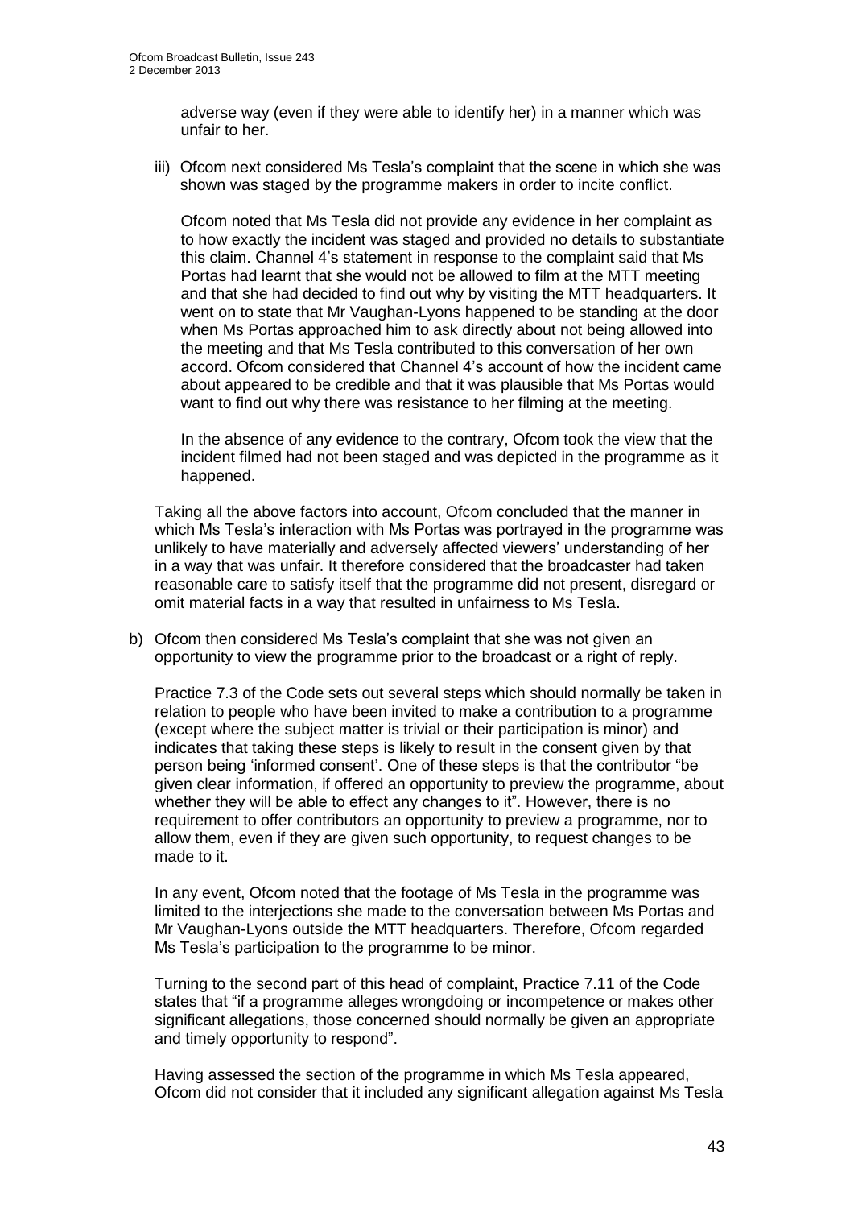adverse way (even if they were able to identify her) in a manner which was unfair to her.

iii) Ofcom next considered Ms Tesla's complaint that the scene in which she was shown was staged by the programme makers in order to incite conflict.

Ofcom noted that Ms Tesla did not provide any evidence in her complaint as to how exactly the incident was staged and provided no details to substantiate this claim. Channel 4's statement in response to the complaint said that Ms Portas had learnt that she would not be allowed to film at the MTT meeting and that she had decided to find out why by visiting the MTT headquarters. It went on to state that Mr Vaughan-Lyons happened to be standing at the door when Ms Portas approached him to ask directly about not being allowed into the meeting and that Ms Tesla contributed to this conversation of her own accord. Ofcom considered that Channel 4's account of how the incident came about appeared to be credible and that it was plausible that Ms Portas would want to find out why there was resistance to her filming at the meeting.

In the absence of any evidence to the contrary, Ofcom took the view that the incident filmed had not been staged and was depicted in the programme as it happened.

Taking all the above factors into account, Ofcom concluded that the manner in which Ms Tesla's interaction with Ms Portas was portrayed in the programme was unlikely to have materially and adversely affected viewers' understanding of her in a way that was unfair. It therefore considered that the broadcaster had taken reasonable care to satisfy itself that the programme did not present, disregard or omit material facts in a way that resulted in unfairness to Ms Tesla.

b) Ofcom then considered Ms Tesla's complaint that she was not given an opportunity to view the programme prior to the broadcast or a right of reply.

Practice 7.3 of the Code sets out several steps which should normally be taken in relation to people who have been invited to make a contribution to a programme (except where the subject matter is trivial or their participation is minor) and indicates that taking these steps is likely to result in the consent given by that person being 'informed consent'. One of these steps is that the contributor "be given clear information, if offered an opportunity to preview the programme, about whether they will be able to effect any changes to it". However, there is no requirement to offer contributors an opportunity to preview a programme, nor to allow them, even if they are given such opportunity, to request changes to be made to it.

In any event, Ofcom noted that the footage of Ms Tesla in the programme was limited to the interjections she made to the conversation between Ms Portas and Mr Vaughan-Lyons outside the MTT headquarters. Therefore, Ofcom regarded Ms Tesla's participation to the programme to be minor.

Turning to the second part of this head of complaint, Practice 7.11 of the Code states that "if a programme alleges wrongdoing or incompetence or makes other significant allegations, those concerned should normally be given an appropriate and timely opportunity to respond".

Having assessed the section of the programme in which Ms Tesla appeared, Ofcom did not consider that it included any significant allegation against Ms Tesla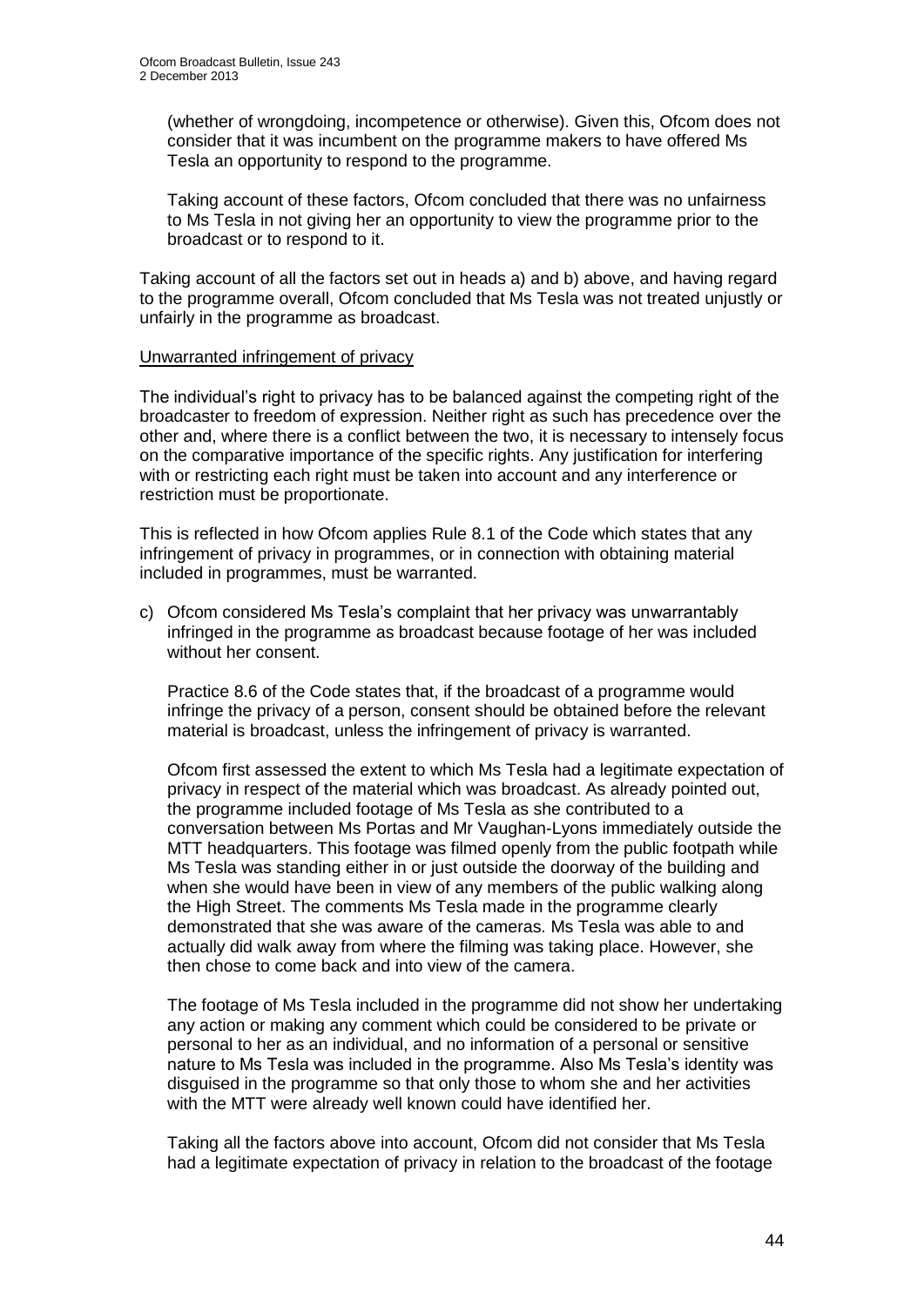(whether of wrongdoing, incompetence or otherwise). Given this, Ofcom does not consider that it was incumbent on the programme makers to have offered Ms Tesla an opportunity to respond to the programme.

Taking account of these factors, Ofcom concluded that there was no unfairness to Ms Tesla in not giving her an opportunity to view the programme prior to the broadcast or to respond to it.

Taking account of all the factors set out in heads a) and b) above, and having regard to the programme overall, Ofcom concluded that Ms Tesla was not treated unjustly or unfairly in the programme as broadcast.

Unwarranted infringement of privacy

The individual's right to privacy has to be balanced against the competing right of the broadcaster to freedom of expression. Neither right as such has precedence over the other and, where there is a conflict between the two, it is necessary to intensely focus on the comparative importance of the specific rights. Any justification for interfering with or restricting each right must be taken into account and any interference or restriction must be proportionate.

This is reflected in how Ofcom applies Rule 8.1 of the Code which states that any infringement of privacy in programmes, or in connection with obtaining material included in programmes, must be warranted.

c) Ofcom considered Ms Tesla's complaint that her privacy was unwarrantably infringed in the programme as broadcast because footage of her was included without her consent.

   Practice 8.6 of the Code states that, if the broadcast of a programme would infringe the privacy of a person, consent should be obtained before the relevant material is broadcast, unless the infringement of privacy is warranted.

   Ofcom first assessed the extent to which Ms Tesla had a legitimate expectation of privacy in respect of the material which was broadcast. As already pointed out, the programme included footage of Ms Tesla as she contributed to a conversation between Ms Portas and Mr Vaughan-Lyons immediately outside the MTT headquarters. This footage was filmed openly from the public footpath while Ms Tesla was standing either in or just outside the doorway of the building and when she would have been in view of any members of the public walking along the High Street. The comments Ms Tesla made in the programme clearly demonstrated that she was aware of the cameras. Ms Tesla was able to and actually did walk away from where the filming was taking place. However, she then chose to come back and into view of the camera.

   The footage of Ms Tesla included in the programme did not show her undertaking any action or making any comment which could be considered to be private or personal to her as an individual, and no information of a personal or sensitive nature to Ms Tesla was included in the programme. Also Ms Tesla's identity was disguised in the programme so that only those to whom she and her activities with the MTT were already well known could have identified her.

   Taking all the factors above into account, Ofcom did not consider that Ms Tesla had a legitimate expectation of privacy in relation to the broadcast of the footage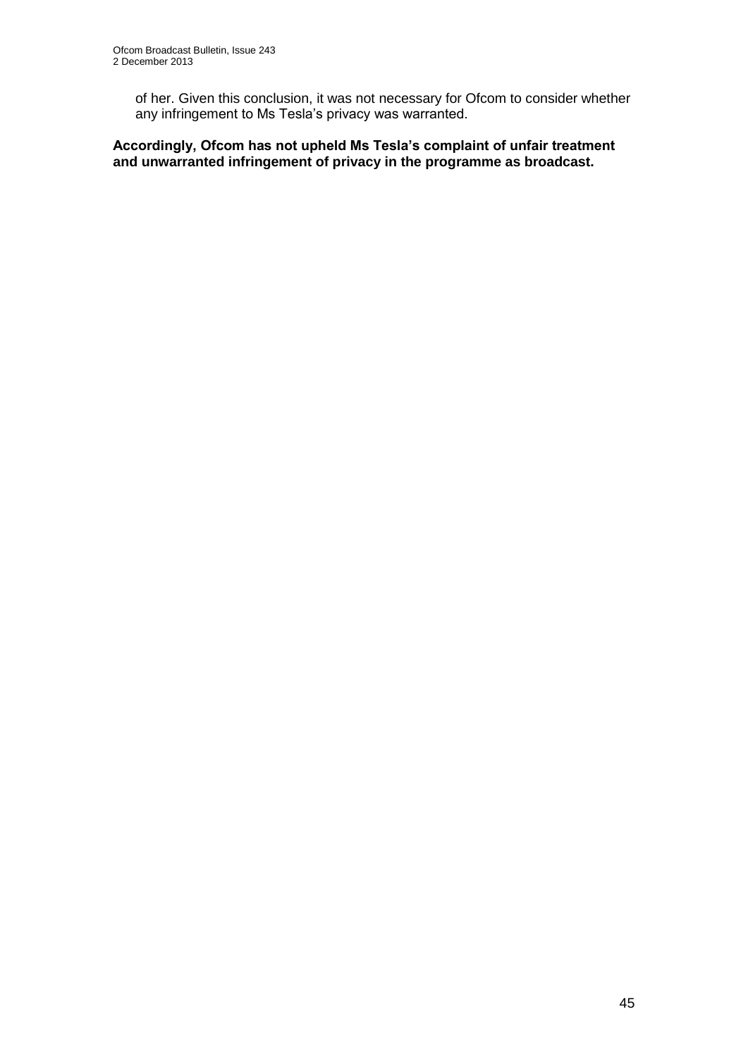of her. Given this conclusion, it was not necessary for Ofcom to consider whether any infringement to Ms Tesla's privacy was warranted.

**Accordingly, Ofcom has not upheld Ms Tesla's complaint of unfair treatment and unwarranted infringement of privacy in the programme as broadcast.**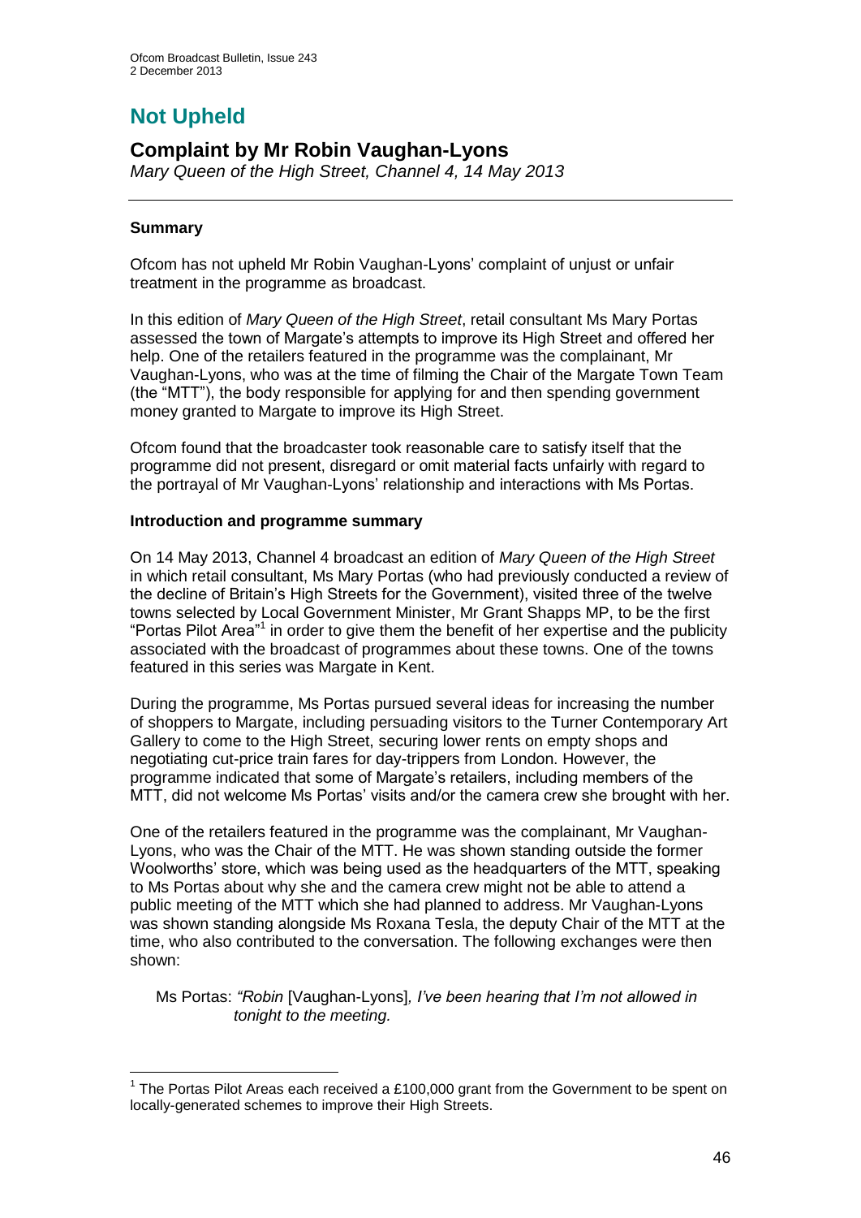# Not Upheld

## Complaint by Mr Robin Vaughan-Lyons

*Mary Queen of the High Street, Channel 4, 14 May 2013*

### Summary

Ofcom has not upheld Mr Robin Vaughan-Lyons' complaint of unjust or unfair treatment in the programme as broadcast.

In this edition of *Mary Queen of the High Street*, retail consultant Ms Mary Portas assessed the town of Margate's attempts to improve its High Street and offered her help. One of the retailers featured in the programme was the complainant, Mr Vaughan-Lyons, who was at the time of filming the Chair of the Margate Town Team (the "MTT"), the body responsible for applying for and then spending government money granted to Margate to improve its High Street.

Ofcom found that the broadcaster took reasonable care to satisfy itself that the programme did not present, disregard or omit material facts unfairly with regard to the portrayal of Mr Vaughan-Lyons' relationship and interactions with Ms Portas.

### Introduction and programme summary

On 14 May 2013, Channel 4 broadcast an edition of *Mary Queen of the High Street* in which retail consultant, Ms Mary Portas (who had previously conducted a review of the decline of Britain's High Streets for the Government), visited three of the twelve towns selected by Local Government Minister, Mr Grant Shapps MP, to be the first "Portas Pilot Area"[1] in order to give them the benefit of her expertise and the publicity associated with the broadcast of programmes about these towns. One of the towns featured in this series was Margate in Kent.

During the programme, Ms Portas pursued several ideas for increasing the number of shoppers to Margate, including persuading visitors to the Turner Contemporary Art Gallery to come to the High Street, securing lower rents on empty shops and negotiating cut-price train fares for day-trippers from London. However, the programme indicated that some of Margate's retailers, including members of the MTT, did not welcome Ms Portas' visits and/or the camera crew she brought with her.

One of the retailers featured in the programme was the complainant, Mr Vaughan-Lyons, who was the Chair of the MTT. He was shown standing outside the former Woolworths' store, which was being used as the headquarters of the MTT, speaking to Ms Portas about why she and the camera crew might not be able to attend a public meeting of the MTT which she had planned to address. Mr Vaughan-Lyons was shown standing alongside Ms Roxana Tesla, the deputy Chair of the MTT at the time, who also contributed to the conversation. The following exchanges were then shown:

> Ms Portas: *"Robin* [Vaughan-Lyons]*, I've been hearing that I'm not allowed in tonight to the meeting.*

[1] The Portas Pilot Areas each received a £100,000 grant from the Government to be spent on locally-generated schemes to improve their High Streets.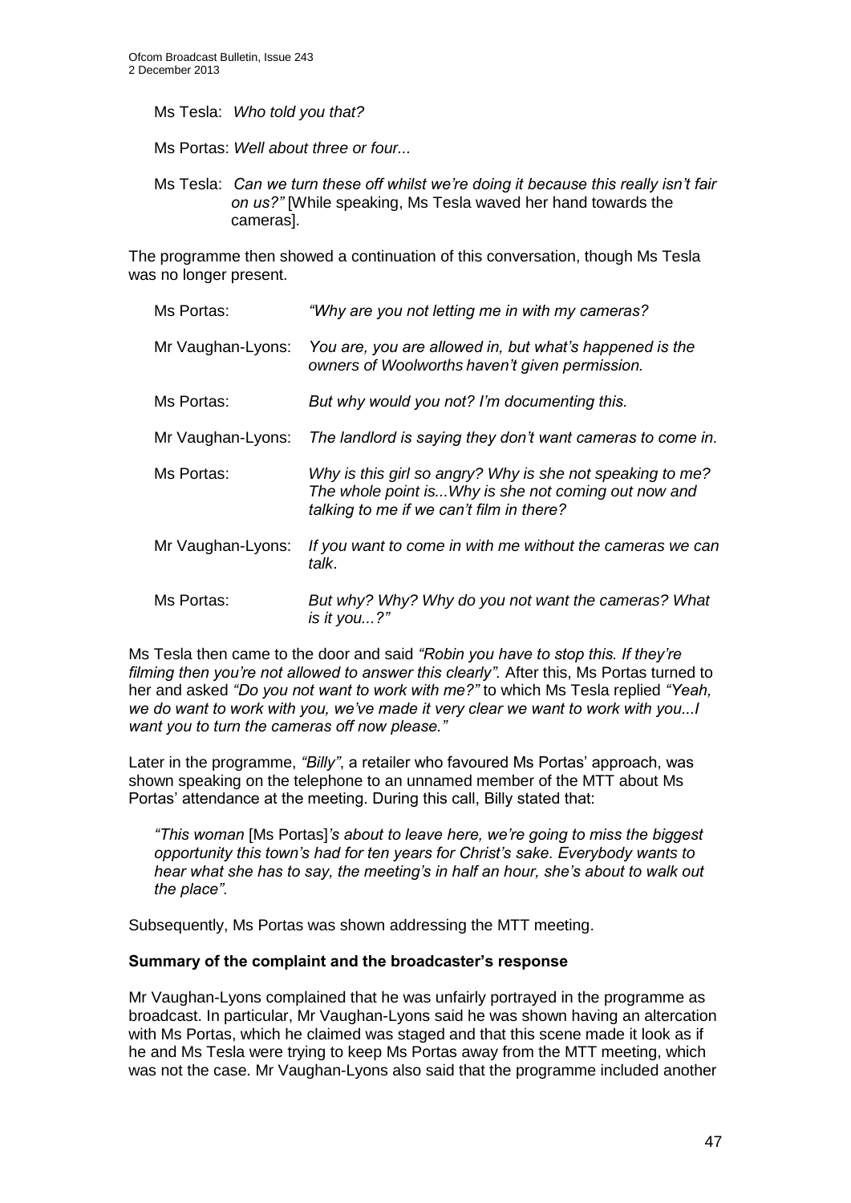Ms Tesla: *Who told you that?*

Ms Portas: *Well about three or four...*

Ms Tesla: *Can we turn these off whilst we're doing it because this really isn't fair on us?"* [While speaking, Ms Tesla waved her hand towards the cameras].

The programme then showed a continuation of this conversation, though Ms Tesla was no longer present.

| | |
|---|---|
| Ms Portas: | *"Why are you not letting me in with my cameras?* |
| Mr Vaughan-Lyons: | *You are, you are allowed in, but what's happened is the owners of Woolworths haven't given permission.* |
| Ms Portas: | *But why would you not? I'm documenting this.* |
| Mr Vaughan-Lyons: | *The landlord is saying they don't want cameras to come in.* |
| Ms Portas: | *Why is this girl so angry? Why is she not speaking to me? The whole point is...Why is she not coming out now and talking to me if we can't film in there?* |
| Mr Vaughan-Lyons: | *If you want to come in with me without the cameras we can talk*. |
| Ms Portas: | *But why? Why? Why do you not want the cameras? What is it you...?"* |

Ms Tesla then came to the door and said *"Robin you have to stop this. If they're filming then you're not allowed to answer this clearly"*. After this, Ms Portas turned to her and asked *"Do you not want to work with me?"* to which Ms Tesla replied *"Yeah, we do want to work with you, we've made it very clear we want to work with you...I want you to turn the cameras off now please."*

Later in the programme, *"Billy"*, a retailer who favoured Ms Portas' approach, was shown speaking on the telephone to an unnamed member of the MTT about Ms Portas' attendance at the meeting. During this call, Billy stated that:

> *"This woman* [Ms Portas]*'s about to leave here, we're going to miss the biggest opportunity this town's had for ten years for Christ's sake. Everybody wants to hear what she has to say, the meeting's in half an hour, she's about to walk out the place"*.

Subsequently, Ms Portas was shown addressing the MTT meeting.

**Summary of the complaint and the broadcaster's response**

Mr Vaughan-Lyons complained that he was unfairly portrayed in the programme as broadcast. In particular, Mr Vaughan-Lyons said he was shown having an altercation with Ms Portas, which he claimed was staged and that this scene made it look as if he and Ms Tesla were trying to keep Ms Portas away from the MTT meeting, which was not the case. Mr Vaughan-Lyons also said that the programme included another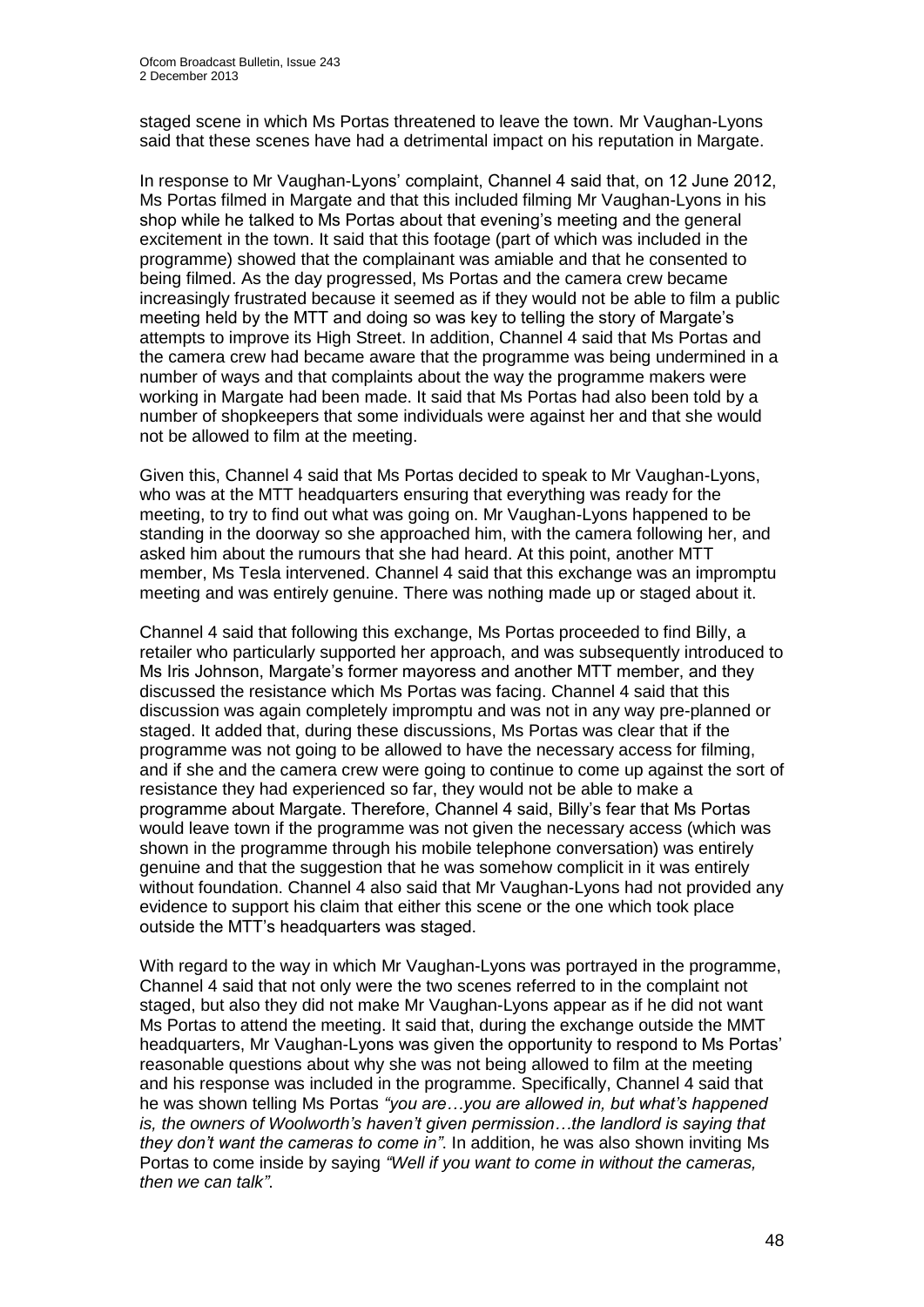staged scene in which Ms Portas threatened to leave the town. Mr Vaughan-Lyons said that these scenes have had a detrimental impact on his reputation in Margate.

In response to Mr Vaughan-Lyons' complaint, Channel 4 said that, on 12 June 2012, Ms Portas filmed in Margate and that this included filming Mr Vaughan-Lyons in his shop while he talked to Ms Portas about that evening's meeting and the general excitement in the town. It said that this footage (part of which was included in the programme) showed that the complainant was amiable and that he consented to being filmed. As the day progressed, Ms Portas and the camera crew became increasingly frustrated because it seemed as if they would not be able to film a public meeting held by the MTT and doing so was key to telling the story of Margate's attempts to improve its High Street. In addition, Channel 4 said that Ms Portas and the camera crew had became aware that the programme was being undermined in a number of ways and that complaints about the way the programme makers were working in Margate had been made. It said that Ms Portas had also been told by a number of shopkeepers that some individuals were against her and that she would not be allowed to film at the meeting.

Given this, Channel 4 said that Ms Portas decided to speak to Mr Vaughan-Lyons, who was at the MTT headquarters ensuring that everything was ready for the meeting, to try to find out what was going on. Mr Vaughan-Lyons happened to be standing in the doorway so she approached him, with the camera following her, and asked him about the rumours that she had heard. At this point, another MTT member, Ms Tesla intervened. Channel 4 said that this exchange was an impromptu meeting and was entirely genuine. There was nothing made up or staged about it.

Channel 4 said that following this exchange, Ms Portas proceeded to find Billy, a retailer who particularly supported her approach, and was subsequently introduced to Ms Iris Johnson, Margate's former mayoress and another MTT member, and they discussed the resistance which Ms Portas was facing. Channel 4 said that this discussion was again completely impromptu and was not in any way pre-planned or staged. It added that, during these discussions, Ms Portas was clear that if the programme was not going to be allowed to have the necessary access for filming, and if she and the camera crew were going to continue to come up against the sort of resistance they had experienced so far, they would not be able to make a programme about Margate. Therefore, Channel 4 said, Billy's fear that Ms Portas would leave town if the programme was not given the necessary access (which was shown in the programme through his mobile telephone conversation) was entirely genuine and that the suggestion that he was somehow complicit in it was entirely without foundation. Channel 4 also said that Mr Vaughan-Lyons had not provided any evidence to support his claim that either this scene or the one which took place outside the MTT's headquarters was staged.

With regard to the way in which Mr Vaughan-Lyons was portrayed in the programme, Channel 4 said that not only were the two scenes referred to in the complaint not staged, but also they did not make Mr Vaughan-Lyons appear as if he did not want Ms Portas to attend the meeting. It said that, during the exchange outside the MMT headquarters, Mr Vaughan-Lyons was given the opportunity to respond to Ms Portas' reasonable questions about why she was not being allowed to film at the meeting and his response was included in the programme. Specifically, Channel 4 said that he was shown telling Ms Portas *"you are…you are allowed in, but what's happened is, the owners of Woolworth's haven't given permission…the landlord is saying that they don't want the cameras to come in"*. In addition, he was also shown inviting Ms Portas to come inside by saying *"Well if you want to come in without the cameras, then we can talk"*.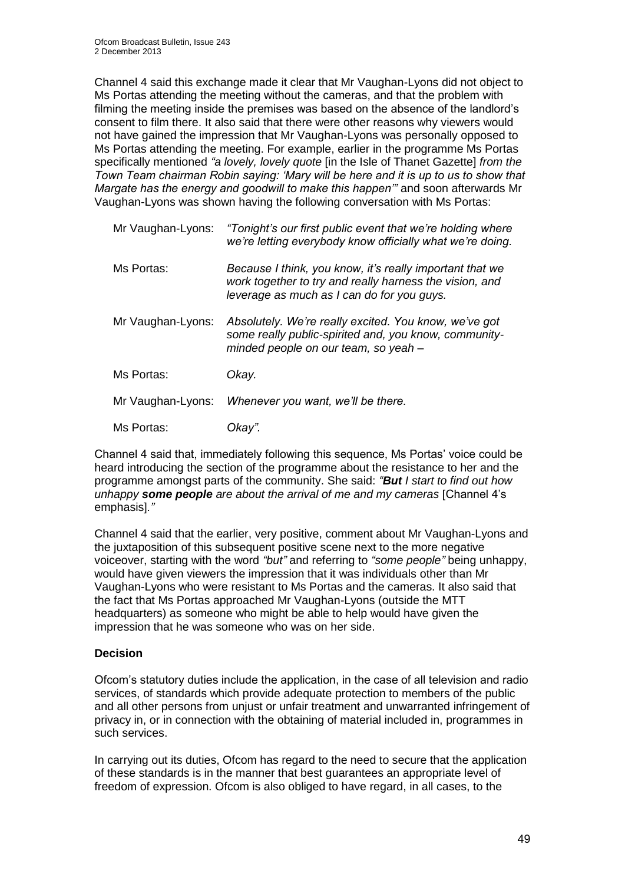Channel 4 said this exchange made it clear that Mr Vaughan-Lyons did not object to Ms Portas attending the meeting without the cameras, and that the problem with filming the meeting inside the premises was based on the absence of the landlord's consent to film there. It also said that there were other reasons why viewers would not have gained the impression that Mr Vaughan-Lyons was personally opposed to Ms Portas attending the meeting. For example, earlier in the programme Ms Portas specifically mentioned *"a lovely, lovely quote* [in the Isle of Thanet Gazette] *from the Town Team chairman Robin saying: 'Mary will be here and it is up to us to show that Margate has the energy and goodwill to make this happen'"* and soon afterwards Mr Vaughan-Lyons was shown having the following conversation with Ms Portas:

| | |
|---|---|
| Mr Vaughan-Lyons: | *"Tonight's our first public event that we're holding where we're letting everybody know officially what we're doing.* |
| Ms Portas: | *Because I think, you know, it's really important that we work together to try and really harness the vision, and leverage as much as I can do for you guys.* |
| Mr Vaughan-Lyons: | *Absolutely. We're really excited. You know, we've got some really public-spirited and, you know, community-minded people on our team, so yeah –* |
| Ms Portas: | *Okay.* |
| Mr Vaughan-Lyons: | *Whenever you want, we'll be there.* |
| Ms Portas: | *Okay".* |

Channel 4 said that, immediately following this sequence, Ms Portas' voice could be heard introducing the section of the programme about the resistance to her and the programme amongst parts of the community. She said: *"**But** I start to find out how unhappy **some people** are about the arrival of me and my cameras* [Channel 4's emphasis]*."*

Channel 4 said that the earlier, very positive, comment about Mr Vaughan-Lyons and the juxtaposition of this subsequent positive scene next to the more negative voiceover, starting with the word *"but"* and referring to *"some people"* being unhappy, would have given viewers the impression that it was individuals other than Mr Vaughan-Lyons who were resistant to Ms Portas and the cameras. It also said that the fact that Ms Portas approached Mr Vaughan-Lyons (outside the MTT headquarters) as someone who might be able to help would have given the impression that he was someone who was on her side.

### Decision

Ofcom's statutory duties include the application, in the case of all television and radio services, of standards which provide adequate protection to members of the public and all other persons from unjust or unfair treatment and unwarranted infringement of privacy in, or in connection with the obtaining of material included in, programmes in such services.

In carrying out its duties, Ofcom has regard to the need to secure that the application of these standards is in the manner that best guarantees an appropriate level of freedom of expression. Ofcom is also obliged to have regard, in all cases, to the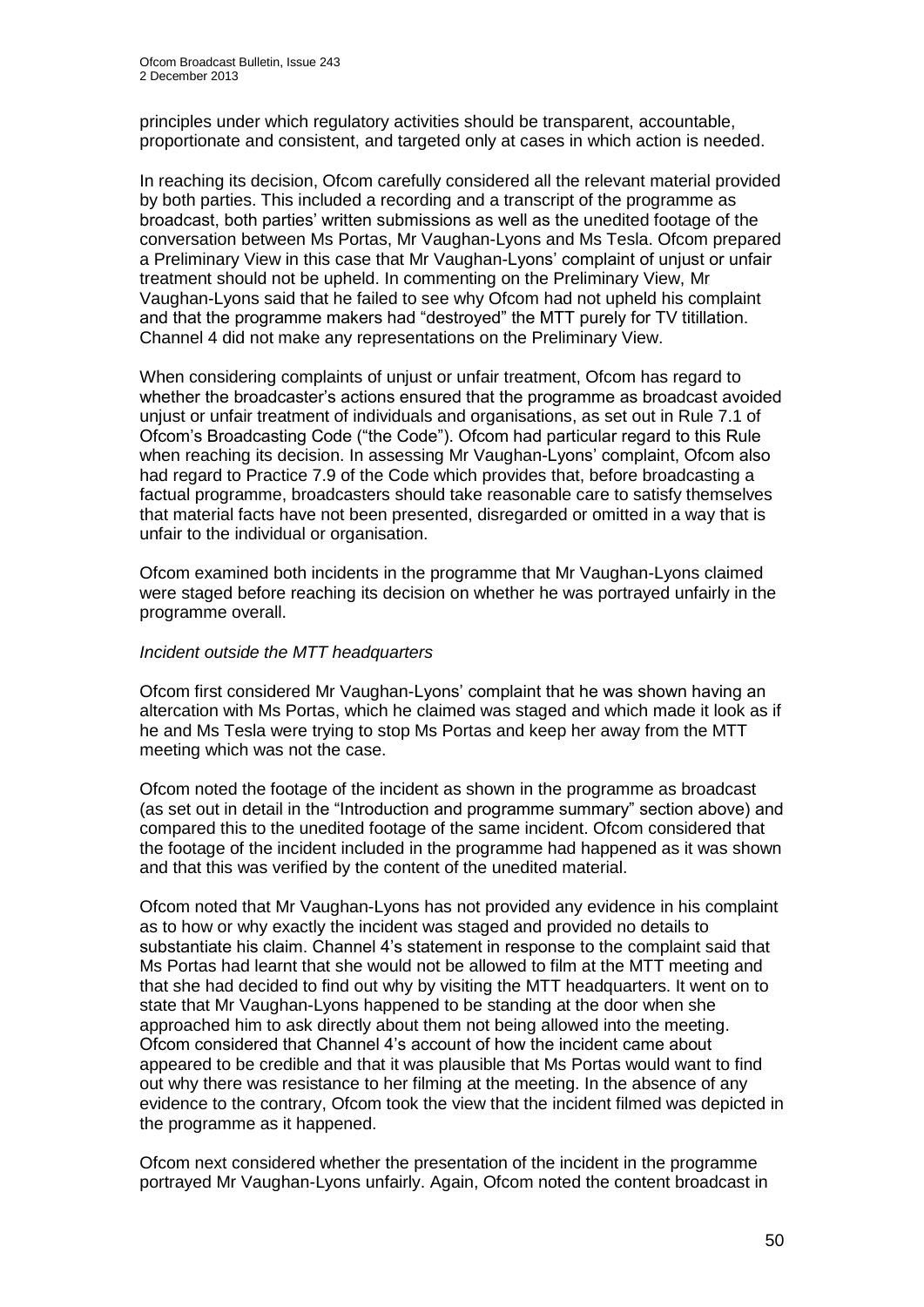principles under which regulatory activities should be transparent, accountable, proportionate and consistent, and targeted only at cases in which action is needed.

In reaching its decision, Ofcom carefully considered all the relevant material provided by both parties. This included a recording and a transcript of the programme as broadcast, both parties' written submissions as well as the unedited footage of the conversation between Ms Portas, Mr Vaughan-Lyons and Ms Tesla. Ofcom prepared a Preliminary View in this case that Mr Vaughan-Lyons' complaint of unjust or unfair treatment should not be upheld. In commenting on the Preliminary View, Mr Vaughan-Lyons said that he failed to see why Ofcom had not upheld his complaint and that the programme makers had "destroyed" the MTT purely for TV titillation. Channel 4 did not make any representations on the Preliminary View.

When considering complaints of unjust or unfair treatment, Ofcom has regard to whether the broadcaster's actions ensured that the programme as broadcast avoided unjust or unfair treatment of individuals and organisations, as set out in Rule 7.1 of Ofcom's Broadcasting Code ("the Code"). Ofcom had particular regard to this Rule when reaching its decision. In assessing Mr Vaughan-Lyons' complaint, Ofcom also had regard to Practice 7.9 of the Code which provides that, before broadcasting a factual programme, broadcasters should take reasonable care to satisfy themselves that material facts have not been presented, disregarded or omitted in a way that is unfair to the individual or organisation.

Ofcom examined both incidents in the programme that Mr Vaughan-Lyons claimed were staged before reaching its decision on whether he was portrayed unfairly in the programme overall.

*Incident outside the MTT headquarters*

Ofcom first considered Mr Vaughan-Lyons' complaint that he was shown having an altercation with Ms Portas, which he claimed was staged and which made it look as if he and Ms Tesla were trying to stop Ms Portas and keep her away from the MTT meeting which was not the case.

Ofcom noted the footage of the incident as shown in the programme as broadcast (as set out in detail in the "Introduction and programme summary" section above) and compared this to the unedited footage of the same incident. Ofcom considered that the footage of the incident included in the programme had happened as it was shown and that this was verified by the content of the unedited material.

Ofcom noted that Mr Vaughan-Lyons has not provided any evidence in his complaint as to how or why exactly the incident was staged and provided no details to substantiate his claim. Channel 4's statement in response to the complaint said that Ms Portas had learnt that she would not be allowed to film at the MTT meeting and that she had decided to find out why by visiting the MTT headquarters. It went on to state that Mr Vaughan-Lyons happened to be standing at the door when she approached him to ask directly about them not being allowed into the meeting. Ofcom considered that Channel 4's account of how the incident came about appeared to be credible and that it was plausible that Ms Portas would want to find out why there was resistance to her filming at the meeting. In the absence of any evidence to the contrary, Ofcom took the view that the incident filmed was depicted in the programme as it happened.

Ofcom next considered whether the presentation of the incident in the programme portrayed Mr Vaughan-Lyons unfairly. Again, Ofcom noted the content broadcast in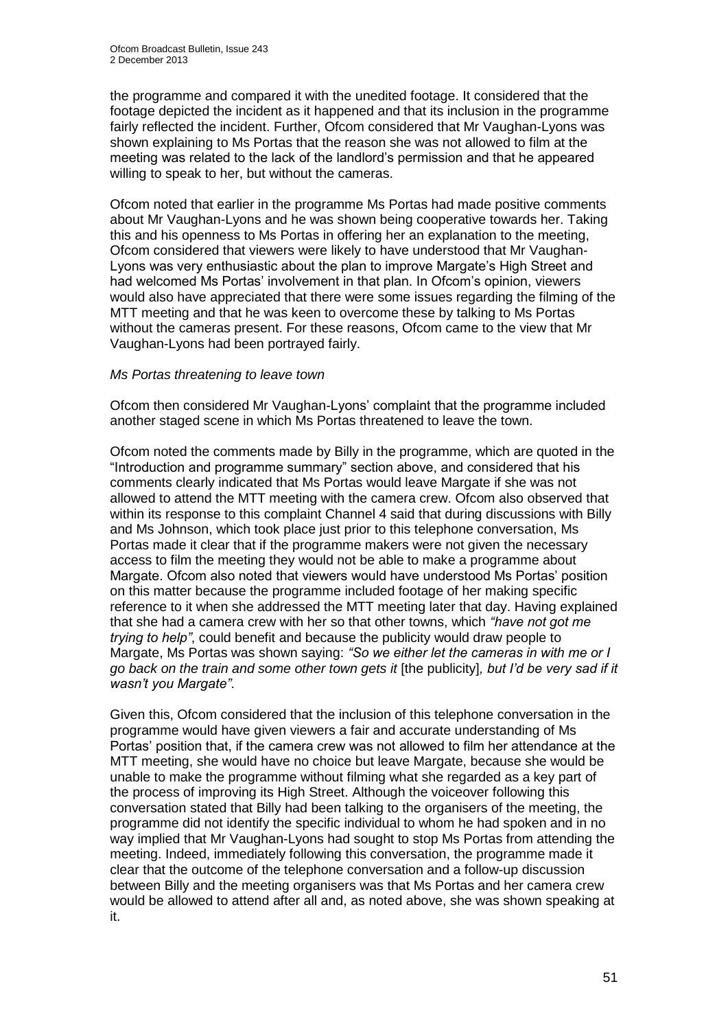the programme and compared it with the unedited footage. It considered that the footage depicted the incident as it happened and that its inclusion in the programme fairly reflected the incident. Further, Ofcom considered that Mr Vaughan-Lyons was shown explaining to Ms Portas that the reason she was not allowed to film at the meeting was related to the lack of the landlord's permission and that he appeared willing to speak to her, but without the cameras.

Ofcom noted that earlier in the programme Ms Portas had made positive comments about Mr Vaughan-Lyons and he was shown being cooperative towards her. Taking this and his openness to Ms Portas in offering her an explanation to the meeting, Ofcom considered that viewers were likely to have understood that Mr Vaughan-Lyons was very enthusiastic about the plan to improve Margate's High Street and had welcomed Ms Portas' involvement in that plan. In Ofcom's opinion, viewers would also have appreciated that there were some issues regarding the filming of the MTT meeting and that he was keen to overcome these by talking to Ms Portas without the cameras present. For these reasons, Ofcom came to the view that Mr Vaughan-Lyons had been portrayed fairly.

*Ms Portas threatening to leave town*

Ofcom then considered Mr Vaughan-Lyons' complaint that the programme included another staged scene in which Ms Portas threatened to leave the town.

Ofcom noted the comments made by Billy in the programme, which are quoted in the "Introduction and programme summary" section above, and considered that his comments clearly indicated that Ms Portas would leave Margate if she was not allowed to attend the MTT meeting with the camera crew. Ofcom also observed that within its response to this complaint Channel 4 said that during discussions with Billy and Ms Johnson, which took place just prior to this telephone conversation, Ms Portas made it clear that if the programme makers were not given the necessary access to film the meeting they would not be able to make a programme about Margate. Ofcom also noted that viewers would have understood Ms Portas' position on this matter because the programme included footage of her making specific reference to it when she addressed the MTT meeting later that day. Having explained that she had a camera crew with her so that other towns, which *"have not got me trying to help"*, could benefit and because the publicity would draw people to Margate, Ms Portas was shown saying: *"So we either let the cameras in with me or I go back on the train and some other town gets it* [the publicity]*, but I'd be very sad if it wasn't you Margate"*.

Given this, Ofcom considered that the inclusion of this telephone conversation in the programme would have given viewers a fair and accurate understanding of Ms Portas' position that, if the camera crew was not allowed to film her attendance at the MTT meeting, she would have no choice but leave Margate, because she would be unable to make the programme without filming what she regarded as a key part of the process of improving its High Street. Although the voiceover following this conversation stated that Billy had been talking to the organisers of the meeting, the programme did not identify the specific individual to whom he had spoken and in no way implied that Mr Vaughan-Lyons had sought to stop Ms Portas from attending the meeting. Indeed, immediately following this conversation, the programme made it clear that the outcome of the telephone conversation and a follow-up discussion between Billy and the meeting organisers was that Ms Portas and her camera crew would be allowed to attend after all and, as noted above, she was shown speaking at it.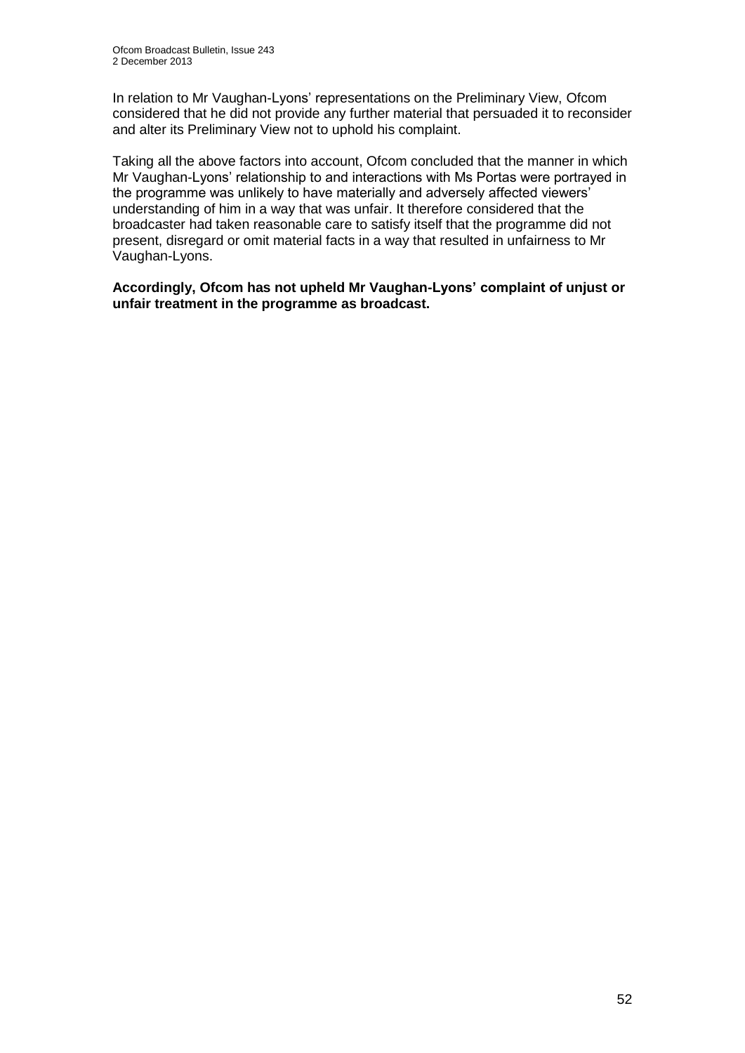In relation to Mr Vaughan-Lyons' representations on the Preliminary View, Ofcom considered that he did not provide any further material that persuaded it to reconsider and alter its Preliminary View not to uphold his complaint.

Taking all the above factors into account, Ofcom concluded that the manner in which Mr Vaughan-Lyons' relationship to and interactions with Ms Portas were portrayed in the programme was unlikely to have materially and adversely affected viewers' understanding of him in a way that was unfair. It therefore considered that the broadcaster had taken reasonable care to satisfy itself that the programme did not present, disregard or omit material facts in a way that resulted in unfairness to Mr Vaughan-Lyons.

**Accordingly, Ofcom has not upheld Mr Vaughan-Lyons' complaint of unjust or unfair treatment in the programme as broadcast.**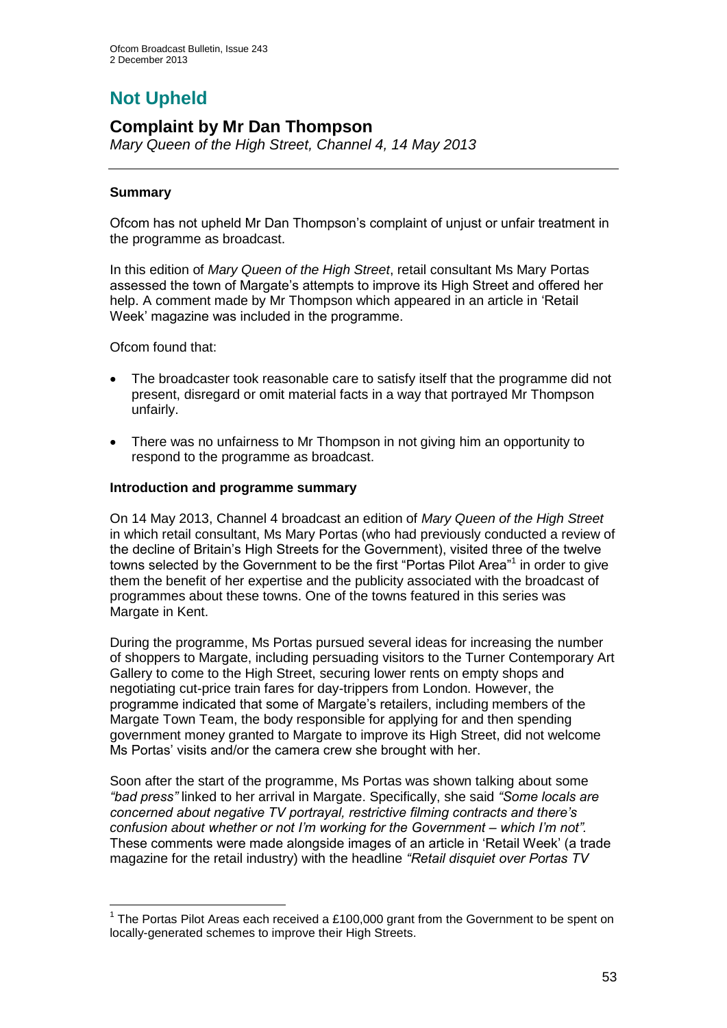# Not Upheld

## Complaint by Mr Dan Thompson

*Mary Queen of the High Street, Channel 4, 14 May 2013*

### Summary

Ofcom has not upheld Mr Dan Thompson's complaint of unjust or unfair treatment in the programme as broadcast.

In this edition of *Mary Queen of the High Street*, retail consultant Ms Mary Portas assessed the town of Margate's attempts to improve its High Street and offered her help. A comment made by Mr Thompson which appeared in an article in 'Retail Week' magazine was included in the programme.

Ofcom found that:

- The broadcaster took reasonable care to satisfy itself that the programme did not present, disregard or omit material facts in a way that portrayed Mr Thompson unfairly.
- There was no unfairness to Mr Thompson in not giving him an opportunity to respond to the programme as broadcast.

### Introduction and programme summary

On 14 May 2013, Channel 4 broadcast an edition of *Mary Queen of the High Street* in which retail consultant, Ms Mary Portas (who had previously conducted a review of the decline of Britain's High Streets for the Government), visited three of the twelve towns selected by the Government to be the first "Portas Pilot Area"[1] in order to give them the benefit of her expertise and the publicity associated with the broadcast of programmes about these towns. One of the towns featured in this series was Margate in Kent.

During the programme, Ms Portas pursued several ideas for increasing the number of shoppers to Margate, including persuading visitors to the Turner Contemporary Art Gallery to come to the High Street, securing lower rents on empty shops and negotiating cut-price train fares for day-trippers from London. However, the programme indicated that some of Margate's retailers, including members of the Margate Town Team, the body responsible for applying for and then spending government money granted to Margate to improve its High Street, did not welcome Ms Portas' visits and/or the camera crew she brought with her.

Soon after the start of the programme, Ms Portas was shown talking about some *"bad press"* linked to her arrival in Margate. Specifically, she said *"Some locals are concerned about negative TV portrayal, restrictive filming contracts and there's confusion about whether or not I'm working for the Government – which I'm not".* These comments were made alongside images of an article in 'Retail Week' (a trade magazine for the retail industry) with the headline *"Retail disquiet over Portas TV*

---

[1] The Portas Pilot Areas each received a £100,000 grant from the Government to be spent on locally-generated schemes to improve their High Streets.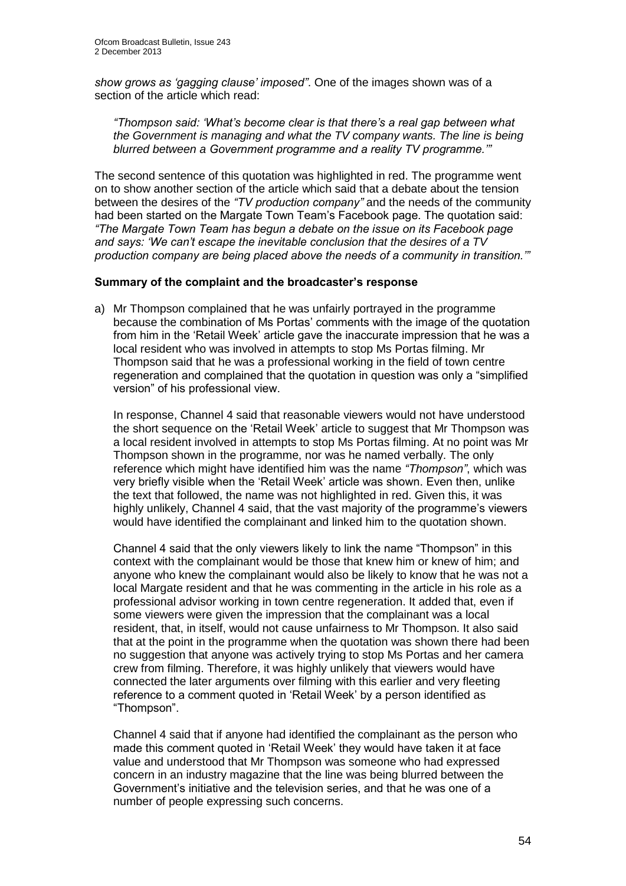*show grows as 'gagging clause' imposed"*. One of the images shown was of a section of the article which read:

> *"Thompson said: 'What's become clear is that there's a real gap between what the Government is managing and what the TV company wants. The line is being blurred between a Government programme and a reality TV programme.'"*

The second sentence of this quotation was highlighted in red. The programme went on to show another section of the article which said that a debate about the tension between the desires of the *"TV production company"* and the needs of the community had been started on the Margate Town Team's Facebook page. The quotation said: *"The Margate Town Team has begun a debate on the issue on its Facebook page and says: 'We can't escape the inevitable conclusion that the desires of a TV production company are being placed above the needs of a community in transition.'"*

**Summary of the complaint and the broadcaster's response**

a) Mr Thompson complained that he was unfairly portrayed in the programme because the combination of Ms Portas' comments with the image of the quotation from him in the 'Retail Week' article gave the inaccurate impression that he was a local resident who was involved in attempts to stop Ms Portas filming. Mr Thompson said that he was a professional working in the field of town centre regeneration and complained that the quotation in question was only a "simplified version" of his professional view.

   In response, Channel 4 said that reasonable viewers would not have understood the short sequence on the 'Retail Week' article to suggest that Mr Thompson was a local resident involved in attempts to stop Ms Portas filming. At no point was Mr Thompson shown in the programme, nor was he named verbally. The only reference which might have identified him was the name *"Thompson"*, which was very briefly visible when the 'Retail Week' article was shown. Even then, unlike the text that followed, the name was not highlighted in red. Given this, it was highly unlikely, Channel 4 said, that the vast majority of the programme's viewers would have identified the complainant and linked him to the quotation shown.

   Channel 4 said that the only viewers likely to link the name "Thompson" in this context with the complainant would be those that knew him or knew of him; and anyone who knew the complainant would also be likely to know that he was not a local Margate resident and that he was commenting in the article in his role as a professional advisor working in town centre regeneration. It added that, even if some viewers were given the impression that the complainant was a local resident, that, in itself, would not cause unfairness to Mr Thompson. It also said that at the point in the programme when the quotation was shown there had been no suggestion that anyone was actively trying to stop Ms Portas and her camera crew from filming. Therefore, it was highly unlikely that viewers would have connected the later arguments over filming with this earlier and very fleeting reference to a comment quoted in 'Retail Week' by a person identified as "Thompson".

   Channel 4 said that if anyone had identified the complainant as the person who made this comment quoted in 'Retail Week' they would have taken it at face value and understood that Mr Thompson was someone who had expressed concern in an industry magazine that the line was being blurred between the Government's initiative and the television series, and that he was one of a number of people expressing such concerns.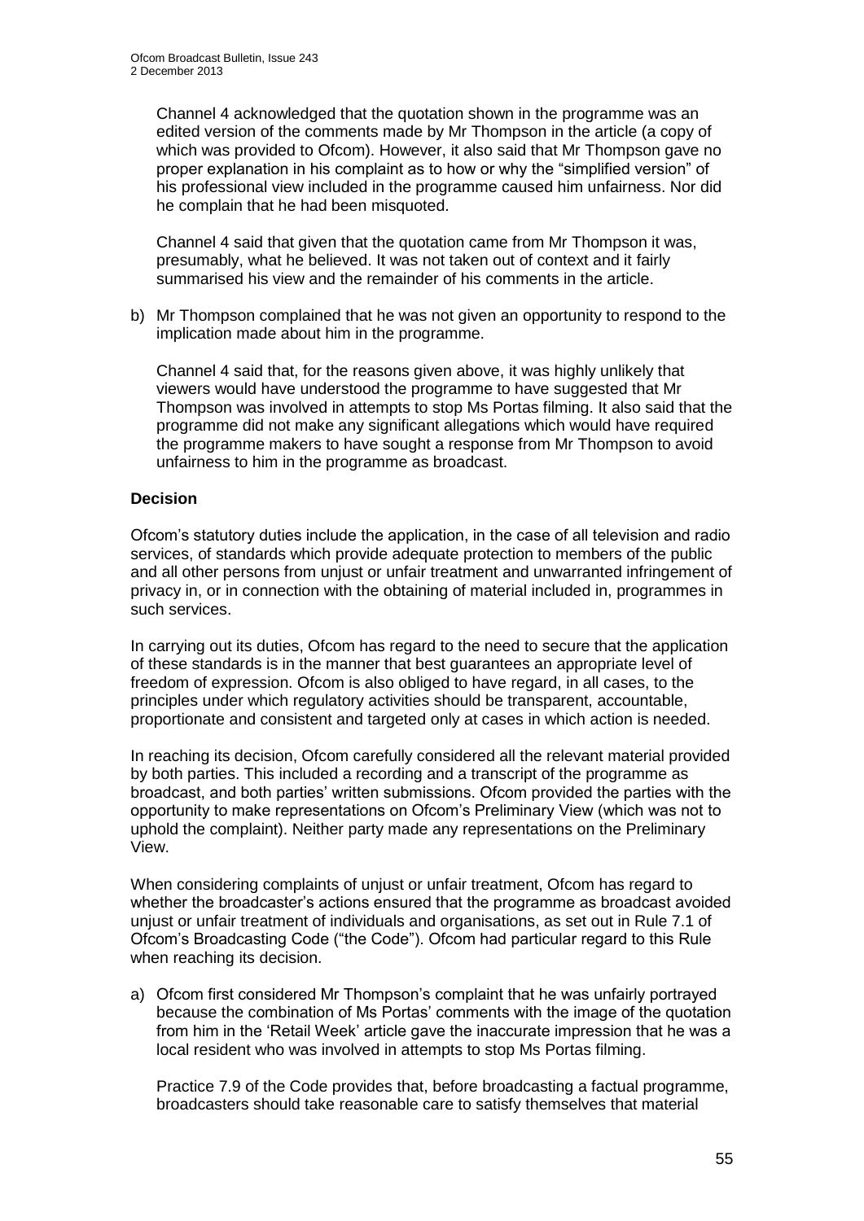Channel 4 acknowledged that the quotation shown in the programme was an edited version of the comments made by Mr Thompson in the article (a copy of which was provided to Ofcom). However, it also said that Mr Thompson gave no proper explanation in his complaint as to how or why the "simplified version" of his professional view included in the programme caused him unfairness. Nor did he complain that he had been misquoted.

Channel 4 said that given that the quotation came from Mr Thompson it was, presumably, what he believed. It was not taken out of context and it fairly summarised his view and the remainder of his comments in the article.

b) Mr Thompson complained that he was not given an opportunity to respond to the implication made about him in the programme.

   Channel 4 said that, for the reasons given above, it was highly unlikely that viewers would have understood the programme to have suggested that Mr Thompson was involved in attempts to stop Ms Portas filming. It also said that the programme did not make any significant allegations which would have required the programme makers to have sought a response from Mr Thompson to avoid unfairness to him in the programme as broadcast.

**Decision**

Ofcom's statutory duties include the application, in the case of all television and radio services, of standards which provide adequate protection to members of the public and all other persons from unjust or unfair treatment and unwarranted infringement of privacy in, or in connection with the obtaining of material included in, programmes in such services.

In carrying out its duties, Ofcom has regard to the need to secure that the application of these standards is in the manner that best guarantees an appropriate level of freedom of expression. Ofcom is also obliged to have regard, in all cases, to the principles under which regulatory activities should be transparent, accountable, proportionate and consistent and targeted only at cases in which action is needed.

In reaching its decision, Ofcom carefully considered all the relevant material provided by both parties. This included a recording and a transcript of the programme as broadcast, and both parties' written submissions. Ofcom provided the parties with the opportunity to make representations on Ofcom's Preliminary View (which was not to uphold the complaint). Neither party made any representations on the Preliminary View.

When considering complaints of unjust or unfair treatment, Ofcom has regard to whether the broadcaster's actions ensured that the programme as broadcast avoided unjust or unfair treatment of individuals and organisations, as set out in Rule 7.1 of Ofcom's Broadcasting Code ("the Code"). Ofcom had particular regard to this Rule when reaching its decision.

a) Ofcom first considered Mr Thompson's complaint that he was unfairly portrayed because the combination of Ms Portas' comments with the image of the quotation from him in the 'Retail Week' article gave the inaccurate impression that he was a local resident who was involved in attempts to stop Ms Portas filming.

   Practice 7.9 of the Code provides that, before broadcasting a factual programme, broadcasters should take reasonable care to satisfy themselves that material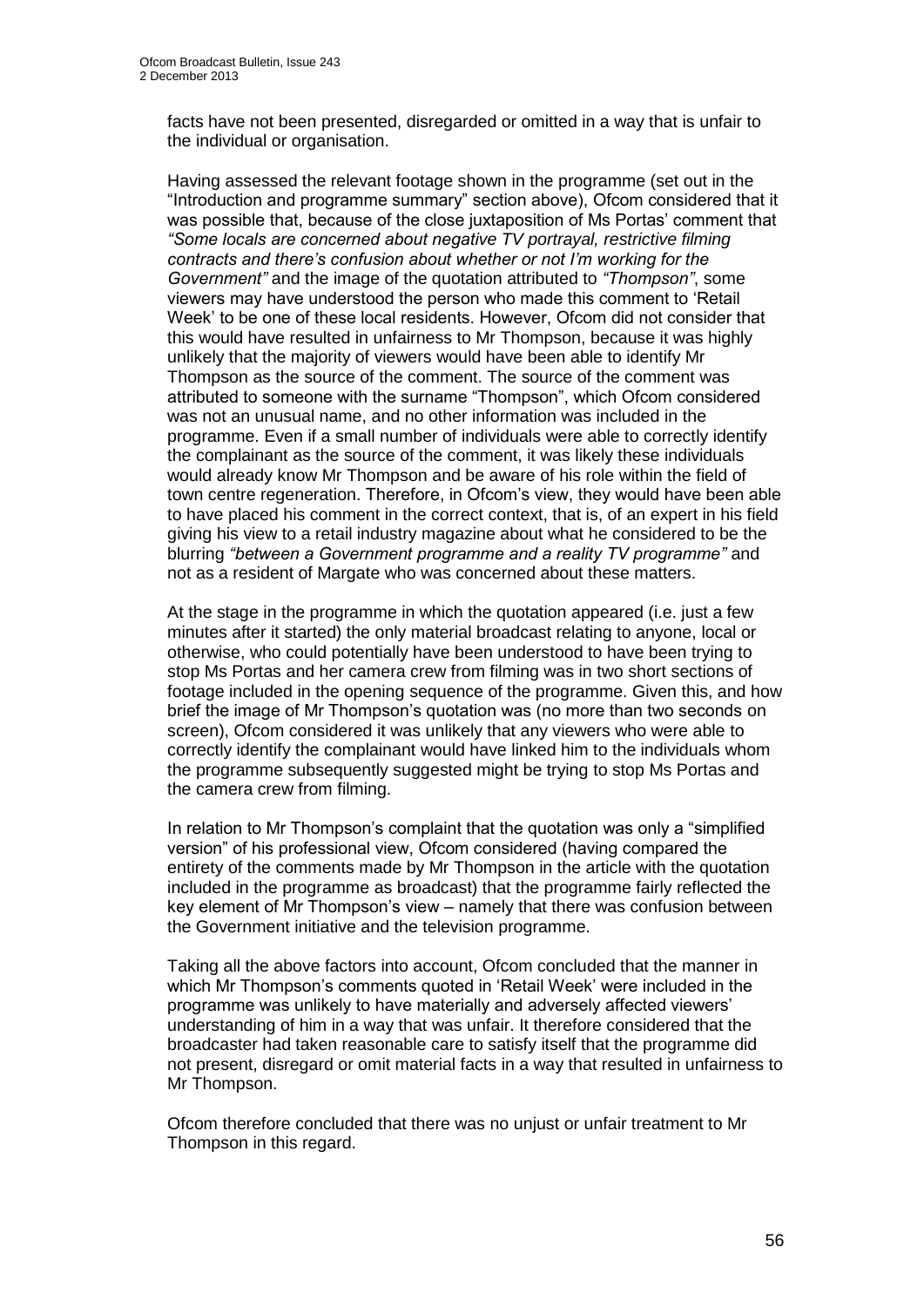facts have not been presented, disregarded or omitted in a way that is unfair to the individual or organisation.

Having assessed the relevant footage shown in the programme (set out in the "Introduction and programme summary" section above), Ofcom considered that it was possible that, because of the close juxtaposition of Ms Portas' comment that *"Some locals are concerned about negative TV portrayal, restrictive filming contracts and there's confusion about whether or not I'm working for the Government"* and the image of the quotation attributed to *"Thompson"*, some viewers may have understood the person who made this comment to 'Retail Week' to be one of these local residents. However, Ofcom did not consider that this would have resulted in unfairness to Mr Thompson, because it was highly unlikely that the majority of viewers would have been able to identify Mr Thompson as the source of the comment. The source of the comment was attributed to someone with the surname "Thompson", which Ofcom considered was not an unusual name, and no other information was included in the programme. Even if a small number of individuals were able to correctly identify the complainant as the source of the comment, it was likely these individuals would already know Mr Thompson and be aware of his role within the field of town centre regeneration. Therefore, in Ofcom's view, they would have been able to have placed his comment in the correct context, that is, of an expert in his field giving his view to a retail industry magazine about what he considered to be the blurring *"between a Government programme and a reality TV programme"* and not as a resident of Margate who was concerned about these matters.

At the stage in the programme in which the quotation appeared (i.e. just a few minutes after it started) the only material broadcast relating to anyone, local or otherwise, who could potentially have been understood to have been trying to stop Ms Portas and her camera crew from filming was in two short sections of footage included in the opening sequence of the programme. Given this, and how brief the image of Mr Thompson's quotation was (no more than two seconds on screen), Ofcom considered it was unlikely that any viewers who were able to correctly identify the complainant would have linked him to the individuals whom the programme subsequently suggested might be trying to stop Ms Portas and the camera crew from filming.

In relation to Mr Thompson's complaint that the quotation was only a "simplified version" of his professional view, Ofcom considered (having compared the entirety of the comments made by Mr Thompson in the article with the quotation included in the programme as broadcast) that the programme fairly reflected the key element of Mr Thompson's view – namely that there was confusion between the Government initiative and the television programme.

Taking all the above factors into account, Ofcom concluded that the manner in which Mr Thompson's comments quoted in 'Retail Week' were included in the programme was unlikely to have materially and adversely affected viewers' understanding of him in a way that was unfair. It therefore considered that the broadcaster had taken reasonable care to satisfy itself that the programme did not present, disregard or omit material facts in a way that resulted in unfairness to Mr Thompson.

Ofcom therefore concluded that there was no unjust or unfair treatment to Mr Thompson in this regard.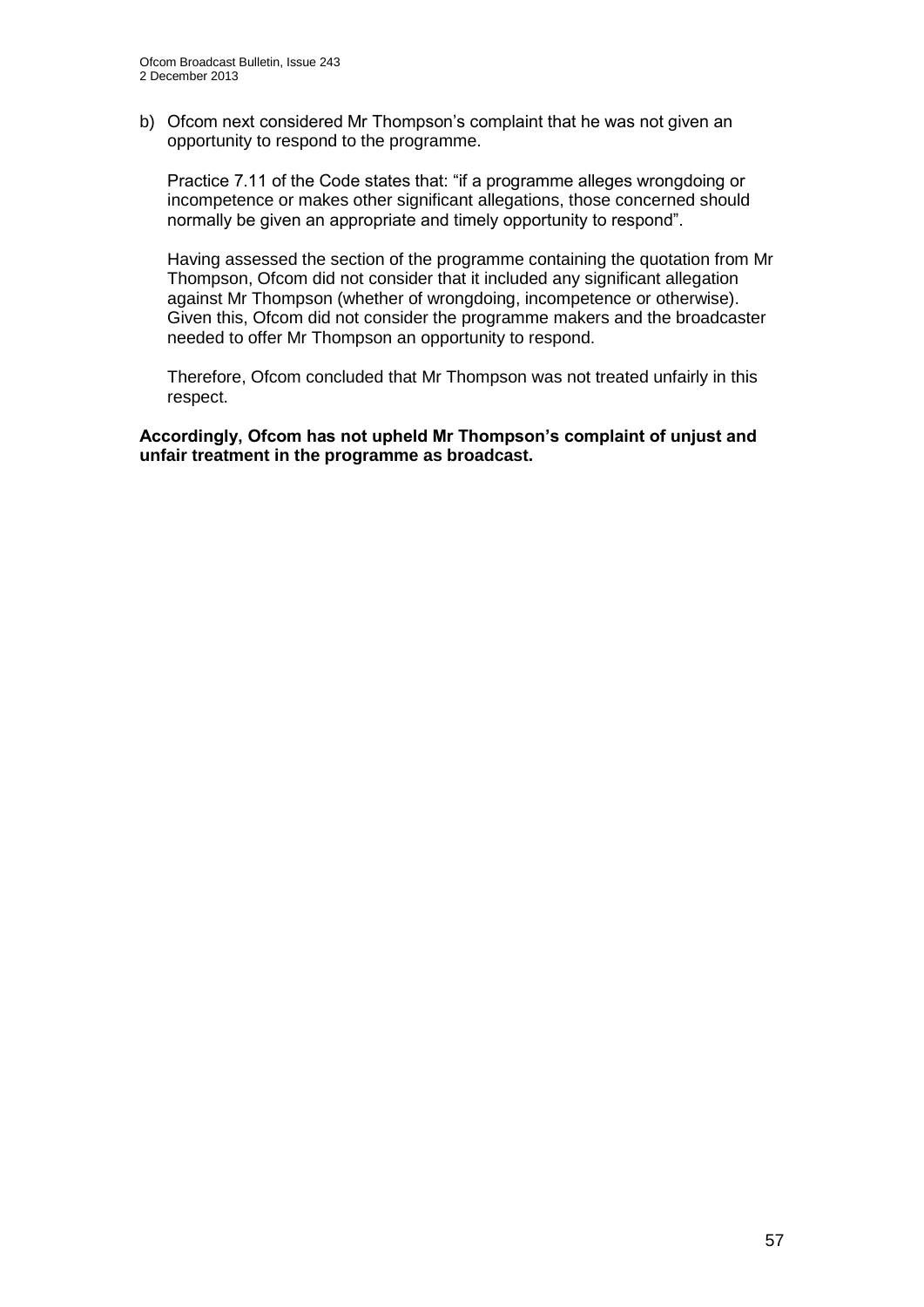b) Ofcom next considered Mr Thompson's complaint that he was not given an opportunity to respond to the programme.

   Practice 7.11 of the Code states that: "if a programme alleges wrongdoing or incompetence or makes other significant allegations, those concerned should normally be given an appropriate and timely opportunity to respond".

   Having assessed the section of the programme containing the quotation from Mr Thompson, Ofcom did not consider that it included any significant allegation against Mr Thompson (whether of wrongdoing, incompetence or otherwise). Given this, Ofcom did not consider the programme makers and the broadcaster needed to offer Mr Thompson an opportunity to respond.

   Therefore, Ofcom concluded that Mr Thompson was not treated unfairly in this respect.

**Accordingly, Ofcom has not upheld Mr Thompson's complaint of unjust and unfair treatment in the programme as broadcast.**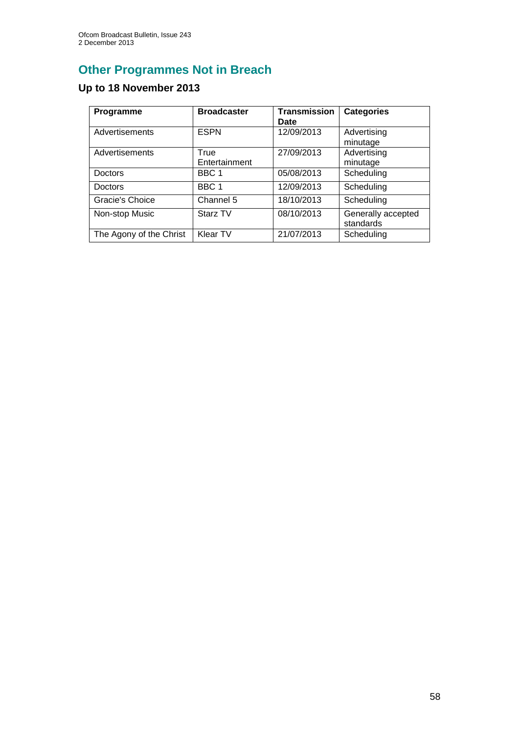# Other Programmes Not in Breach

## Up to 18 November 2013

| Programme | Broadcaster | Transmission Date | Categories |
|---|---|---|---|
| Advertisements | ESPN | 12/09/2013 | Advertising minutage |
| Advertisements | True Entertainment | 27/09/2013 | Advertising minutage |
| Doctors | BBC 1 | 05/08/2013 | Scheduling |
| Doctors | BBC 1 | 12/09/2013 | Scheduling |
| Gracie's Choice | Channel 5 | 18/10/2013 | Scheduling |
| Non-stop Music | Starz TV | 08/10/2013 | Generally accepted standards |
| The Agony of the Christ | Klear TV | 21/07/2013 | Scheduling |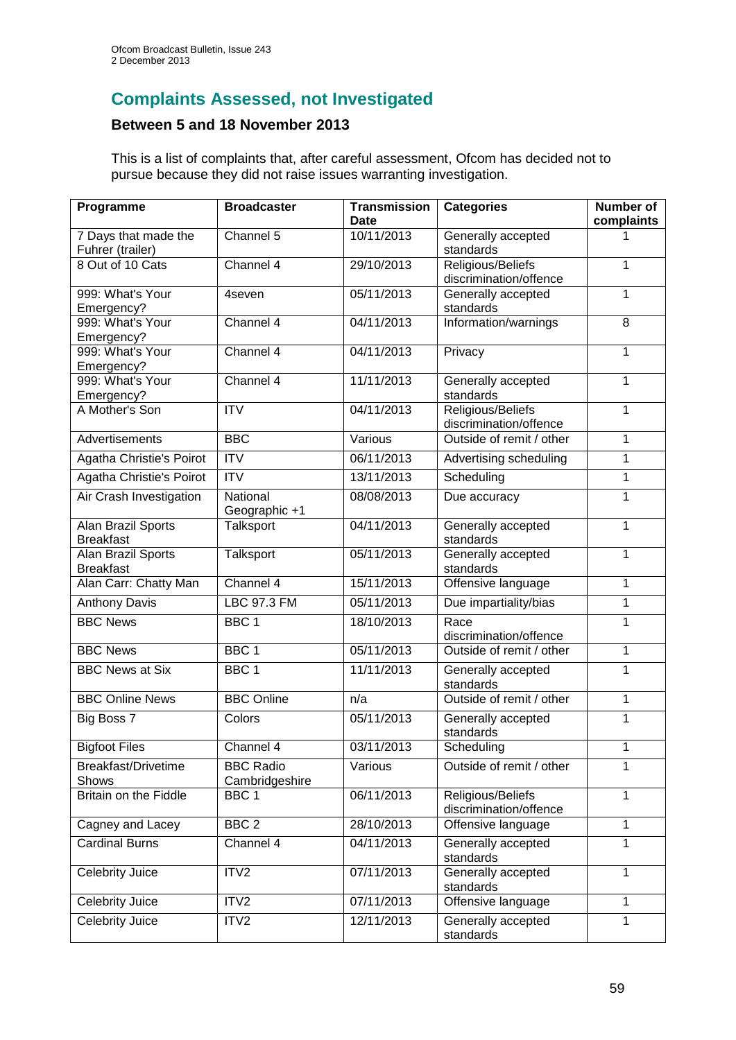## Complaints Assessed, not Investigated

### Between 5 and 18 November 2013

This is a list of complaints that, after careful assessment, Ofcom has decided not to pursue because they did not raise issues warranting investigation.

| Programme | Broadcaster | Transmission Date | Categories | Number of complaints |
|---|---|---|---|---|
| 7 Days that made the Fuhrer (trailer) | Channel 5 | 10/11/2013 | Generally accepted standards | 1 |
| 8 Out of 10 Cats | Channel 4 | 29/10/2013 | Religious/Beliefs discrimination/offence | 1 |
| 999: What's Your Emergency? | 4seven | 05/11/2013 | Generally accepted standards | 1 |
| 999: What's Your Emergency? | Channel 4 | 04/11/2013 | Information/warnings | 8 |
| 999: What's Your Emergency? | Channel 4 | 04/11/2013 | Privacy | 1 |
| 999: What's Your Emergency? | Channel 4 | 11/11/2013 | Generally accepted standards | 1 |
| A Mother's Son | ITV | 04/11/2013 | Religious/Beliefs discrimination/offence | 1 |
| Advertisements | BBC | Various | Outside of remit / other | 1 |
| Agatha Christie's Poirot | ITV | 06/11/2013 | Advertising scheduling | 1 |
| Agatha Christie's Poirot | ITV | 13/11/2013 | Scheduling | 1 |
| Air Crash Investigation | National Geographic +1 | 08/08/2013 | Due accuracy | 1 |
| Alan Brazil Sports Breakfast | Talksport | 04/11/2013 | Generally accepted standards | 1 |
| Alan Brazil Sports Breakfast | Talksport | 05/11/2013 | Generally accepted standards | 1 |
| Alan Carr: Chatty Man | Channel 4 | 15/11/2013 | Offensive language | 1 |
| Anthony Davis | LBC 97.3 FM | 05/11/2013 | Due impartiality/bias | 1 |
| BBC News | BBC 1 | 18/10/2013 | Race discrimination/offence | 1 |
| BBC News | BBC 1 | 05/11/2013 | Outside of remit / other | 1 |
| BBC News at Six | BBC 1 | 11/11/2013 | Generally accepted standards | 1 |
| BBC Online News | BBC Online | n/a | Outside of remit / other | 1 |
| Big Boss 7 | Colors | 05/11/2013 | Generally accepted standards | 1 |
| Bigfoot Files | Channel 4 | 03/11/2013 | Scheduling | 1 |
| Breakfast/Drivetime Shows | BBC Radio Cambridgeshire | Various | Outside of remit / other | 1 |
| Britain on the Fiddle | BBC 1 | 06/11/2013 | Religious/Beliefs discrimination/offence | 1 |
| Cagney and Lacey | BBC 2 | 28/10/2013 | Offensive language | 1 |
| Cardinal Burns | Channel 4 | 04/11/2013 | Generally accepted standards | 1 |
| Celebrity Juice | ITV2 | 07/11/2013 | Generally accepted standards | 1 |
| Celebrity Juice | ITV2 | 07/11/2013 | Offensive language | 1 |
| Celebrity Juice | ITV2 | 12/11/2013 | Generally accepted standards | 1 |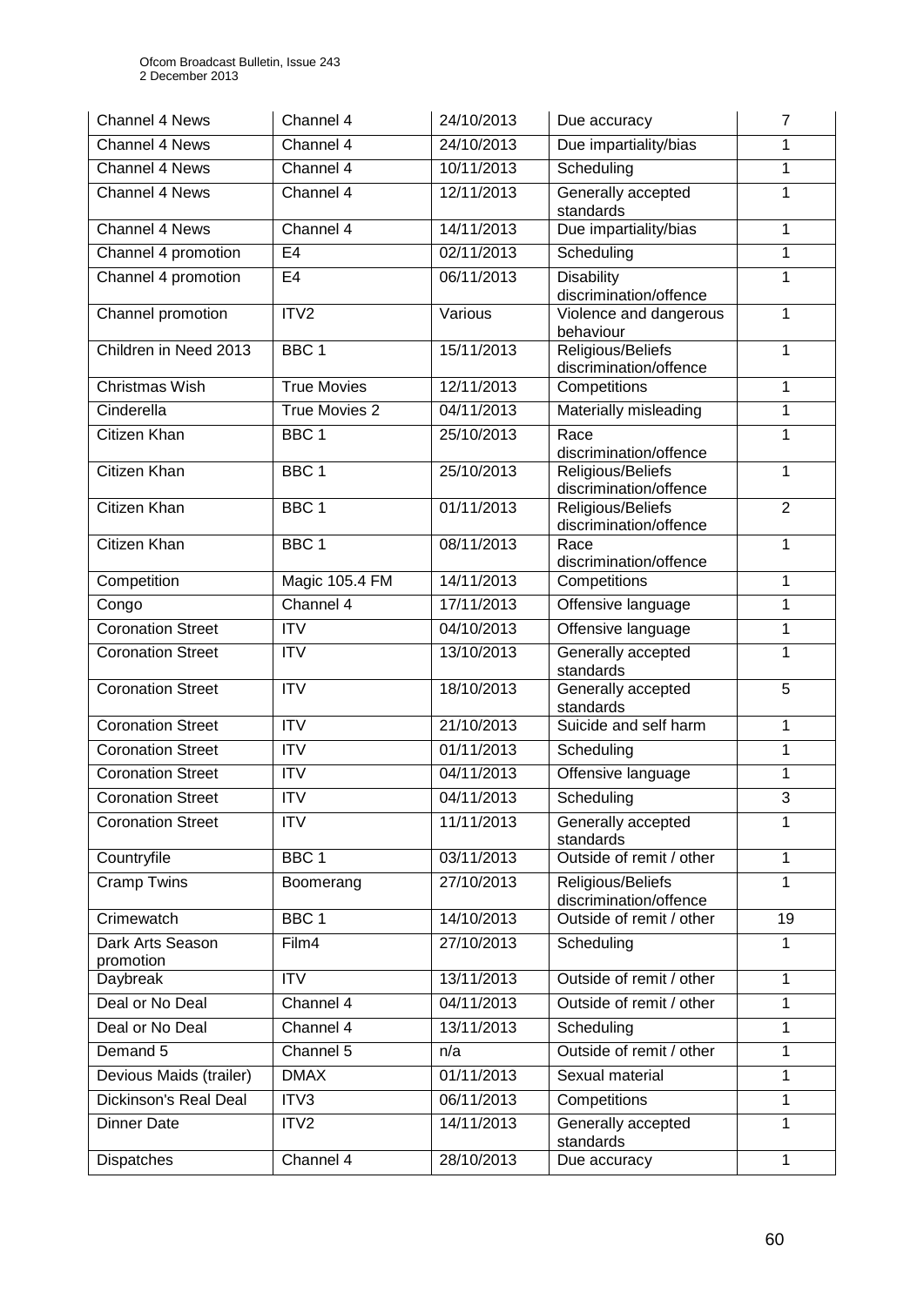| | | | | |
|---|---|---|---|---|
| Channel 4 News | Channel 4 | 24/10/2013 | Due accuracy | 7 |
| Channel 4 News | Channel 4 | 24/10/2013 | Due impartiality/bias | 1 |
| Channel 4 News | Channel 4 | 10/11/2013 | Scheduling | 1 |
| Channel 4 News | Channel 4 | 12/11/2013 | Generally accepted standards | 1 |
| Channel 4 News | Channel 4 | 14/11/2013 | Due impartiality/bias | 1 |
| Channel 4 promotion | E4 | 02/11/2013 | Scheduling | 1 |
| Channel 4 promotion | E4 | 06/11/2013 | Disability discrimination/offence | 1 |
| Channel promotion | ITV2 | Various | Violence and dangerous behaviour | 1 |
| Children in Need 2013 | BBC 1 | 15/11/2013 | Religious/Beliefs discrimination/offence | 1 |
| Christmas Wish | True Movies | 12/11/2013 | Competitions | 1 |
| Cinderella | True Movies 2 | 04/11/2013 | Materially misleading | 1 |
| Citizen Khan | BBC 1 | 25/10/2013 | Race discrimination/offence | 1 |
| Citizen Khan | BBC 1 | 25/10/2013 | Religious/Beliefs discrimination/offence | 1 |
| Citizen Khan | BBC 1 | 01/11/2013 | Religious/Beliefs discrimination/offence | 2 |
| Citizen Khan | BBC 1 | 08/11/2013 | Race discrimination/offence | 1 |
| Competition | Magic 105.4 FM | 14/11/2013 | Competitions | 1 |
| Congo | Channel 4 | 17/11/2013 | Offensive language | 1 |
| Coronation Street | ITV | 04/10/2013 | Offensive language | 1 |
| Coronation Street | ITV | 13/10/2013 | Generally accepted standards | 1 |
| Coronation Street | ITV | 18/10/2013 | Generally accepted standards | 5 |
| Coronation Street | ITV | 21/10/2013 | Suicide and self harm | 1 |
| Coronation Street | ITV | 01/11/2013 | Scheduling | 1 |
| Coronation Street | ITV | 04/11/2013 | Offensive language | 1 |
| Coronation Street | ITV | 04/11/2013 | Scheduling | 3 |
| Coronation Street | ITV | 11/11/2013 | Generally accepted standards | 1 |
| Countryfile | BBC 1 | 03/11/2013 | Outside of remit / other | 1 |
| Cramp Twins | Boomerang | 27/10/2013 | Religious/Beliefs discrimination/offence | 1 |
| Crimewatch | BBC 1 | 14/10/2013 | Outside of remit / other | 19 |
| Dark Arts Season promotion | Film4 | 27/10/2013 | Scheduling | 1 |
| Daybreak | ITV | 13/11/2013 | Outside of remit / other | 1 |
| Deal or No Deal | Channel 4 | 04/11/2013 | Outside of remit / other | 1 |
| Deal or No Deal | Channel 4 | 13/11/2013 | Scheduling | 1 |
| Demand 5 | Channel 5 | n/a | Outside of remit / other | 1 |
| Devious Maids (trailer) | DMAX | 01/11/2013 | Sexual material | 1 |
| Dickinson's Real Deal | ITV3 | 06/11/2013 | Competitions | 1 |
| Dinner Date | ITV2 | 14/11/2013 | Generally accepted standards | 1 |
| Dispatches | Channel 4 | 28/10/2013 | Due accuracy | 1 |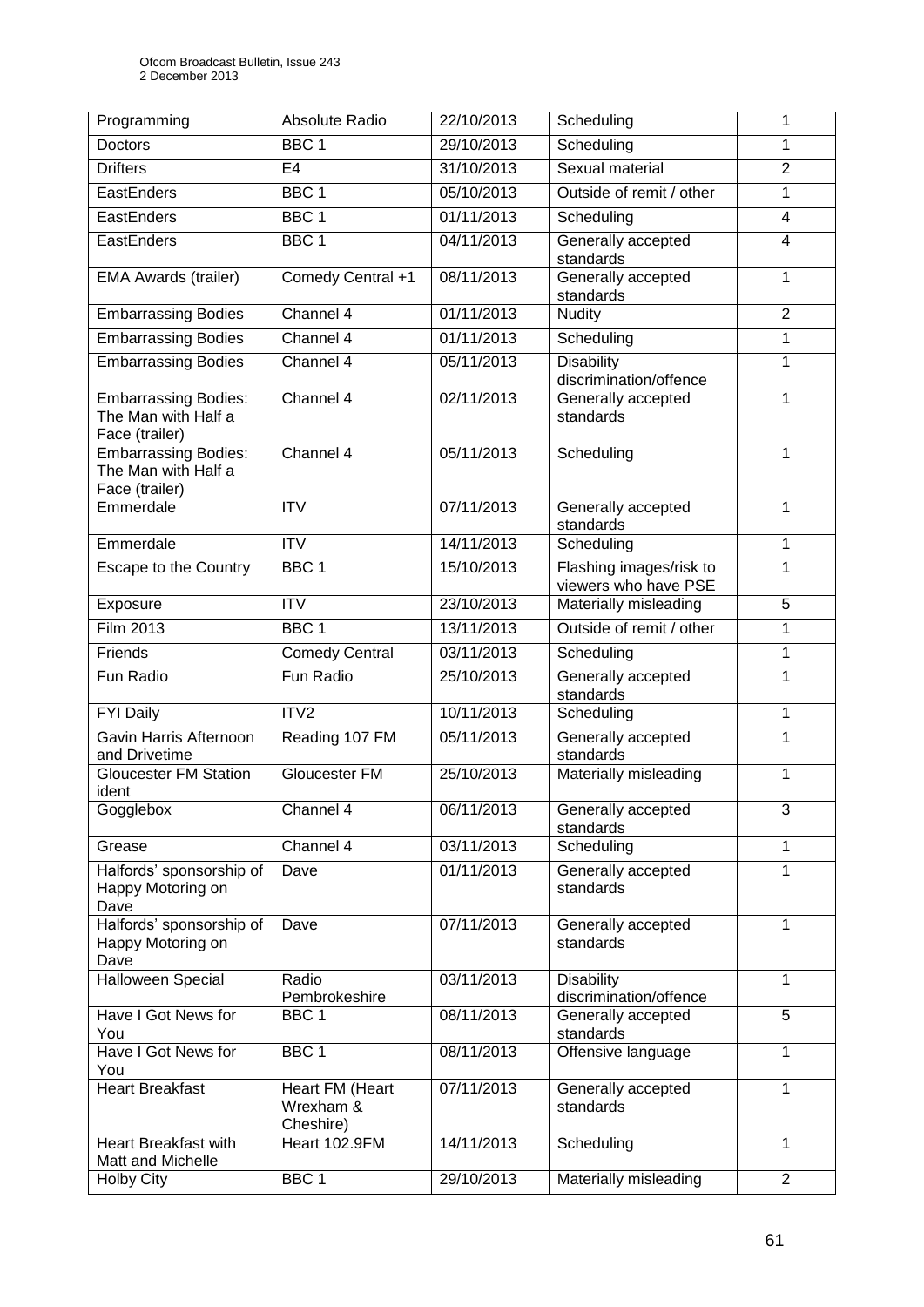| | | | | |
|---|---|---|---|---|
| Programming | Absolute Radio | 22/10/2013 | Scheduling | 1 |
| Doctors | BBC 1 | 29/10/2013 | Scheduling | 1 |
| Drifters | E4 | 31/10/2013 | Sexual material | 2 |
| EastEnders | BBC 1 | 05/10/2013 | Outside of remit / other | 1 |
| EastEnders | BBC 1 | 01/11/2013 | Scheduling | 4 |
| EastEnders | BBC 1 | 04/11/2013 | Generally accepted standards | 4 |
| EMA Awards (trailer) | Comedy Central +1 | 08/11/2013 | Generally accepted standards | 1 |
| Embarrassing Bodies | Channel 4 | 01/11/2013 | Nudity | 2 |
| Embarrassing Bodies | Channel 4 | 01/11/2013 | Scheduling | 1 |
| Embarrassing Bodies | Channel 4 | 05/11/2013 | Disability discrimination/offence | 1 |
| Embarrassing Bodies: The Man with Half a Face (trailer) | Channel 4 | 02/11/2013 | Generally accepted standards | 1 |
| Embarrassing Bodies: The Man with Half a Face (trailer) | Channel 4 | 05/11/2013 | Scheduling | 1 |
| Emmerdale | ITV | 07/11/2013 | Generally accepted standards | 1 |
| Emmerdale | ITV | 14/11/2013 | Scheduling | 1 |
| Escape to the Country | BBC 1 | 15/10/2013 | Flashing images/risk to viewers who have PSE | 1 |
| Exposure | ITV | 23/10/2013 | Materially misleading | 5 |
| Film 2013 | BBC 1 | 13/11/2013 | Outside of remit / other | 1 |
| Friends | Comedy Central | 03/11/2013 | Scheduling | 1 |
| Fun Radio | Fun Radio | 25/10/2013 | Generally accepted standards | 1 |
| FYI Daily | ITV2 | 10/11/2013 | Scheduling | 1 |
| Gavin Harris Afternoon and Drivetime | Reading 107 FM | 05/11/2013 | Generally accepted standards | 1 |
| Gloucester FM Station ident | Gloucester FM | 25/10/2013 | Materially misleading | 1 |
| Gogglebox | Channel 4 | 06/11/2013 | Generally accepted standards | 3 |
| Grease | Channel 4 | 03/11/2013 | Scheduling | 1 |
| Halfords' sponsorship of Happy Motoring on Dave | Dave | 01/11/2013 | Generally accepted standards | 1 |
| Halfords' sponsorship of Happy Motoring on Dave | Dave | 07/11/2013 | Generally accepted standards | 1 |
| Halloween Special | Radio Pembrokeshire | 03/11/2013 | Disability discrimination/offence | 1 |
| Have I Got News for You | BBC 1 | 08/11/2013 | Generally accepted standards | 5 |
| Have I Got News for You | BBC 1 | 08/11/2013 | Offensive language | 1 |
| Heart Breakfast | Heart FM (Heart Wrexham & Cheshire) | 07/11/2013 | Generally accepted standards | 1 |
| Heart Breakfast with Matt and Michelle | Heart 102.9FM | 14/11/2013 | Scheduling | 1 |
| Holby City | BBC 1 | 29/10/2013 | Materially misleading | 2 |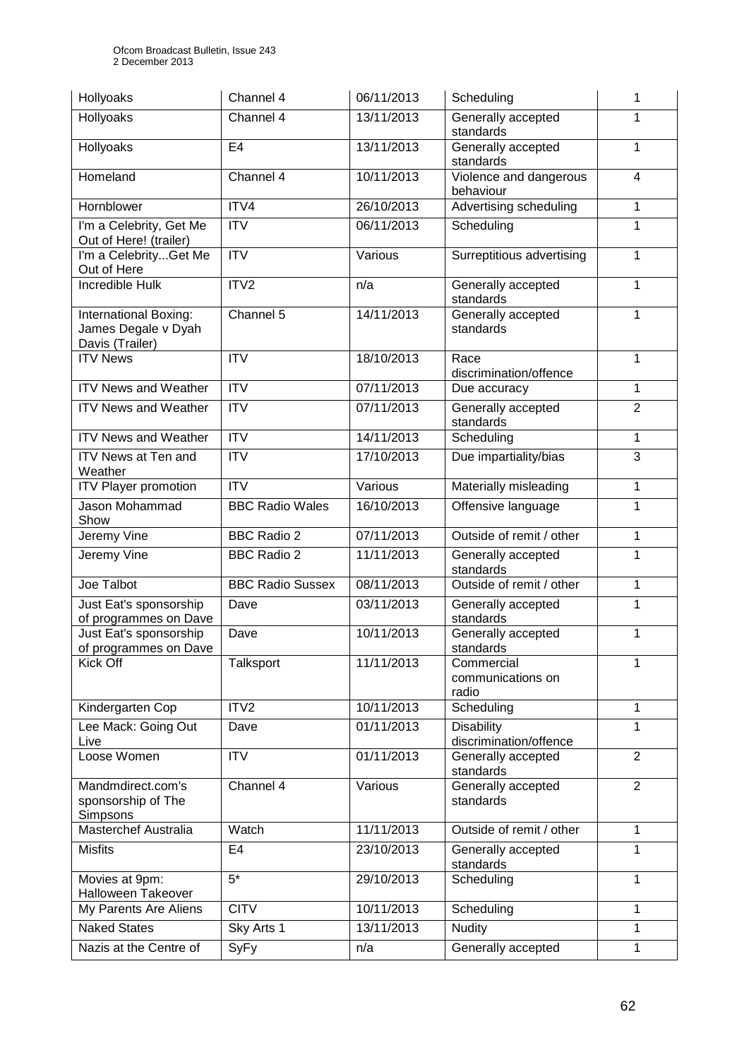| | | | | |
|---|---|---|---|---|
| Hollyoaks | Channel 4 | 06/11/2013 | Scheduling | 1 |
| Hollyoaks | Channel 4 | 13/11/2013 | Generally accepted standards | 1 |
| Hollyoaks | E4 | 13/11/2013 | Generally accepted standards | 1 |
| Homeland | Channel 4 | 10/11/2013 | Violence and dangerous behaviour | 4 |
| Hornblower | ITV4 | 26/10/2013 | Advertising scheduling | 1 |
| I'm a Celebrity, Get Me Out of Here! (trailer) | ITV | 06/11/2013 | Scheduling | 1 |
| I'm a Celebrity...Get Me Out of Here | ITV | Various | Surreptitious advertising | 1 |
| Incredible Hulk | ITV2 | n/a | Generally accepted standards | 1 |
| International Boxing: James Degale v Dyah Davis (Trailer) | Channel 5 | 14/11/2013 | Generally accepted standards | 1 |
| ITV News | ITV | 18/10/2013 | Race discrimination/offence | 1 |
| ITV News and Weather | ITV | 07/11/2013 | Due accuracy | 1 |
| ITV News and Weather | ITV | 07/11/2013 | Generally accepted standards | 2 |
| ITV News and Weather | ITV | 14/11/2013 | Scheduling | 1 |
| ITV News at Ten and Weather | ITV | 17/10/2013 | Due impartiality/bias | 3 |
| ITV Player promotion | ITV | Various | Materially misleading | 1 |
| Jason Mohammad Show | BBC Radio Wales | 16/10/2013 | Offensive language | 1 |
| Jeremy Vine | BBC Radio 2 | 07/11/2013 | Outside of remit / other | 1 |
| Jeremy Vine | BBC Radio 2 | 11/11/2013 | Generally accepted standards | 1 |
| Joe Talbot | BBC Radio Sussex | 08/11/2013 | Outside of remit / other | 1 |
| Just Eat's sponsorship of programmes on Dave | Dave | 03/11/2013 | Generally accepted standards | 1 |
| Just Eat's sponsorship of programmes on Dave | Dave | 10/11/2013 | Generally accepted standards | 1 |
| Kick Off | Talksport | 11/11/2013 | Commercial communications on radio | 1 |
| Kindergarten Cop | ITV2 | 10/11/2013 | Scheduling | 1 |
| Lee Mack: Going Out Live | Dave | 01/11/2013 | Disability discrimination/offence | 1 |
| Loose Women | ITV | 01/11/2013 | Generally accepted standards | 2 |
| Mandmdirect.com's sponsorship of The Simpsons | Channel 4 | Various | Generally accepted standards | 2 |
| Masterchef Australia | Watch | 11/11/2013 | Outside of remit / other | 1 |
| Misfits | E4 | 23/10/2013 | Generally accepted standards | 1 |
| Movies at 9pm: Halloween Takeover | 5* | 29/10/2013 | Scheduling | 1 |
| My Parents Are Aliens | CITV | 10/11/2013 | Scheduling | 1 |
| Naked States | Sky Arts 1 | 13/11/2013 | Nudity | 1 |
| Nazis at the Centre of | SyFy | n/a | Generally accepted | 1 |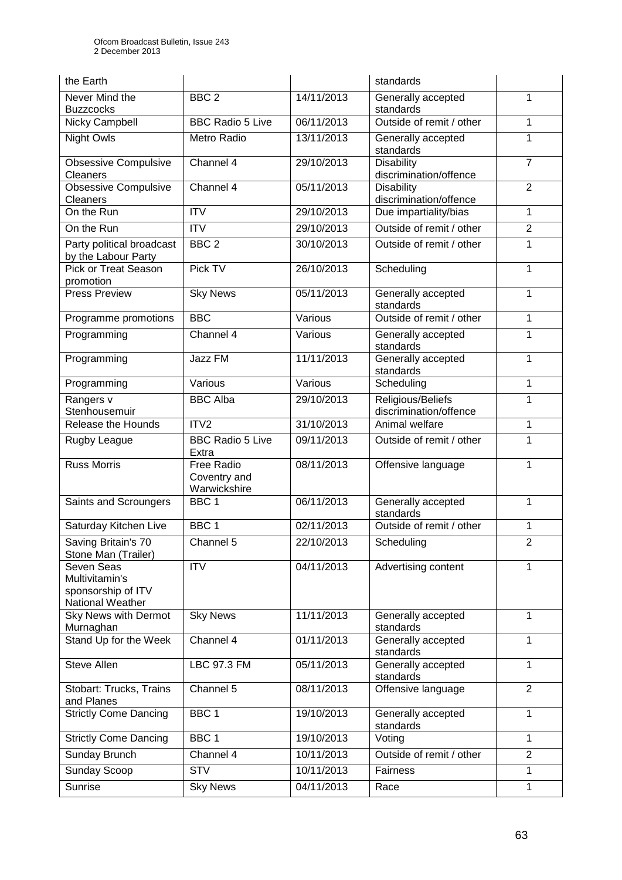| | | | | |
|---|---|---|---|---|
| the Earth | | | standards | |
| Never Mind the Buzzcocks | BBC 2 | 14/11/2013 | Generally accepted standards | 1 |
| Nicky Campbell | BBC Radio 5 Live | 06/11/2013 | Outside of remit / other | 1 |
| Night Owls | Metro Radio | 13/11/2013 | Generally accepted standards | 1 |
| Obsessive Compulsive Cleaners | Channel 4 | 29/10/2013 | Disability discrimination/offence | 7 |
| Obsessive Compulsive Cleaners | Channel 4 | 05/11/2013 | Disability discrimination/offence | 2 |
| On the Run | ITV | 29/10/2013 | Due impartiality/bias | 1 |
| On the Run | ITV | 29/10/2013 | Outside of remit / other | 2 |
| Party political broadcast by the Labour Party | BBC 2 | 30/10/2013 | Outside of remit / other | 1 |
| Pick or Treat Season promotion | Pick TV | 26/10/2013 | Scheduling | 1 |
| Press Preview | Sky News | 05/11/2013 | Generally accepted standards | 1 |
| Programme promotions | BBC | Various | Outside of remit / other | 1 |
| Programming | Channel 4 | Various | Generally accepted standards | 1 |
| Programming | Jazz FM | 11/11/2013 | Generally accepted standards | 1 |
| Programming | Various | Various | Scheduling | 1 |
| Rangers v Stenhousemuir | BBC Alba | 29/10/2013 | Religious/Beliefs discrimination/offence | 1 |
| Release the Hounds | ITV2 | 31/10/2013 | Animal welfare | 1 |
| Rugby League | BBC Radio 5 Live Extra | 09/11/2013 | Outside of remit / other | 1 |
| Russ Morris | Free Radio Coventry and Warwickshire | 08/11/2013 | Offensive language | 1 |
| Saints and Scroungers | BBC 1 | 06/11/2013 | Generally accepted standards | 1 |
| Saturday Kitchen Live | BBC 1 | 02/11/2013 | Outside of remit / other | 1 |
| Saving Britain's 70 Stone Man (Trailer) | Channel 5 | 22/10/2013 | Scheduling | 2 |
| Seven Seas Multivitamin's sponsorship of ITV National Weather | ITV | 04/11/2013 | Advertising content | 1 |
| Sky News with Dermot Murnaghan | Sky News | 11/11/2013 | Generally accepted standards | 1 |
| Stand Up for the Week | Channel 4 | 01/11/2013 | Generally accepted standards | 1 |
| Steve Allen | LBC 97.3 FM | 05/11/2013 | Generally accepted standards | 1 |
| Stobart: Trucks, Trains and Planes | Channel 5 | 08/11/2013 | Offensive language | 2 |
| Strictly Come Dancing | BBC 1 | 19/10/2013 | Generally accepted standards | 1 |
| Strictly Come Dancing | BBC 1 | 19/10/2013 | Voting | 1 |
| Sunday Brunch | Channel 4 | 10/11/2013 | Outside of remit / other | 2 |
| Sunday Scoop | STV | 10/11/2013 | Fairness | 1 |
| Sunrise | Sky News | 04/11/2013 | Race | 1 |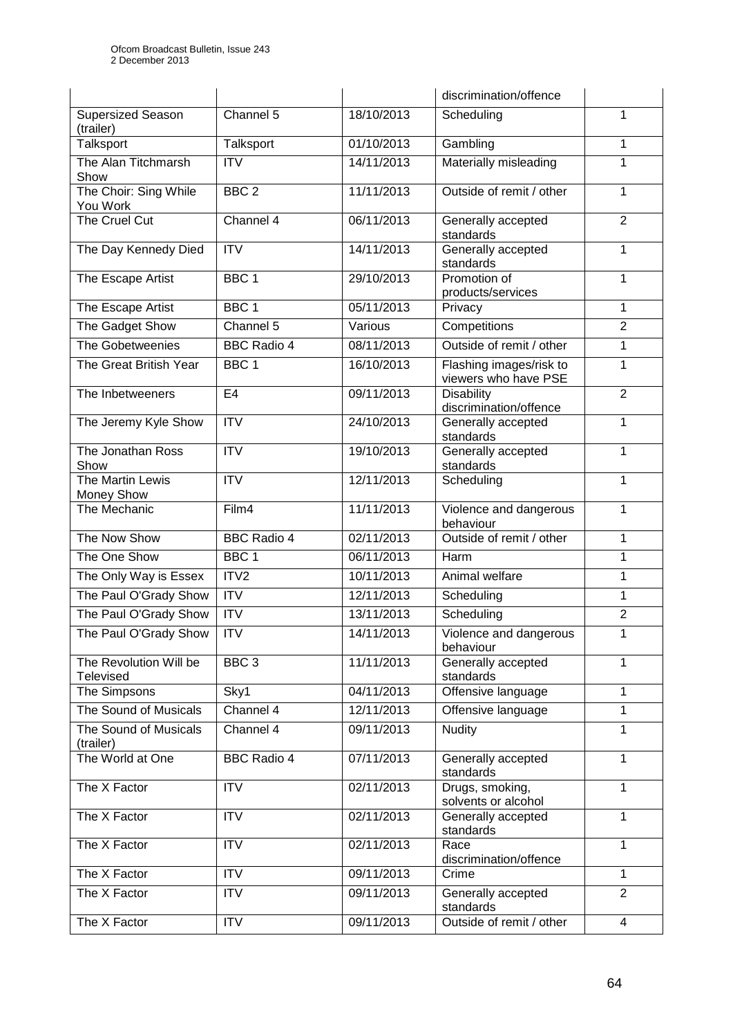| | | | | |
|---|---|---|---|---|
| | | | discrimination/offence | |
| Supersized Season (trailer) | Channel 5 | 18/10/2013 | Scheduling | 1 |
| Talksport | Talksport | 01/10/2013 | Gambling | 1 |
| The Alan Titchmarsh Show | ITV | 14/11/2013 | Materially misleading | 1 |
| The Choir: Sing While You Work | BBC 2 | 11/11/2013 | Outside of remit / other | 1 |
| The Cruel Cut | Channel 4 | 06/11/2013 | Generally accepted standards | 2 |
| The Day Kennedy Died | ITV | 14/11/2013 | Generally accepted standards | 1 |
| The Escape Artist | BBC 1 | 29/10/2013 | Promotion of products/services | 1 |
| The Escape Artist | BBC 1 | 05/11/2013 | Privacy | 1 |
| The Gadget Show | Channel 5 | Various | Competitions | 2 |
| The Gobetweenies | BBC Radio 4 | 08/11/2013 | Outside of remit / other | 1 |
| The Great British Year | BBC 1 | 16/10/2013 | Flashing images/risk to viewers who have PSE | 1 |
| The Inbetweeners | E4 | 09/11/2013 | Disability discrimination/offence | 2 |
| The Jeremy Kyle Show | ITV | 24/10/2013 | Generally accepted standards | 1 |
| The Jonathan Ross Show | ITV | 19/10/2013 | Generally accepted standards | 1 |
| The Martin Lewis Money Show | ITV | 12/11/2013 | Scheduling | 1 |
| The Mechanic | Film4 | 11/11/2013 | Violence and dangerous behaviour | 1 |
| The Now Show | BBC Radio 4 | 02/11/2013 | Outside of remit / other | 1 |
| The One Show | BBC 1 | 06/11/2013 | Harm | 1 |
| The Only Way is Essex | ITV2 | 10/11/2013 | Animal welfare | 1 |
| The Paul O'Grady Show | ITV | 12/11/2013 | Scheduling | 1 |
| The Paul O'Grady Show | ITV | 13/11/2013 | Scheduling | 2 |
| The Paul O'Grady Show | ITV | 14/11/2013 | Violence and dangerous behaviour | 1 |
| The Revolution Will be Televised | BBC 3 | 11/11/2013 | Generally accepted standards | 1 |
| The Simpsons | Sky1 | 04/11/2013 | Offensive language | 1 |
| The Sound of Musicals | Channel 4 | 12/11/2013 | Offensive language | 1 |
| The Sound of Musicals (trailer) | Channel 4 | 09/11/2013 | Nudity | 1 |
| The World at One | BBC Radio 4 | 07/11/2013 | Generally accepted standards | 1 |
| The X Factor | ITV | 02/11/2013 | Drugs, smoking, solvents or alcohol | 1 |
| The X Factor | ITV | 02/11/2013 | Generally accepted standards | 1 |
| The X Factor | ITV | 02/11/2013 | Race discrimination/offence | 1 |
| The X Factor | ITV | 09/11/2013 | Crime | 1 |
| The X Factor | ITV | 09/11/2013 | Generally accepted standards | 2 |
| The X Factor | ITV | 09/11/2013 | Outside of remit / other | 4 |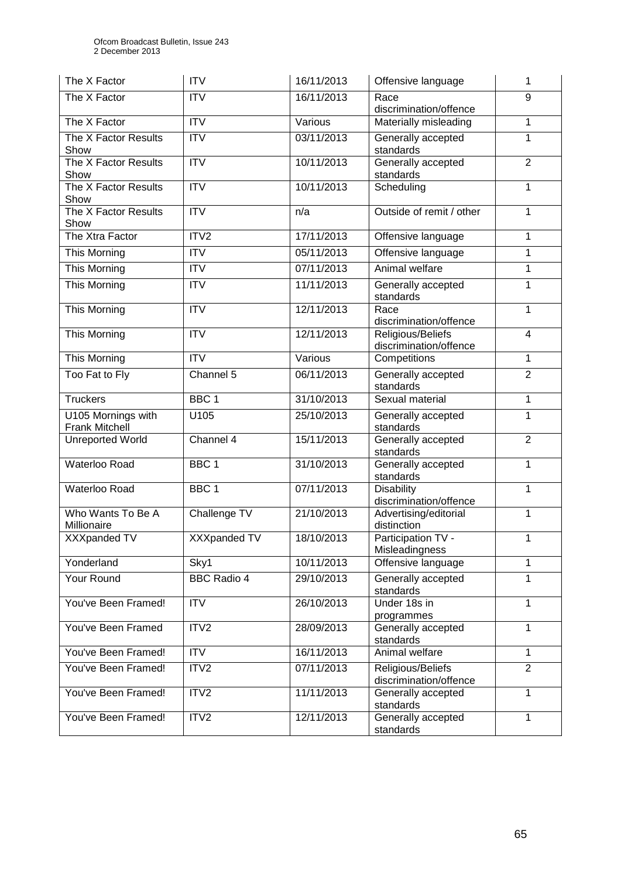| | | | | |
|---|---|---|---|---|
| The X Factor | ITV | 16/11/2013 | Offensive language | 1 |
| The X Factor | ITV | 16/11/2013 | Race discrimination/offence | 9 |
| The X Factor | ITV | Various | Materially misleading | 1 |
| The X Factor Results Show | ITV | 03/11/2013 | Generally accepted standards | 1 |
| The X Factor Results Show | ITV | 10/11/2013 | Generally accepted standards | 2 |
| The X Factor Results Show | ITV | 10/11/2013 | Scheduling | 1 |
| The X Factor Results Show | ITV | n/a | Outside of remit / other | 1 |
| The Xtra Factor | ITV2 | 17/11/2013 | Offensive language | 1 |
| This Morning | ITV | 05/11/2013 | Offensive language | 1 |
| This Morning | ITV | 07/11/2013 | Animal welfare | 1 |
| This Morning | ITV | 11/11/2013 | Generally accepted standards | 1 |
| This Morning | ITV | 12/11/2013 | Race discrimination/offence | 1 |
| This Morning | ITV | 12/11/2013 | Religious/Beliefs discrimination/offence | 4 |
| This Morning | ITV | Various | Competitions | 1 |
| Too Fat to Fly | Channel 5 | 06/11/2013 | Generally accepted standards | 2 |
| Truckers | BBC 1 | 31/10/2013 | Sexual material | 1 |
| U105 Mornings with Frank Mitchell | U105 | 25/10/2013 | Generally accepted standards | 1 |
| Unreported World | Channel 4 | 15/11/2013 | Generally accepted standards | 2 |
| Waterloo Road | BBC 1 | 31/10/2013 | Generally accepted standards | 1 |
| Waterloo Road | BBC 1 | 07/11/2013 | Disability discrimination/offence | 1 |
| Who Wants To Be A Millionaire | Challenge TV | 21/10/2013 | Advertising/editorial distinction | 1 |
| XXXpanded TV | XXXpanded TV | 18/10/2013 | Participation TV - Misleadingness | 1 |
| Yonderland | Sky1 | 10/11/2013 | Offensive language | 1 |
| Your Round | BBC Radio 4 | 29/10/2013 | Generally accepted standards | 1 |
| You've Been Framed! | ITV | 26/10/2013 | Under 18s in programmes | 1 |
| You've Been Framed | ITV2 | 28/09/2013 | Generally accepted standards | 1 |
| You've Been Framed! | ITV | 16/11/2013 | Animal welfare | 1 |
| You've Been Framed! | ITV2 | 07/11/2013 | Religious/Beliefs discrimination/offence | 2 |
| You've Been Framed! | ITV2 | 11/11/2013 | Generally accepted standards | 1 |
| You've Been Framed! | ITV2 | 12/11/2013 | Generally accepted standards | 1 |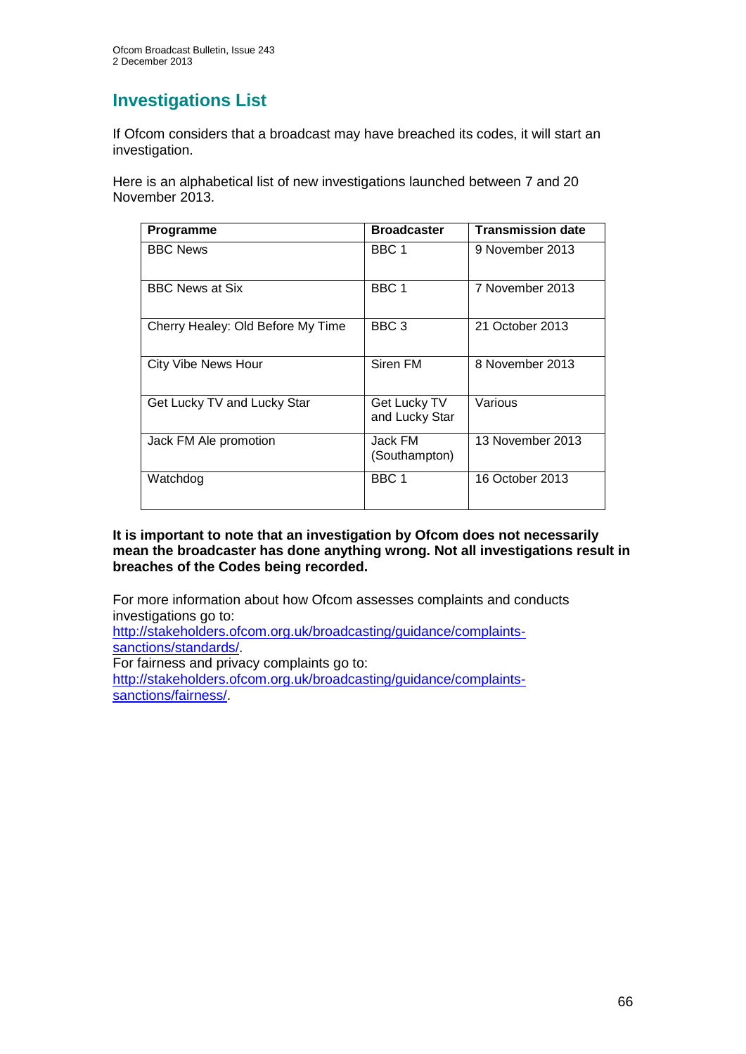## Investigations List

If Ofcom considers that a broadcast may have breached its codes, it will start an investigation.

Here is an alphabetical list of new investigations launched between 7 and 20 November 2013.

| Programme | Broadcaster | Transmission date |
|---|---|---|
| BBC News | BBC 1 | 9 November 2013 |
| BBC News at Six | BBC 1 | 7 November 2013 |
| Cherry Healey: Old Before My Time | BBC 3 | 21 October 2013 |
| City Vibe News Hour | Siren FM | 8 November 2013 |
| Get Lucky TV and Lucky Star | Get Lucky TV and Lucky Star | Various |
| Jack FM Ale promotion | Jack FM (Southampton) | 13 November 2013 |
| Watchdog | BBC 1 | 16 October 2013 |

**It is important to note that an investigation by Ofcom does not necessarily mean the broadcaster has done anything wrong. Not all investigations result in breaches of the Codes being recorded.**

For more information about how Ofcom assesses complaints and conducts investigations go to:
http://stakeholders.ofcom.org.uk/broadcasting/guidance/complaints-sanctions/standards/.
For fairness and privacy complaints go to:
http://stakeholders.ofcom.org.uk/broadcasting/guidance/complaints-sanctions/fairness/.